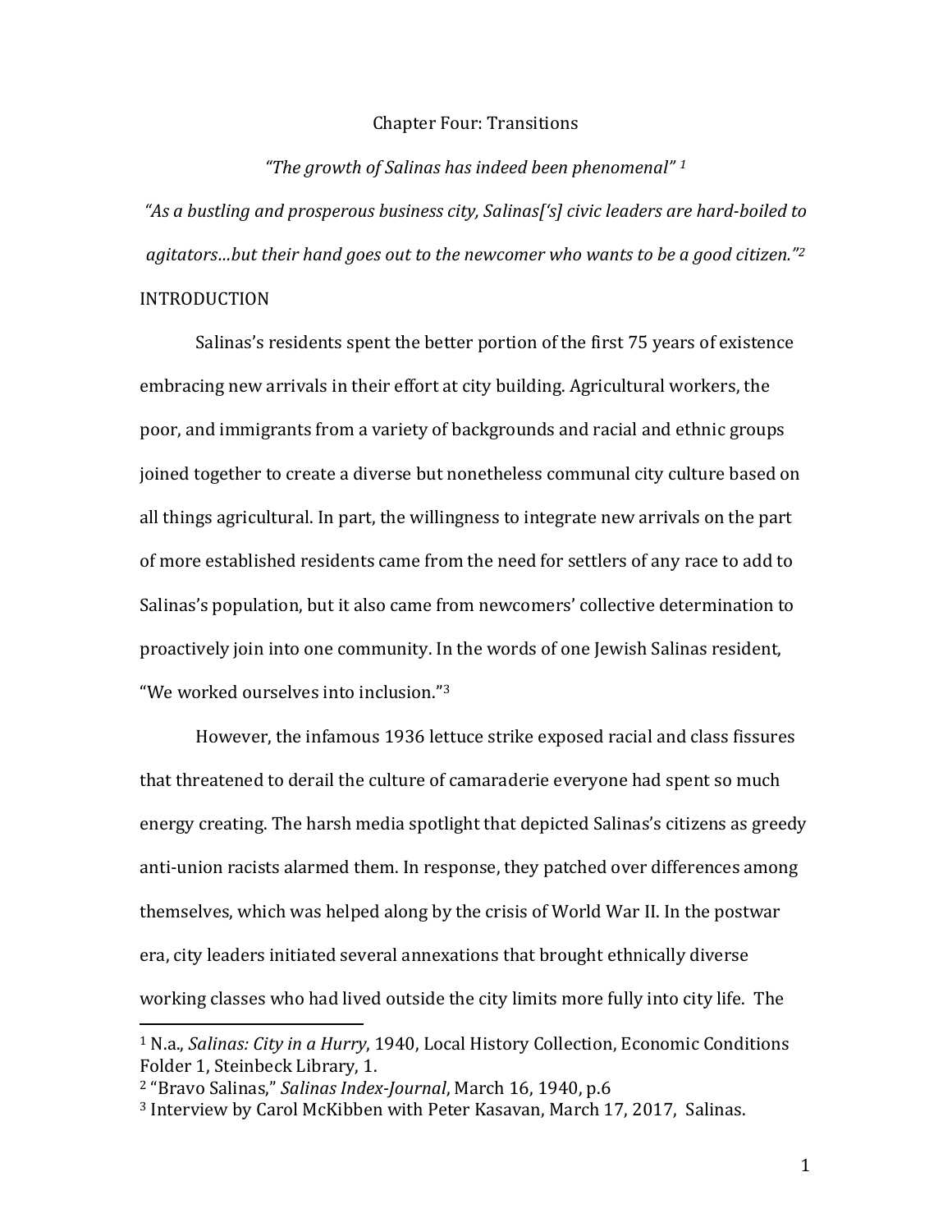# Chapter Four: Transitions

*"The growth of Salinas has indeed been phenomenal"* [1]

*"As a bustling and prosperous business city, Salinas['s] civic leaders are hard-boiled to agitators…but their hand goes out to the newcomer who wants to be a good citizen."*[2]

## INTRODUCTION

Salinas's residents spent the better portion of the first 75 years of existence embracing new arrivals in their effort at city building. Agricultural workers, the poor, and immigrants from a variety of backgrounds and racial and ethnic groups joined together to create a diverse but nonetheless communal city culture based on all things agricultural. In part, the willingness to integrate new arrivals on the part of more established residents came from the need for settlers of any race to add to Salinas's population, but it also came from newcomers' collective determination to proactively join into one community. In the words of one Jewish Salinas resident, "We worked ourselves into inclusion."[3]

However, the infamous 1936 lettuce strike exposed racial and class fissures that threatened to derail the culture of camaraderie everyone had spent so much energy creating. The harsh media spotlight that depicted Salinas's citizens as greedy anti-union racists alarmed them. In response, they patched over differences among themselves, which was helped along by the crisis of World War II. In the postwar era, city leaders initiated several annexations that brought ethnically diverse working classes who had lived outside the city limits more fully into city life. The

---

[1] N.a., *Salinas: City in a Hurry*, 1940, Local History Collection, Economic Conditions Folder 1, Steinbeck Library, 1.

[2] "Bravo Salinas," *Salinas Index-Journal*, March 16, 1940, p.6

[3] Interview by Carol McKibben with Peter Kasavan, March 17, 2017, Salinas.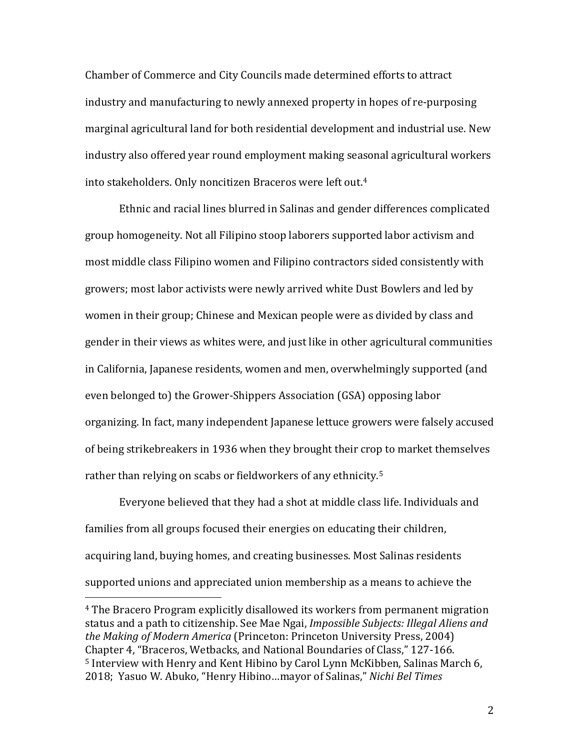Chamber of Commerce and City Councils made determined efforts to attract industry and manufacturing to newly annexed property in hopes of re-purposing marginal agricultural land for both residential development and industrial use. New industry also offered year round employment making seasonal agricultural workers into stakeholders. Only noncitizen Braceros were left out.[4]

Ethnic and racial lines blurred in Salinas and gender differences complicated group homogeneity. Not all Filipino stoop laborers supported labor activism and most middle class Filipino women and Filipino contractors sided consistently with growers; most labor activists were newly arrived white Dust Bowlers and led by women in their group; Chinese and Mexican people were as divided by class and gender in their views as whites were, and just like in other agricultural communities in California, Japanese residents, women and men, overwhelmingly supported (and even belonged to) the Grower-Shippers Association (GSA) opposing labor organizing. In fact, many independent Japanese lettuce growers were falsely accused of being strikebreakers in 1936 when they brought their crop to market themselves rather than relying on scabs or fieldworkers of any ethnicity.[5]

Everyone believed that they had a shot at middle class life. Individuals and families from all groups focused their energies on educating their children, acquiring land, buying homes, and creating businesses. Most Salinas residents supported unions and appreciated union membership as a means to achieve the

---

[4] The Bracero Program explicitly disallowed its workers from permanent migration status and a path to citizenship. See Mae Ngai, *Impossible Subjects: Illegal Aliens and the Making of Modern America* (Princeton: Princeton University Press, 2004) Chapter 4, "Braceros, Wetbacks, and National Boundaries of Class," 127-166.

[5] Interview with Henry and Kent Hibino by Carol Lynn McKibben, Salinas March 6, 2018; Yasuo W. Abuko, "Henry Hibino…mayor of Salinas," *Nichi Bel Times*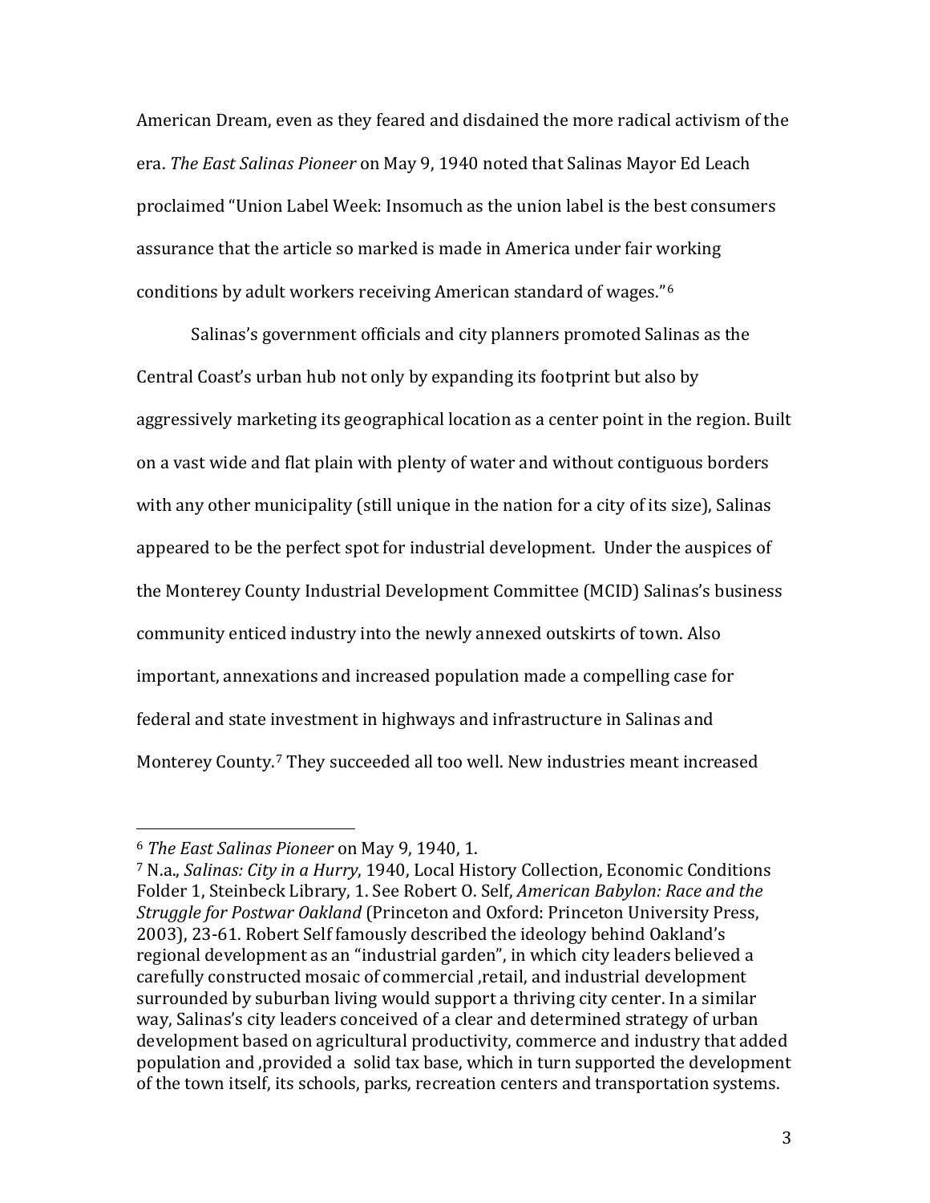American Dream, even as they feared and disdained the more radical activism of the era. *The East Salinas Pioneer* on May 9, 1940 noted that Salinas Mayor Ed Leach proclaimed "Union Label Week: Insomuch as the union label is the best consumers assurance that the article so marked is made in America under fair working conditions by adult workers receiving American standard of wages."[6]

Salinas's government officials and city planners promoted Salinas as the Central Coast's urban hub not only by expanding its footprint but also by aggressively marketing its geographical location as a center point in the region. Built on a vast wide and flat plain with plenty of water and without contiguous borders with any other municipality (still unique in the nation for a city of its size), Salinas appeared to be the perfect spot for industrial development. Under the auspices of the Monterey County Industrial Development Committee (MCID) Salinas's business community enticed industry into the newly annexed outskirts of town. Also important, annexations and increased population made a compelling case for federal and state investment in highways and infrastructure in Salinas and Monterey County.[7] They succeeded all too well. New industries meant increased

---

[6] *The East Salinas Pioneer* on May 9, 1940, 1.

[7] N.a., *Salinas: City in a Hurry*, 1940, Local History Collection, Economic Conditions Folder 1, Steinbeck Library, 1. See Robert O. Self, *American Babylon: Race and the Struggle for Postwar Oakland* (Princeton and Oxford: Princeton University Press, 2003), 23-61. Robert Self famously described the ideology behind Oakland's regional development as an "industrial garden", in which city leaders believed a carefully constructed mosaic of commercial ,retail, and industrial development surrounded by suburban living would support a thriving city center. In a similar way, Salinas's city leaders conceived of a clear and determined strategy of urban development based on agricultural productivity, commerce and industry that added population and ,provided a solid tax base, which in turn supported the development of the town itself, its schools, parks, recreation centers and transportation systems.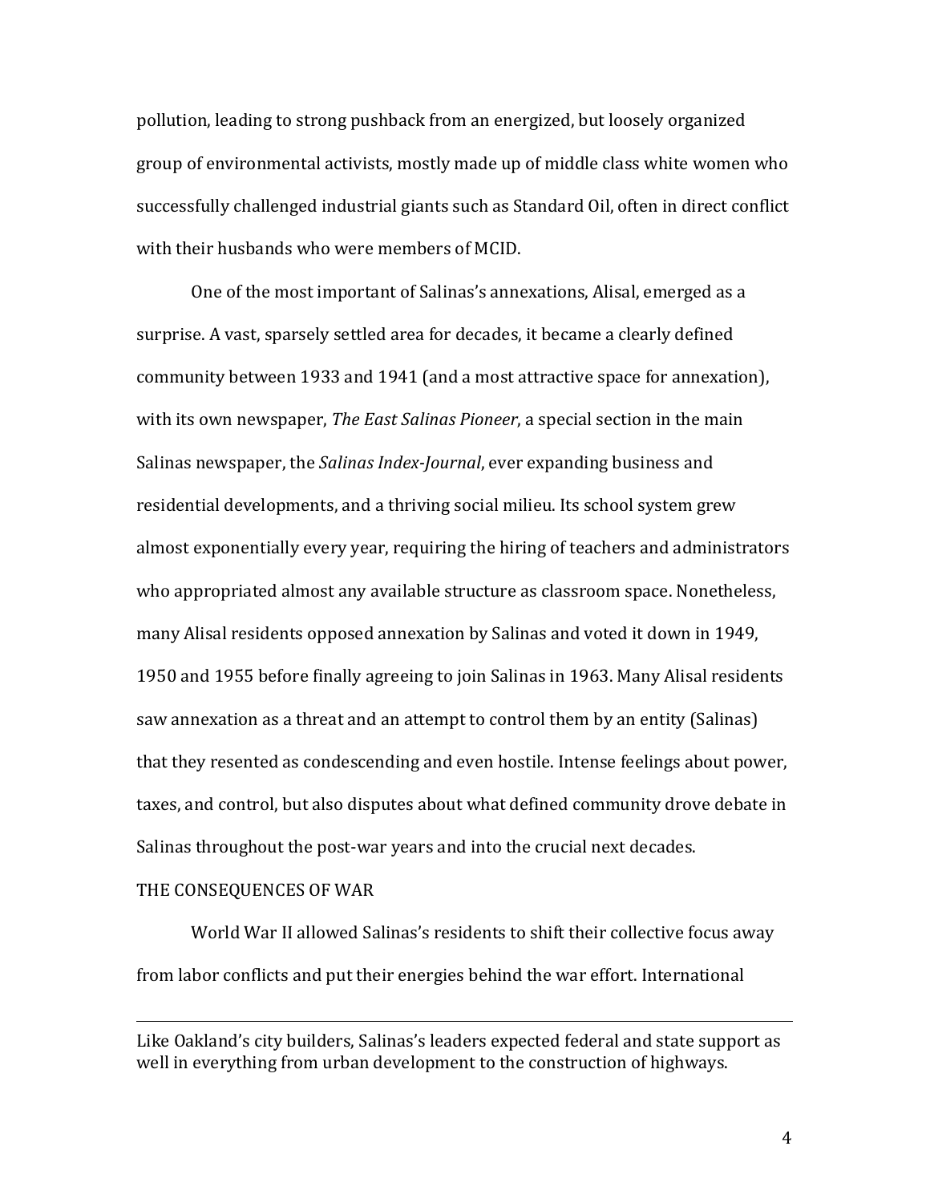pollution, leading to strong pushback from an energized, but loosely organized group of environmental activists, mostly made up of middle class white women who successfully challenged industrial giants such as Standard Oil, often in direct conflict with their husbands who were members of MCID.

One of the most important of Salinas's annexations, Alisal, emerged as a surprise. A vast, sparsely settled area for decades, it became a clearly defined community between 1933 and 1941 (and a most attractive space for annexation), with its own newspaper, *The East Salinas Pioneer*, a special section in the main Salinas newspaper, the *Salinas Index-Journal*, ever expanding business and residential developments, and a thriving social milieu. Its school system grew almost exponentially every year, requiring the hiring of teachers and administrators who appropriated almost any available structure as classroom space. Nonetheless, many Alisal residents opposed annexation by Salinas and voted it down in 1949, 1950 and 1955 before finally agreeing to join Salinas in 1963. Many Alisal residents saw annexation as a threat and an attempt to control them by an entity (Salinas) that they resented as condescending and even hostile. Intense feelings about power, taxes, and control, but also disputes about what defined community drove debate in Salinas throughout the post-war years and into the crucial next decades.

## THE CONSEQUENCES OF WAR

World War II allowed Salinas's residents to shift their collective focus away from labor conflicts and put their energies behind the war effort. International

---

Like Oakland's city builders, Salinas's leaders expected federal and state support as well in everything from urban development to the construction of highways.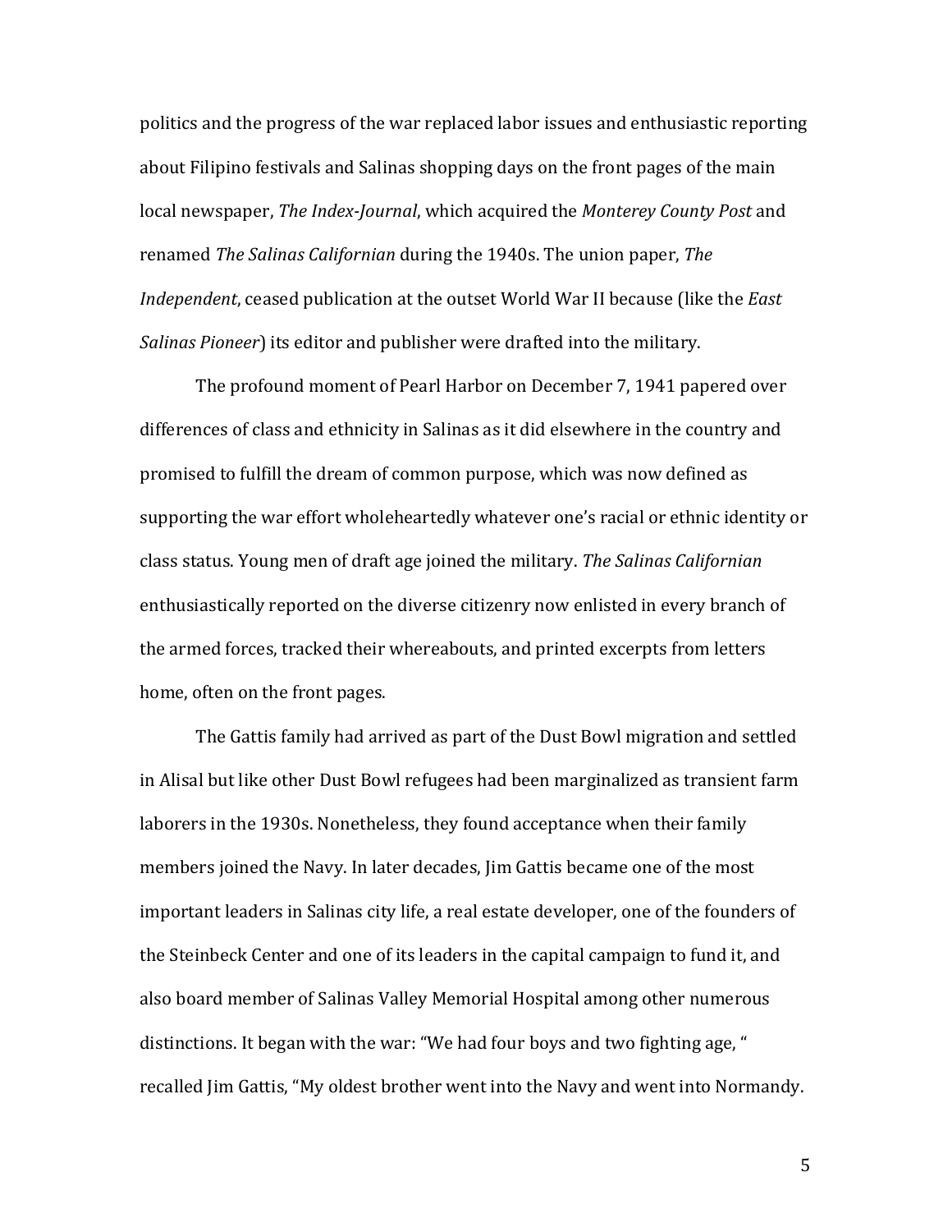politics and the progress of the war replaced labor issues and enthusiastic reporting about Filipino festivals and Salinas shopping days on the front pages of the main local newspaper, *The Index-Journal*, which acquired the *Monterey County Post* and renamed *The Salinas Californian* during the 1940s. The union paper, *The Independent*, ceased publication at the outset World War II because (like the *East Salinas Pioneer*) its editor and publisher were drafted into the military.

The profound moment of Pearl Harbor on December 7, 1941 papered over differences of class and ethnicity in Salinas as it did elsewhere in the country and promised to fulfill the dream of common purpose, which was now defined as supporting the war effort wholeheartedly whatever one's racial or ethnic identity or class status. Young men of draft age joined the military. *The Salinas Californian* enthusiastically reported on the diverse citizenry now enlisted in every branch of the armed forces, tracked their whereabouts, and printed excerpts from letters home, often on the front pages.

The Gattis family had arrived as part of the Dust Bowl migration and settled in Alisal but like other Dust Bowl refugees had been marginalized as transient farm laborers in the 1930s. Nonetheless, they found acceptance when their family members joined the Navy. In later decades, Jim Gattis became one of the most important leaders in Salinas city life, a real estate developer, one of the founders of the Steinbeck Center and one of its leaders in the capital campaign to fund it, and also board member of Salinas Valley Memorial Hospital among other numerous distinctions. It began with the war: "We had four boys and two fighting age, " recalled Jim Gattis, "My oldest brother went into the Navy and went into Normandy.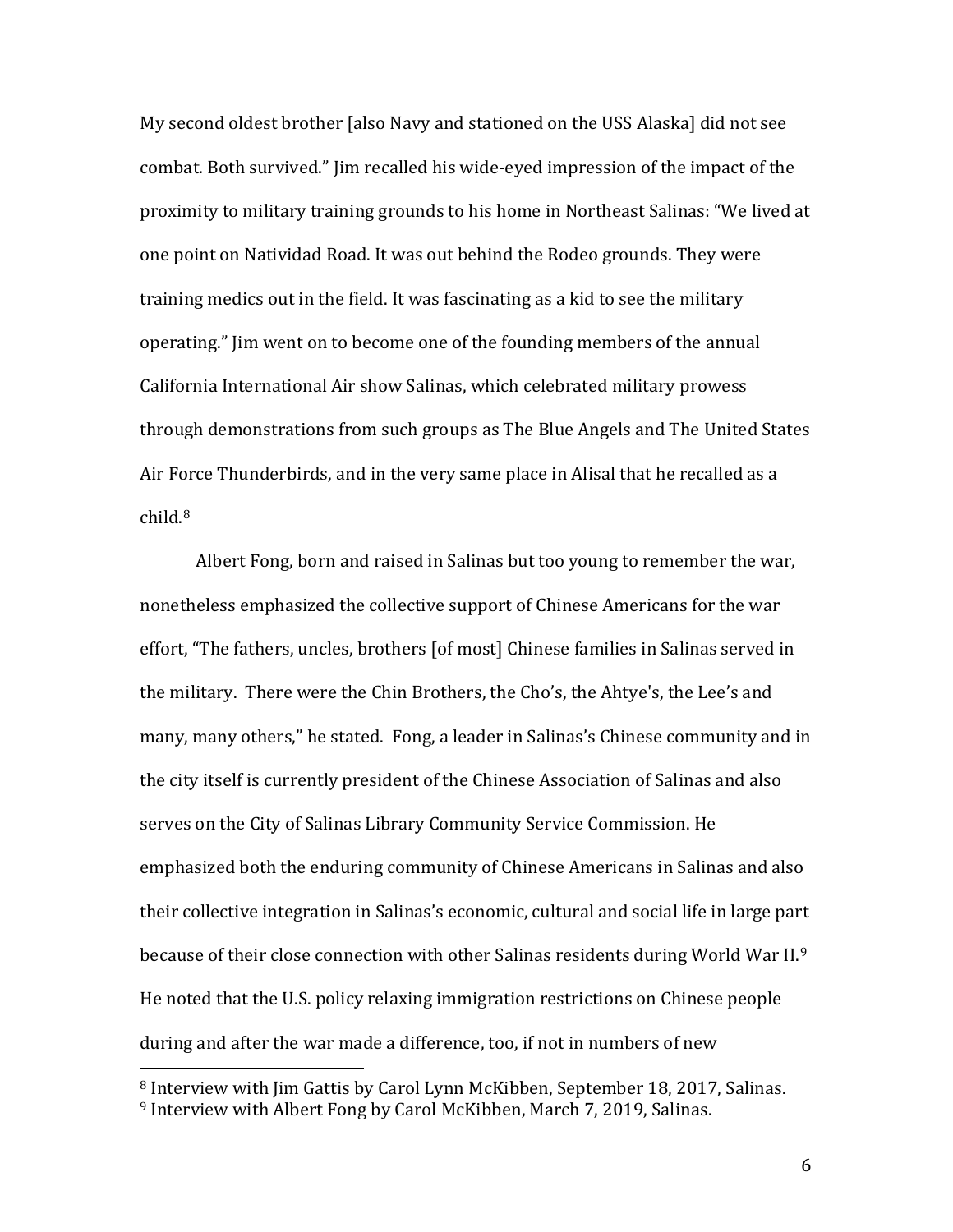My second oldest brother [also Navy and stationed on the USS Alaska] did not see combat. Both survived." Jim recalled his wide-eyed impression of the impact of the proximity to military training grounds to his home in Northeast Salinas: "We lived at one point on Natividad Road. It was out behind the Rodeo grounds. They were training medics out in the field. It was fascinating as a kid to see the military operating." Jim went on to become one of the founding members of the annual California International Air show Salinas, which celebrated military prowess through demonstrations from such groups as The Blue Angels and The United States Air Force Thunderbirds, and in the very same place in Alisal that he recalled as a child.[8]

Albert Fong, born and raised in Salinas but too young to remember the war, nonetheless emphasized the collective support of Chinese Americans for the war effort, "The fathers, uncles, brothers [of most] Chinese families in Salinas served in the military. There were the Chin Brothers, the Cho's, the Ahtye's, the Lee's and many, many others," he stated. Fong, a leader in Salinas's Chinese community and in the city itself is currently president of the Chinese Association of Salinas and also serves on the City of Salinas Library Community Service Commission. He emphasized both the enduring community of Chinese Americans in Salinas and also their collective integration in Salinas's economic, cultural and social life in large part because of their close connection with other Salinas residents during World War II.[9] He noted that the U.S. policy relaxing immigration restrictions on Chinese people during and after the war made a difference, too, if not in numbers of new

---

[8] Interview with Jim Gattis by Carol Lynn McKibben, September 18, 2017, Salinas.
[9] Interview with Albert Fong by Carol McKibben, March 7, 2019, Salinas.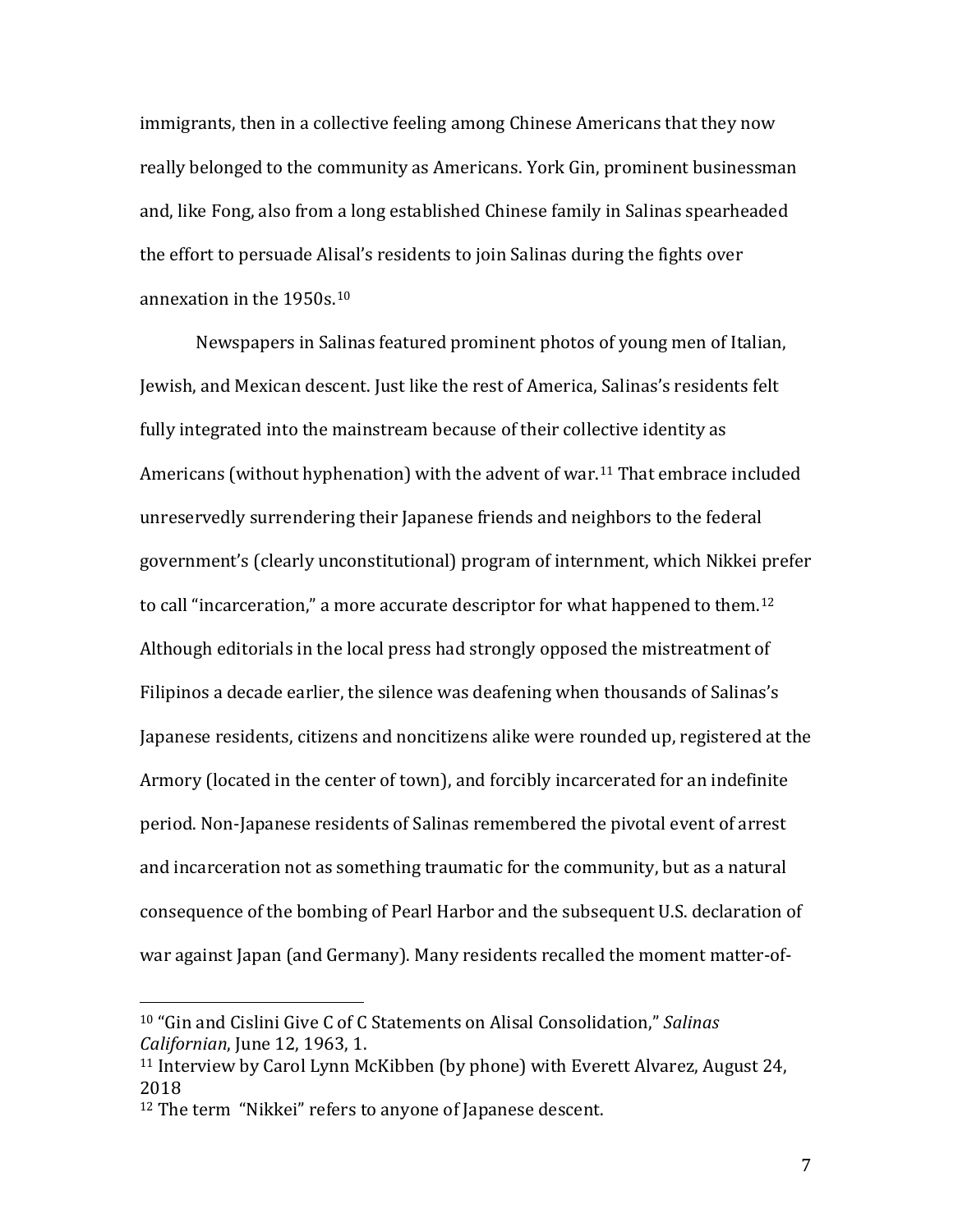immigrants, then in a collective feeling among Chinese Americans that they now really belonged to the community as Americans. York Gin, prominent businessman and, like Fong, also from a long established Chinese family in Salinas spearheaded the effort to persuade Alisal's residents to join Salinas during the fights over annexation in the 1950s.[10]

Newspapers in Salinas featured prominent photos of young men of Italian, Jewish, and Mexican descent. Just like the rest of America, Salinas's residents felt fully integrated into the mainstream because of their collective identity as Americans (without hyphenation) with the advent of war.[11] That embrace included unreservedly surrendering their Japanese friends and neighbors to the federal government's (clearly unconstitutional) program of internment, which Nikkei prefer to call "incarceration," a more accurate descriptor for what happened to them.[12] Although editorials in the local press had strongly opposed the mistreatment of Filipinos a decade earlier, the silence was deafening when thousands of Salinas's Japanese residents, citizens and noncitizens alike were rounded up, registered at the Armory (located in the center of town), and forcibly incarcerated for an indefinite period. Non-Japanese residents of Salinas remembered the pivotal event of arrest and incarceration not as something traumatic for the community, but as a natural consequence of the bombing of Pearl Harbor and the subsequent U.S. declaration of war against Japan (and Germany). Many residents recalled the moment matter-of-

---

[10] "Gin and Cislini Give C of C Statements on Alisal Consolidation," *Salinas Californian*, June 12, 1963, 1.

[11] Interview by Carol Lynn McKibben (by phone) with Everett Alvarez, August 24, 2018

[12] The term "Nikkei" refers to anyone of Japanese descent.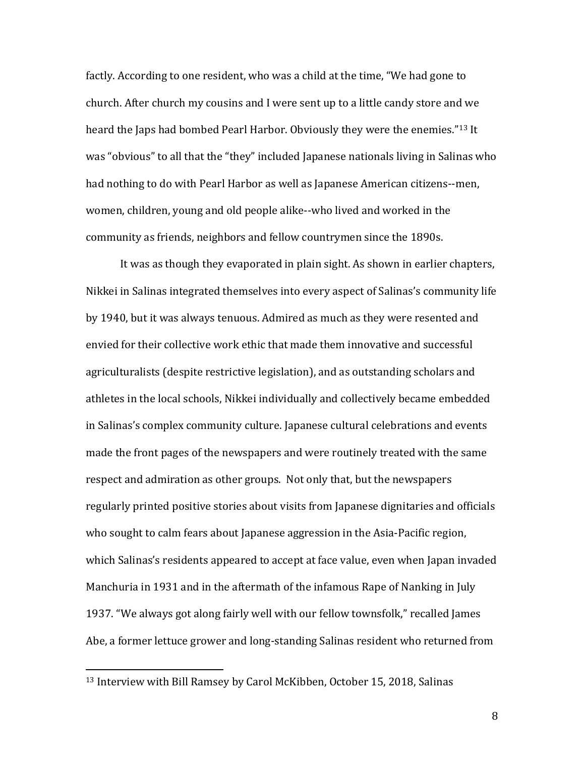factly. According to one resident, who was a child at the time, "We had gone to church. After church my cousins and I were sent up to a little candy store and we heard the Japs had bombed Pearl Harbor. Obviously they were the enemies."[13] It was "obvious" to all that the "they" included Japanese nationals living in Salinas who had nothing to do with Pearl Harbor as well as Japanese American citizens--men, women, children, young and old people alike--who lived and worked in the community as friends, neighbors and fellow countrymen since the 1890s.

It was as though they evaporated in plain sight. As shown in earlier chapters, Nikkei in Salinas integrated themselves into every aspect of Salinas's community life by 1940, but it was always tenuous. Admired as much as they were resented and envied for their collective work ethic that made them innovative and successful agriculturalists (despite restrictive legislation), and as outstanding scholars and athletes in the local schools, Nikkei individually and collectively became embedded in Salinas's complex community culture. Japanese cultural celebrations and events made the front pages of the newspapers and were routinely treated with the same respect and admiration as other groups. Not only that, but the newspapers regularly printed positive stories about visits from Japanese dignitaries and officials who sought to calm fears about Japanese aggression in the Asia-Pacific region, which Salinas's residents appeared to accept at face value, even when Japan invaded Manchuria in 1931 and in the aftermath of the infamous Rape of Nanking in July 1937. "We always got along fairly well with our fellow townsfolk," recalled James Abe, a former lettuce grower and long-standing Salinas resident who returned from

[13] Interview with Bill Ramsey by Carol McKibben, October 15, 2018, Salinas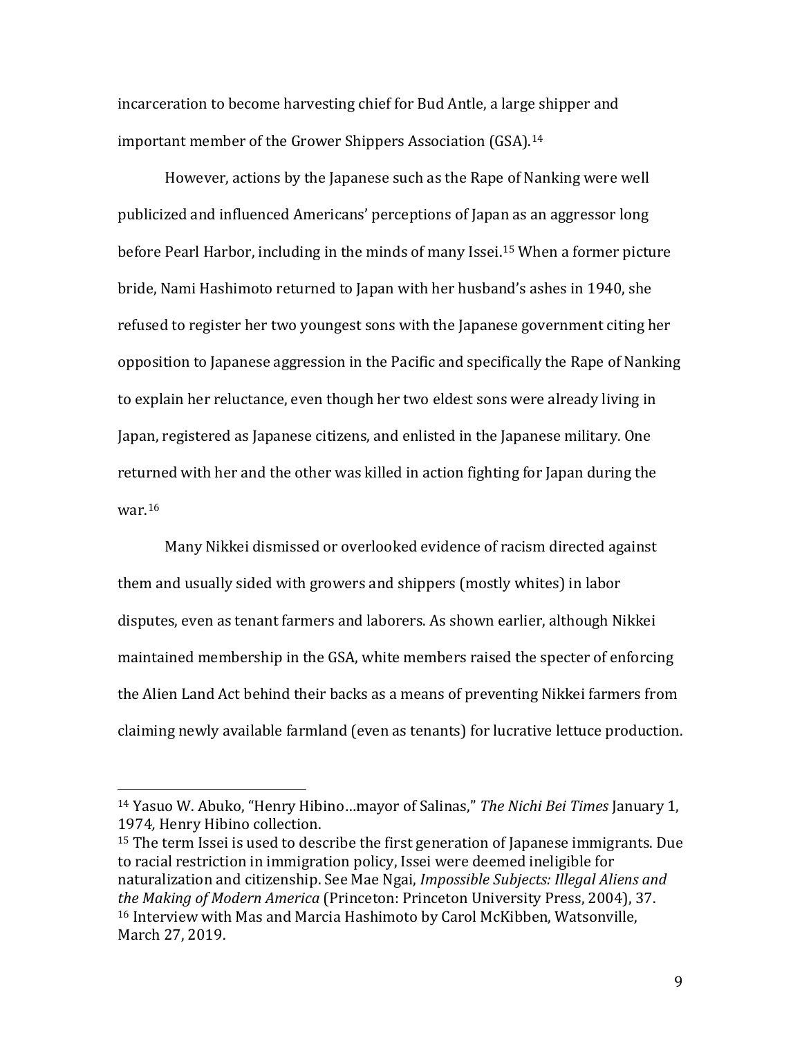incarceration to become harvesting chief for Bud Antle, a large shipper and important member of the Grower Shippers Association (GSA).[14]

However, actions by the Japanese such as the Rape of Nanking were well publicized and influenced Americans' perceptions of Japan as an aggressor long before Pearl Harbor, including in the minds of many Issei.[15] When a former picture bride, Nami Hashimoto returned to Japan with her husband's ashes in 1940, she refused to register her two youngest sons with the Japanese government citing her opposition to Japanese aggression in the Pacific and specifically the Rape of Nanking to explain her reluctance, even though her two eldest sons were already living in Japan, registered as Japanese citizens, and enlisted in the Japanese military. One returned with her and the other was killed in action fighting for Japan during the war.[16]

Many Nikkei dismissed or overlooked evidence of racism directed against them and usually sided with growers and shippers (mostly whites) in labor disputes, even as tenant farmers and laborers. As shown earlier, although Nikkei maintained membership in the GSA, white members raised the specter of enforcing the Alien Land Act behind their backs as a means of preventing Nikkei farmers from claiming newly available farmland (even as tenants) for lucrative lettuce production.

---

[14] Yasuo W. Abuko, "Henry Hibino…mayor of Salinas," *The Nichi Bei Times* January 1, 1974, Henry Hibino collection.

[15] The term Issei is used to describe the first generation of Japanese immigrants. Due to racial restriction in immigration policy, Issei were deemed ineligible for naturalization and citizenship. See Mae Ngai, *Impossible Subjects: Illegal Aliens and the Making of Modern America* (Princeton: Princeton University Press, 2004), 37.

[16] Interview with Mas and Marcia Hashimoto by Carol McKibben, Watsonville, March 27, 2019.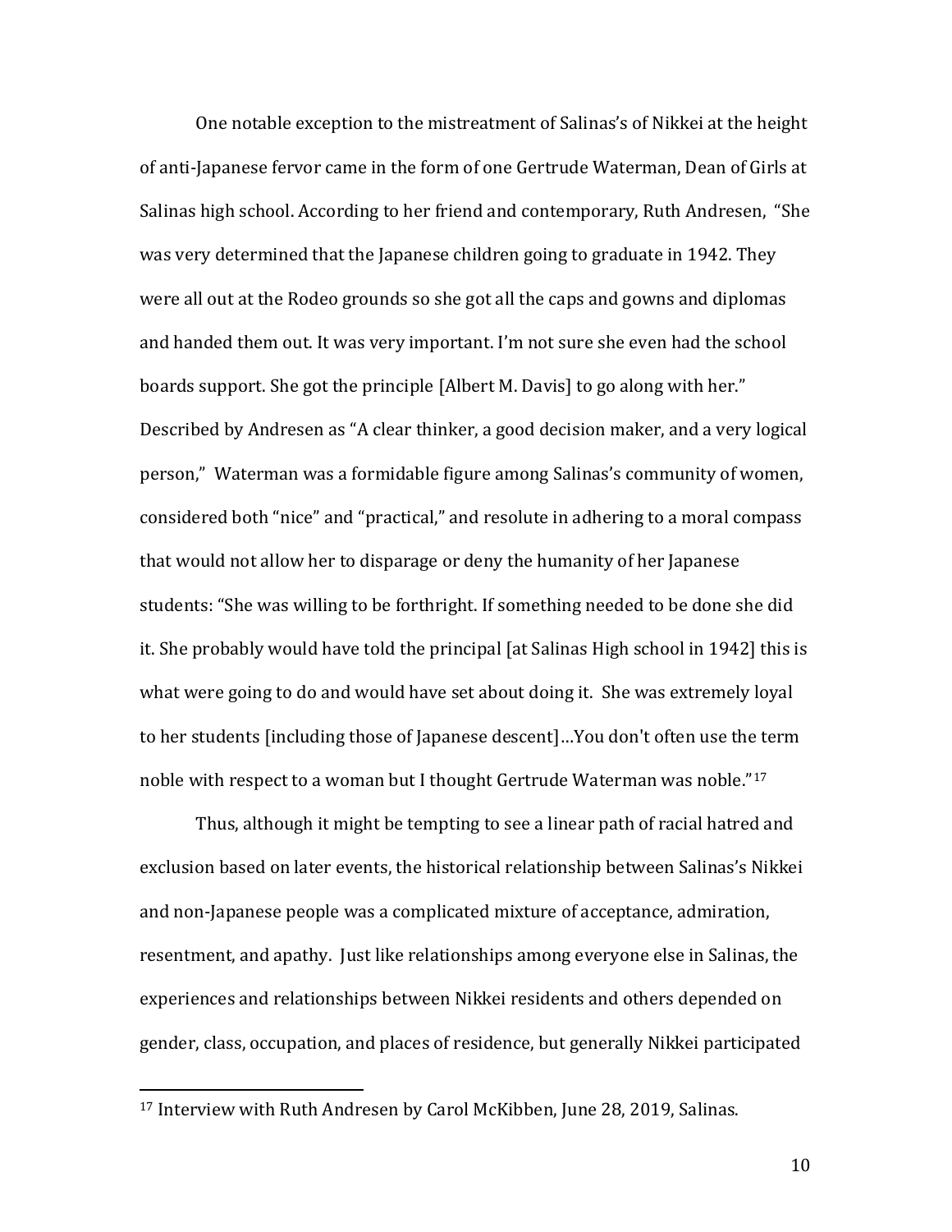One notable exception to the mistreatment of Salinas's of Nikkei at the height of anti-Japanese fervor came in the form of one Gertrude Waterman, Dean of Girls at Salinas high school. According to her friend and contemporary, Ruth Andresen, "She was very determined that the Japanese children going to graduate in 1942. They were all out at the Rodeo grounds so she got all the caps and gowns and diplomas and handed them out. It was very important. I'm not sure she even had the school boards support. She got the principle [Albert M. Davis] to go along with her." Described by Andresen as "A clear thinker, a good decision maker, and a very logical person," Waterman was a formidable figure among Salinas's community of women, considered both "nice" and "practical," and resolute in adhering to a moral compass that would not allow her to disparage or deny the humanity of her Japanese students: "She was willing to be forthright. If something needed to be done she did it. She probably would have told the principal [at Salinas High school in 1942] this is what were going to do and would have set about doing it. She was extremely loyal to her students [including those of Japanese descent]…You don't often use the term noble with respect to a woman but I thought Gertrude Waterman was noble."[17]

Thus, although it might be tempting to see a linear path of racial hatred and exclusion based on later events, the historical relationship between Salinas's Nikkei and non-Japanese people was a complicated mixture of acceptance, admiration, resentment, and apathy. Just like relationships among everyone else in Salinas, the experiences and relationships between Nikkei residents and others depended on gender, class, occupation, and places of residence, but generally Nikkei participated

[17] Interview with Ruth Andresen by Carol McKibben, June 28, 2019, Salinas.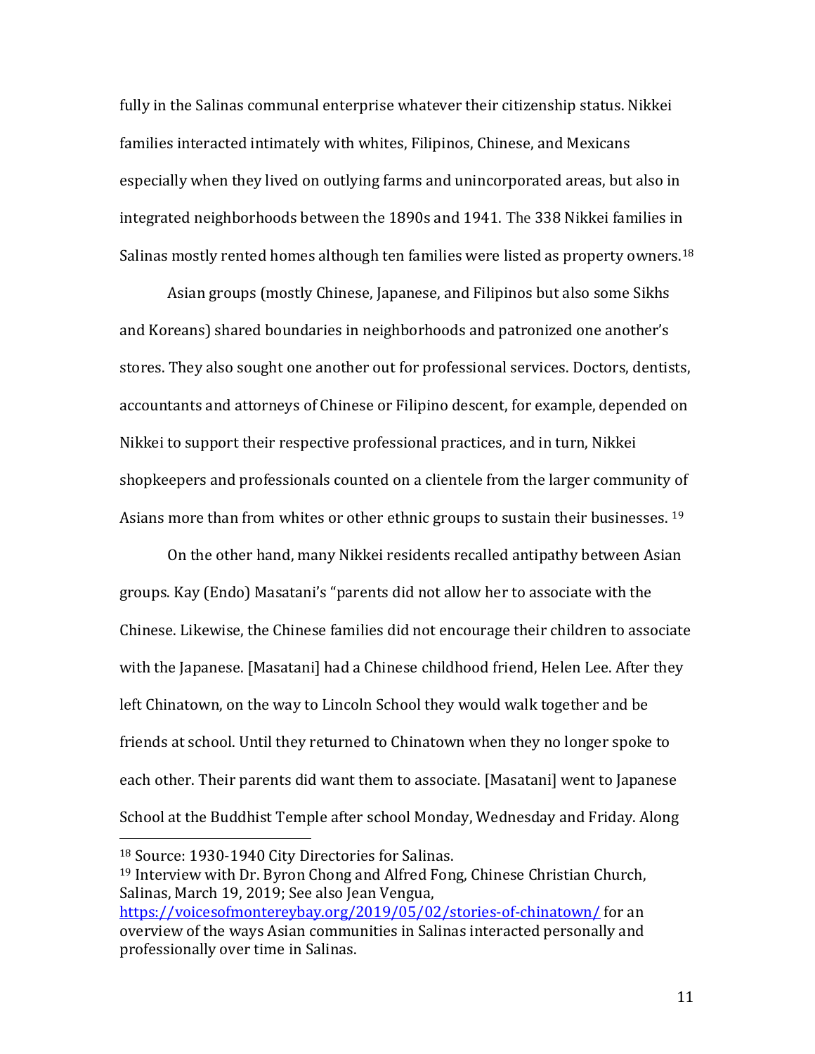fully in the Salinas communal enterprise whatever their citizenship status. Nikkei families interacted intimately with whites, Filipinos, Chinese, and Mexicans especially when they lived on outlying farms and unincorporated areas, but also in integrated neighborhoods between the 1890s and 1941. The 338 Nikkei families in Salinas mostly rented homes although ten families were listed as property owners.[18]

Asian groups (mostly Chinese, Japanese, and Filipinos but also some Sikhs and Koreans) shared boundaries in neighborhoods and patronized one another's stores. They also sought one another out for professional services. Doctors, dentists, accountants and attorneys of Chinese or Filipino descent, for example, depended on Nikkei to support their respective professional practices, and in turn, Nikkei shopkeepers and professionals counted on a clientele from the larger community of Asians more than from whites or other ethnic groups to sustain their businesses. [19]

On the other hand, many Nikkei residents recalled antipathy between Asian groups. Kay (Endo) Masatani's "parents did not allow her to associate with the Chinese. Likewise, the Chinese families did not encourage their children to associate with the Japanese. [Masatani] had a Chinese childhood friend, Helen Lee. After they left Chinatown, on the way to Lincoln School they would walk together and be friends at school. Until they returned to Chinatown when they no longer spoke to each other. Their parents did want them to associate. [Masatani] went to Japanese School at the Buddhist Temple after school Monday, Wednesday and Friday. Along

---

[18] Source: 1930-1940 City Directories for Salinas.

[19] Interview with Dr. Byron Chong and Alfred Fong, Chinese Christian Church, Salinas, March 19, 2019; See also Jean Vengua, https://voicesofmontereybay.org/2019/05/02/stories-of-chinatown/ for an overview of the ways Asian communities in Salinas interacted personally and professionally over time in Salinas.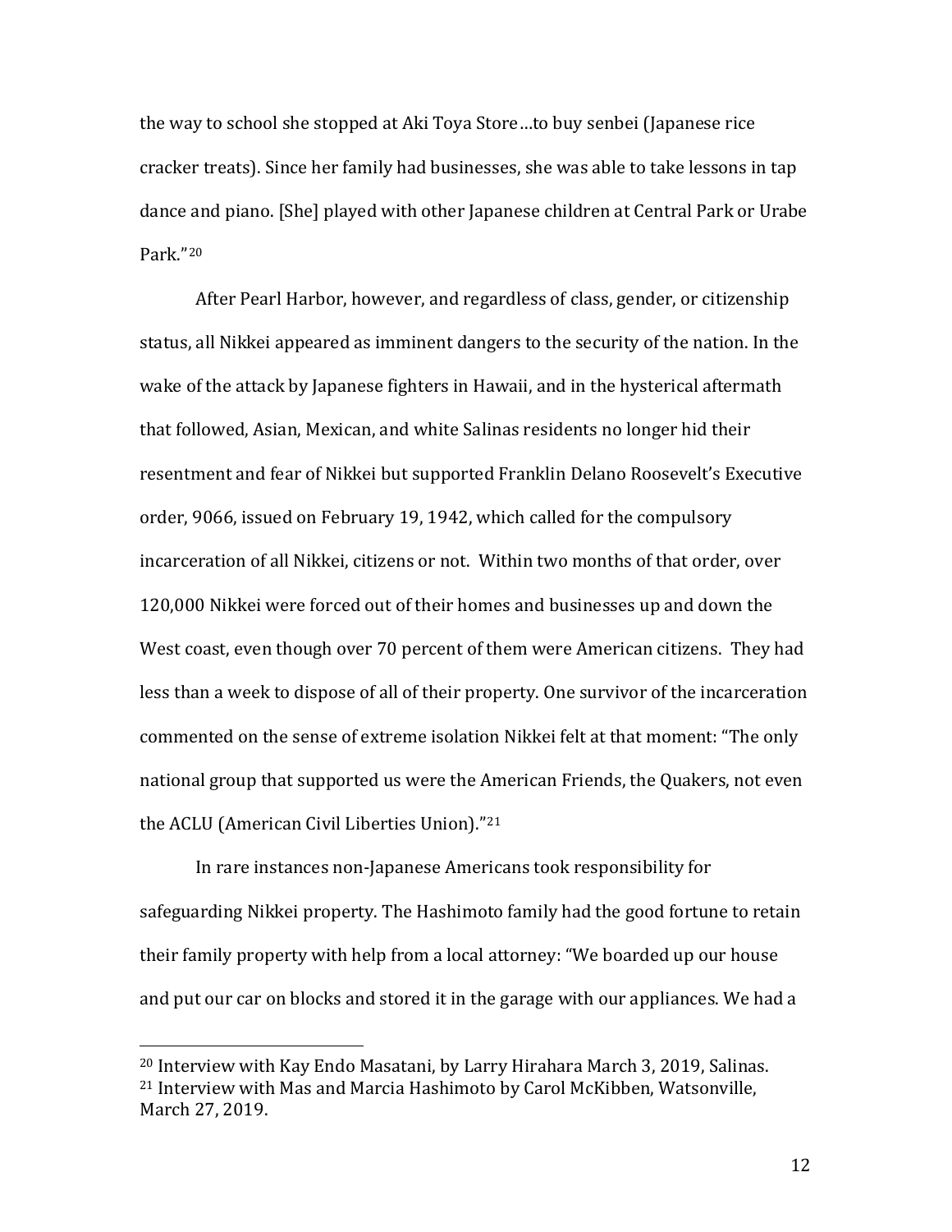the way to school she stopped at Aki Toya Store…to buy senbei (Japanese rice cracker treats). Since her family had businesses, she was able to take lessons in tap dance and piano. [She] played with other Japanese children at Central Park or Urabe Park."[20]

After Pearl Harbor, however, and regardless of class, gender, or citizenship status, all Nikkei appeared as imminent dangers to the security of the nation. In the wake of the attack by Japanese fighters in Hawaii, and in the hysterical aftermath that followed, Asian, Mexican, and white Salinas residents no longer hid their resentment and fear of Nikkei but supported Franklin Delano Roosevelt's Executive order, 9066, issued on February 19, 1942, which called for the compulsory incarceration of all Nikkei, citizens or not. Within two months of that order, over 120,000 Nikkei were forced out of their homes and businesses up and down the West coast, even though over 70 percent of them were American citizens. They had less than a week to dispose of all of their property. One survivor of the incarceration commented on the sense of extreme isolation Nikkei felt at that moment: "The only national group that supported us were the American Friends, the Quakers, not even the ACLU (American Civil Liberties Union)."[21]

In rare instances non-Japanese Americans took responsibility for safeguarding Nikkei property. The Hashimoto family had the good fortune to retain their family property with help from a local attorney: "We boarded up our house and put our car on blocks and stored it in the garage with our appliances. We had a

---

[20] Interview with Kay Endo Masatani, by Larry Hirahara March 3, 2019, Salinas.

[21] Interview with Mas and Marcia Hashimoto by Carol McKibben, Watsonville, March 27, 2019.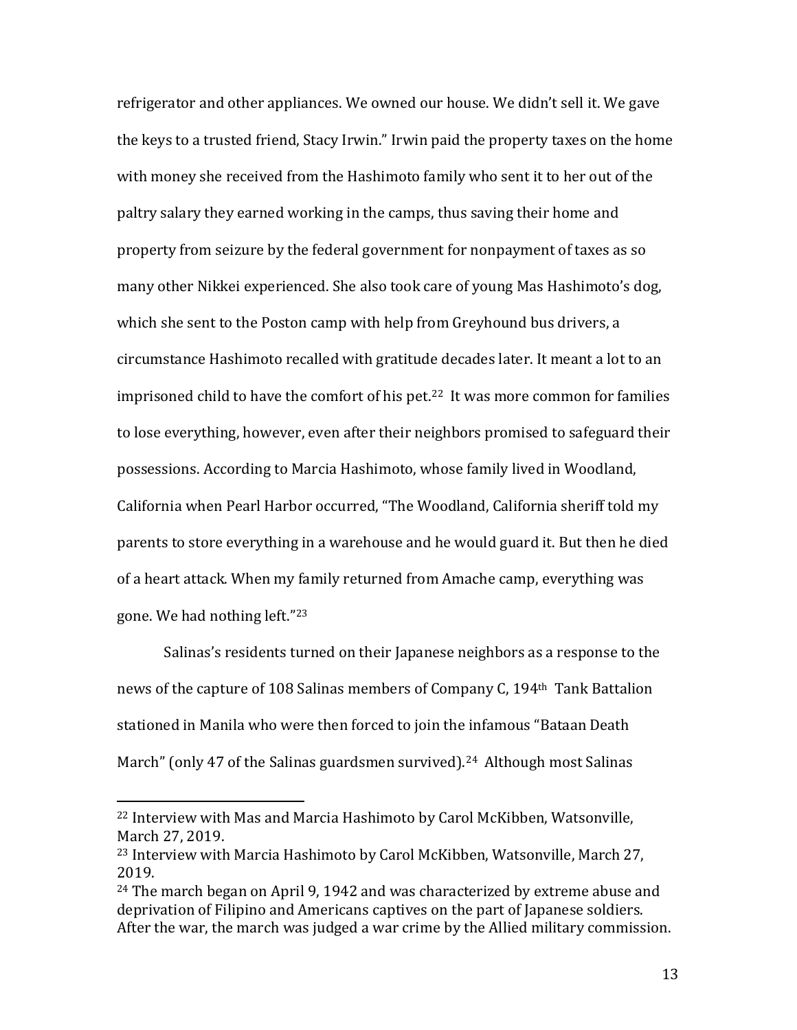refrigerator and other appliances. We owned our house. We didn't sell it. We gave the keys to a trusted friend, Stacy Irwin." Irwin paid the property taxes on the home with money she received from the Hashimoto family who sent it to her out of the paltry salary they earned working in the camps, thus saving their home and property from seizure by the federal government for nonpayment of taxes as so many other Nikkei experienced. She also took care of young Mas Hashimoto's dog, which she sent to the Poston camp with help from Greyhound bus drivers, a circumstance Hashimoto recalled with gratitude decades later. It meant a lot to an imprisoned child to have the comfort of his pet.[22] It was more common for families to lose everything, however, even after their neighbors promised to safeguard their possessions. According to Marcia Hashimoto, whose family lived in Woodland, California when Pearl Harbor occurred, "The Woodland, California sheriff told my parents to store everything in a warehouse and he would guard it. But then he died of a heart attack. When my family returned from Amache camp, everything was gone. We had nothing left."[23]

Salinas's residents turned on their Japanese neighbors as a response to the news of the capture of 108 Salinas members of Company C, 194th Tank Battalion stationed in Manila who were then forced to join the infamous "Bataan Death March" (only 47 of the Salinas guardsmen survived).[24] Although most Salinas

---

[22] Interview with Mas and Marcia Hashimoto by Carol McKibben, Watsonville, March 27, 2019.

[23] Interview with Marcia Hashimoto by Carol McKibben, Watsonville, March 27, 2019.

[24] The march began on April 9, 1942 and was characterized by extreme abuse and deprivation of Filipino and Americans captives on the part of Japanese soldiers. After the war, the march was judged a war crime by the Allied military commission.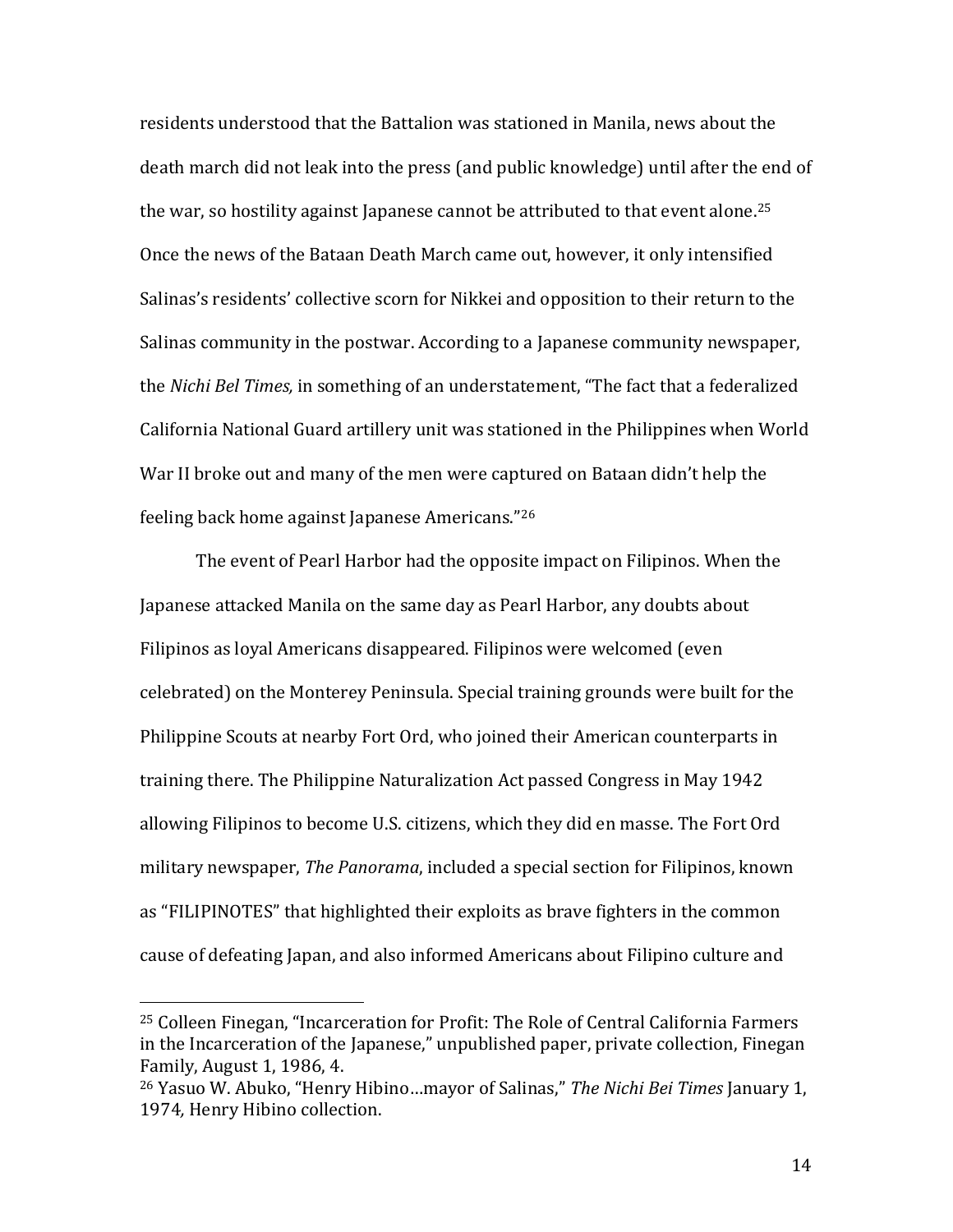residents understood that the Battalion was stationed in Manila, news about the death march did not leak into the press (and public knowledge) until after the end of the war, so hostility against Japanese cannot be attributed to that event alone.[25] Once the news of the Bataan Death March came out, however, it only intensified Salinas's residents' collective scorn for Nikkei and opposition to their return to the Salinas community in the postwar. According to a Japanese community newspaper, the *Nichi Bel Times,* in something of an understatement, "The fact that a federalized California National Guard artillery unit was stationed in the Philippines when World War II broke out and many of the men were captured on Bataan didn't help the feeling back home against Japanese Americans."[26]

The event of Pearl Harbor had the opposite impact on Filipinos. When the Japanese attacked Manila on the same day as Pearl Harbor, any doubts about Filipinos as loyal Americans disappeared. Filipinos were welcomed (even celebrated) on the Monterey Peninsula. Special training grounds were built for the Philippine Scouts at nearby Fort Ord, who joined their American counterparts in training there. The Philippine Naturalization Act passed Congress in May 1942 allowing Filipinos to become U.S. citizens, which they did en masse. The Fort Ord military newspaper, *The Panorama*, included a special section for Filipinos, known as "FILIPINOTES" that highlighted their exploits as brave fighters in the common cause of defeating Japan, and also informed Americans about Filipino culture and

---

[25] Colleen Finegan, "Incarceration for Profit: The Role of Central California Farmers in the Incarceration of the Japanese," unpublished paper, private collection, Finegan Family, August 1, 1986, 4.

[26] Yasuo W. Abuko, "Henry Hibino…mayor of Salinas," *The Nichi Bei Times* January 1, 1974*,* Henry Hibino collection.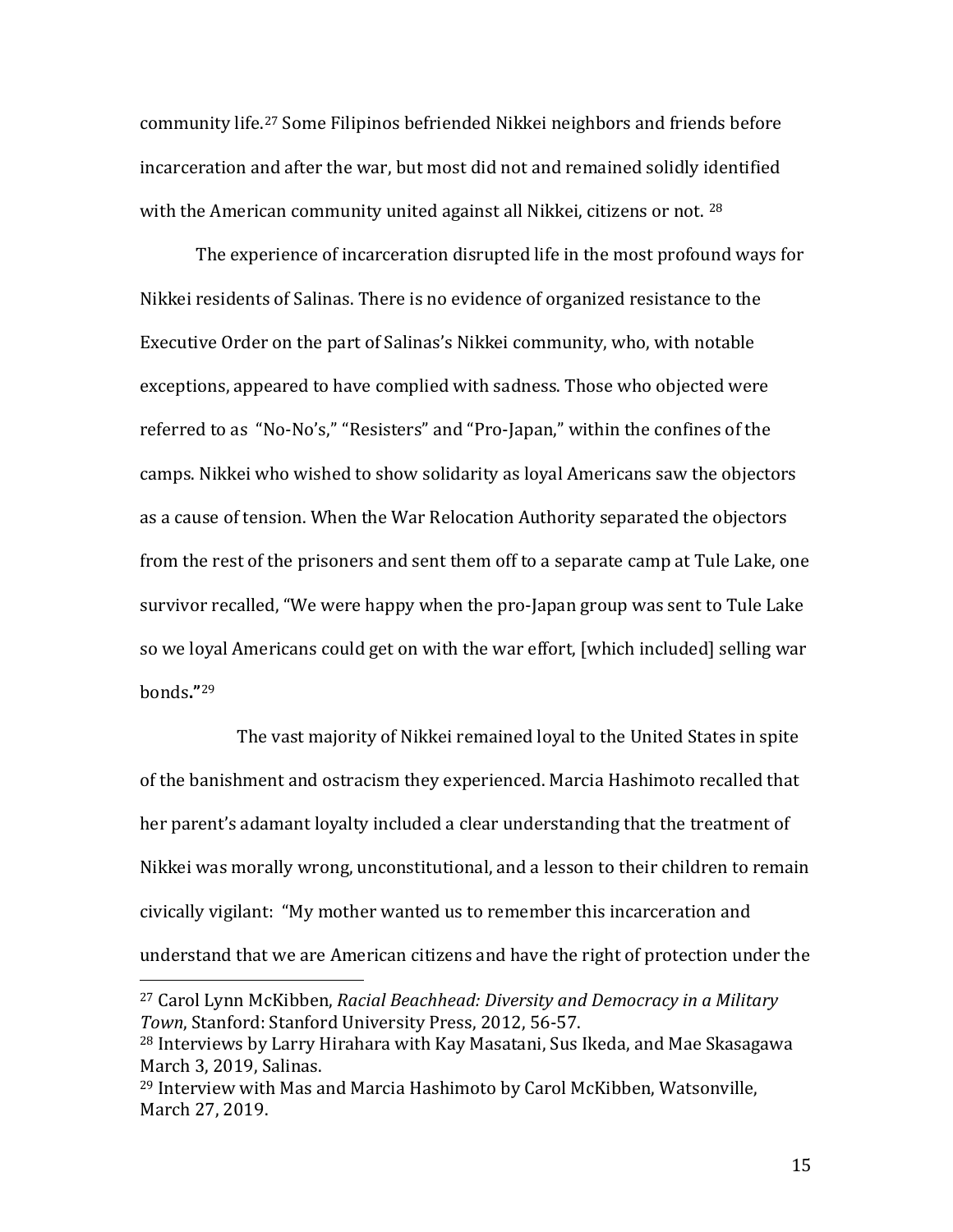community life.[27] Some Filipinos befriended Nikkei neighbors and friends before incarceration and after the war, but most did not and remained solidly identified with the American community united against all Nikkei, citizens or not. [28]

The experience of incarceration disrupted life in the most profound ways for Nikkei residents of Salinas. There is no evidence of organized resistance to the Executive Order on the part of Salinas's Nikkei community, who, with notable exceptions, appeared to have complied with sadness. Those who objected were referred to as "No-No's," "Resisters" and "Pro-Japan," within the confines of the camps. Nikkei who wished to show solidarity as loyal Americans saw the objectors as a cause of tension. When the War Relocation Authority separated the objectors from the rest of the prisoners and sent them off to a separate camp at Tule Lake, one survivor recalled, "We were happy when the pro-Japan group was sent to Tule Lake so we loyal Americans could get on with the war effort, [which included] selling war bonds**."**[29]

The vast majority of Nikkei remained loyal to the United States in spite of the banishment and ostracism they experienced. Marcia Hashimoto recalled that her parent's adamant loyalty included a clear understanding that the treatment of Nikkei was morally wrong, unconstitutional, and a lesson to their children to remain civically vigilant: "My mother wanted us to remember this incarceration and understand that we are American citizens and have the right of protection under the

---

[27] Carol Lynn McKibben, *Racial Beachhead: Diversity and Democracy in a Military Town*, Stanford: Stanford University Press, 2012, 56-57.

[28] Interviews by Larry Hirahara with Kay Masatani, Sus Ikeda, and Mae Skasagawa March 3, 2019, Salinas.

[29] Interview with Mas and Marcia Hashimoto by Carol McKibben, Watsonville, March 27, 2019.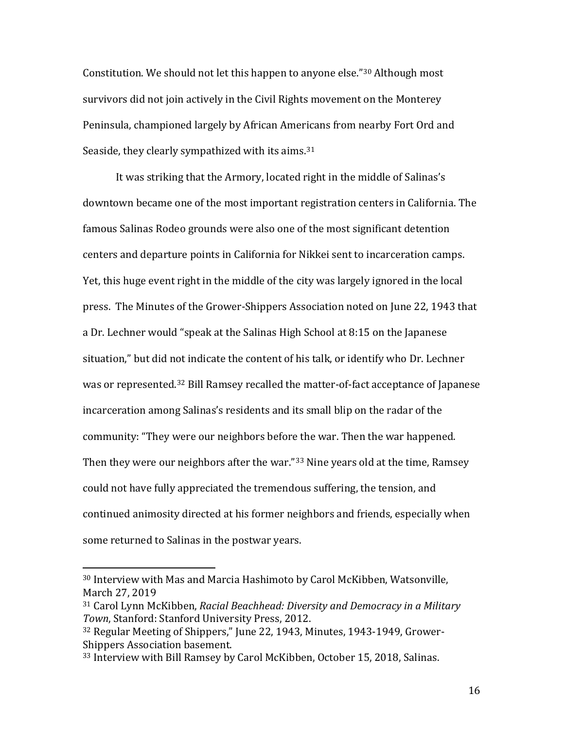Constitution. We should not let this happen to anyone else."[30] Although most survivors did not join actively in the Civil Rights movement on the Monterey Peninsula, championed largely by African Americans from nearby Fort Ord and Seaside, they clearly sympathized with its aims.[31]

It was striking that the Armory, located right in the middle of Salinas's downtown became one of the most important registration centers in California. The famous Salinas Rodeo grounds were also one of the most significant detention centers and departure points in California for Nikkei sent to incarceration camps. Yet, this huge event right in the middle of the city was largely ignored in the local press. The Minutes of the Grower-Shippers Association noted on June 22, 1943 that a Dr. Lechner would "speak at the Salinas High School at 8:15 on the Japanese situation," but did not indicate the content of his talk, or identify who Dr. Lechner was or represented.[32] Bill Ramsey recalled the matter-of-fact acceptance of Japanese incarceration among Salinas's residents and its small blip on the radar of the community: "They were our neighbors before the war. Then the war happened. Then they were our neighbors after the war."[33] Nine years old at the time, Ramsey could not have fully appreciated the tremendous suffering, the tension, and continued animosity directed at his former neighbors and friends, especially when some returned to Salinas in the postwar years.

---

[30] Interview with Mas and Marcia Hashimoto by Carol McKibben, Watsonville, March 27, 2019

[31] Carol Lynn McKibben, *Racial Beachhead: Diversity and Democracy in a Military Town*, Stanford: Stanford University Press, 2012.

[32] Regular Meeting of Shippers," June 22, 1943, Minutes, 1943-1949, Grower-Shippers Association basement.

[33] Interview with Bill Ramsey by Carol McKibben, October 15, 2018, Salinas.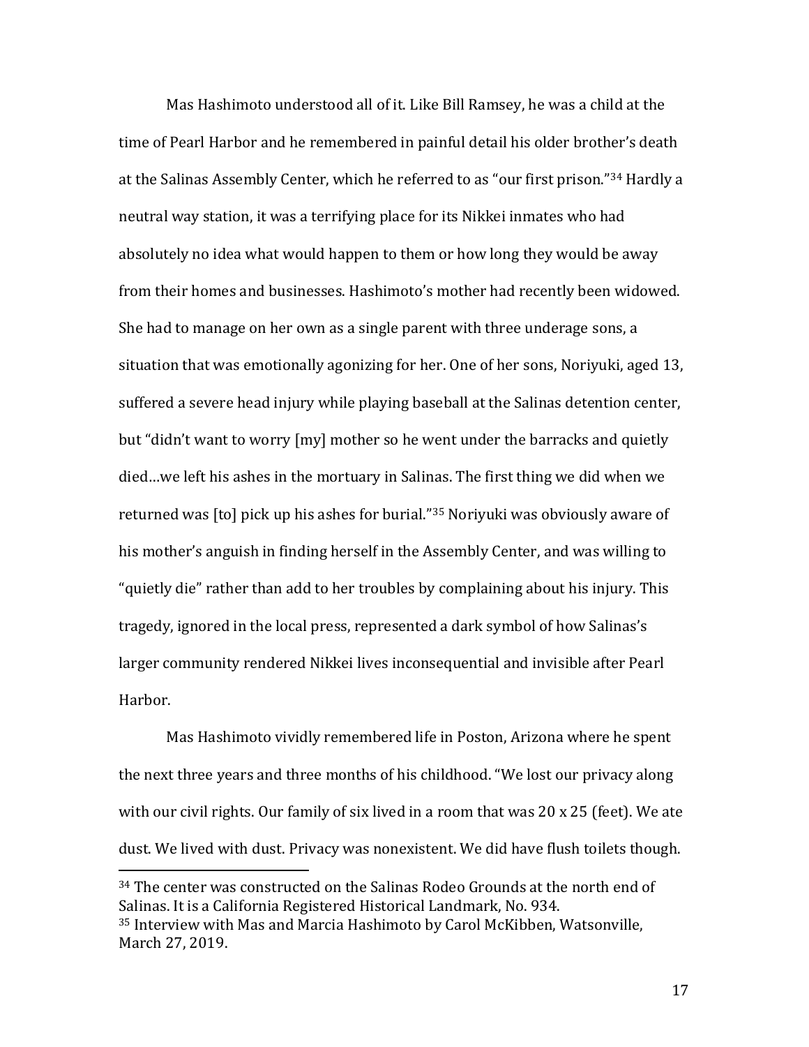Mas Hashimoto understood all of it. Like Bill Ramsey, he was a child at the time of Pearl Harbor and he remembered in painful detail his older brother's death at the Salinas Assembly Center, which he referred to as "our first prison."[34] Hardly a neutral way station, it was a terrifying place for its Nikkei inmates who had absolutely no idea what would happen to them or how long they would be away from their homes and businesses. Hashimoto's mother had recently been widowed. She had to manage on her own as a single parent with three underage sons, a situation that was emotionally agonizing for her. One of her sons, Noriyuki, aged 13, suffered a severe head injury while playing baseball at the Salinas detention center, but "didn't want to worry [my] mother so he went under the barracks and quietly died…we left his ashes in the mortuary in Salinas. The first thing we did when we returned was [to] pick up his ashes for burial."[35] Noriyuki was obviously aware of his mother's anguish in finding herself in the Assembly Center, and was willing to "quietly die" rather than add to her troubles by complaining about his injury. This tragedy, ignored in the local press, represented a dark symbol of how Salinas's larger community rendered Nikkei lives inconsequential and invisible after Pearl Harbor.

Mas Hashimoto vividly remembered life in Poston, Arizona where he spent the next three years and three months of his childhood. "We lost our privacy along with our civil rights. Our family of six lived in a room that was 20 x 25 (feet). We ate dust. We lived with dust. Privacy was nonexistent. We did have flush toilets though.

---

[34] The center was constructed on the Salinas Rodeo Grounds at the north end of Salinas. It is a California Registered Historical Landmark, No. 934.

[35] Interview with Mas and Marcia Hashimoto by Carol McKibben, Watsonville, March 27, 2019.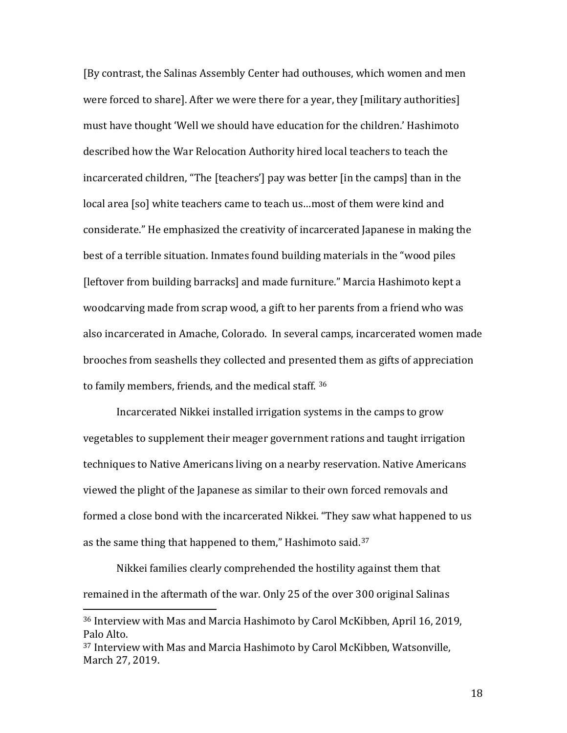[By contrast, the Salinas Assembly Center had outhouses, which women and men were forced to share]. After we were there for a year, they [military authorities] must have thought 'Well we should have education for the children.' Hashimoto described how the War Relocation Authority hired local teachers to teach the incarcerated children, "The [teachers'] pay was better [in the camps] than in the local area [so] white teachers came to teach us…most of them were kind and considerate." He emphasized the creativity of incarcerated Japanese in making the best of a terrible situation. Inmates found building materials in the "wood piles [leftover from building barracks] and made furniture." Marcia Hashimoto kept a woodcarving made from scrap wood, a gift to her parents from a friend who was also incarcerated in Amache, Colorado. In several camps, incarcerated women made brooches from seashells they collected and presented them as gifts of appreciation to family members, friends, and the medical staff. [36]

Incarcerated Nikkei installed irrigation systems in the camps to grow vegetables to supplement their meager government rations and taught irrigation techniques to Native Americans living on a nearby reservation. Native Americans viewed the plight of the Japanese as similar to their own forced removals and formed a close bond with the incarcerated Nikkei. "They saw what happened to us as the same thing that happened to them," Hashimoto said.[37]

Nikkei families clearly comprehended the hostility against them that remained in the aftermath of the war. Only 25 of the over 300 original Salinas

---

[36] Interview with Mas and Marcia Hashimoto by Carol McKibben, April 16, 2019, Palo Alto.

[37] Interview with Mas and Marcia Hashimoto by Carol McKibben, Watsonville, March 27, 2019.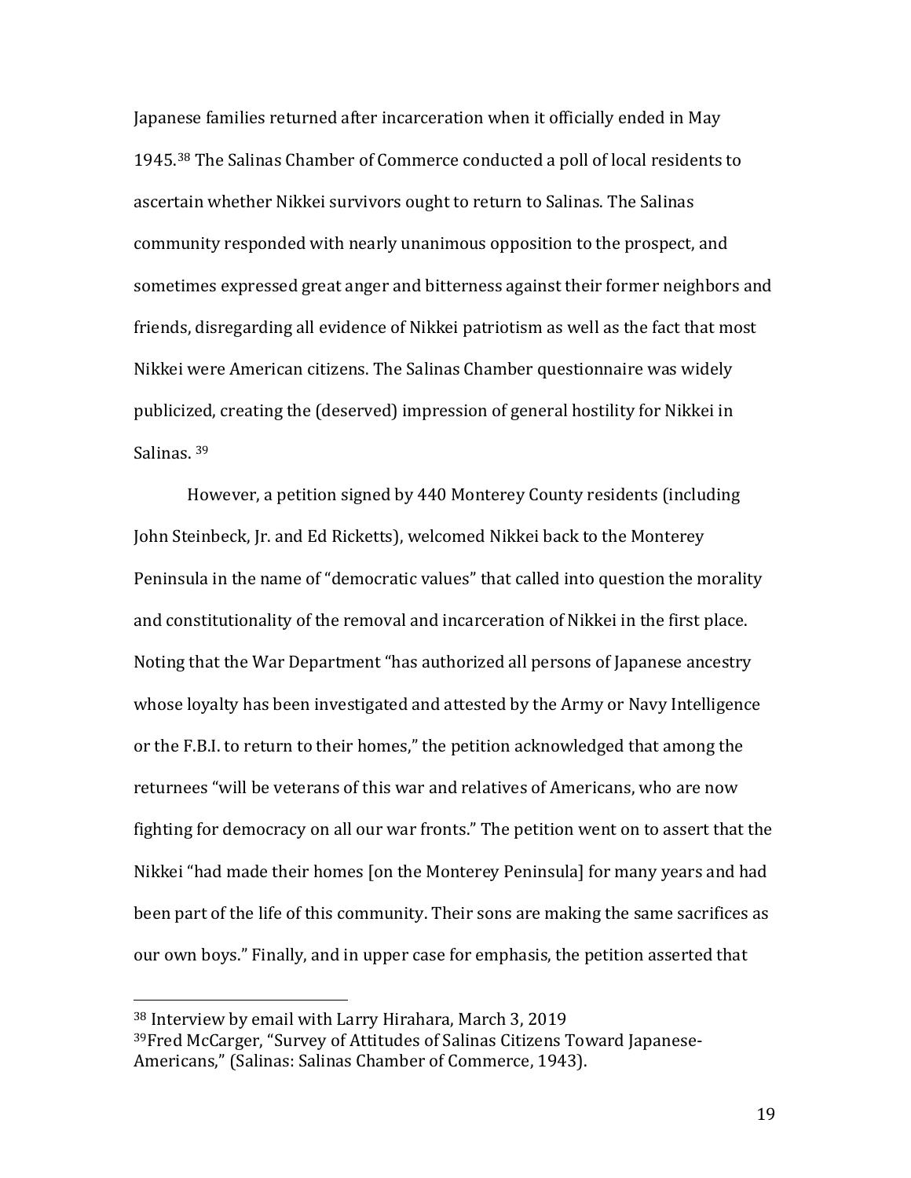Japanese families returned after incarceration when it officially ended in May 1945.[38] The Salinas Chamber of Commerce conducted a poll of local residents to ascertain whether Nikkei survivors ought to return to Salinas. The Salinas community responded with nearly unanimous opposition to the prospect, and sometimes expressed great anger and bitterness against their former neighbors and friends, disregarding all evidence of Nikkei patriotism as well as the fact that most Nikkei were American citizens. The Salinas Chamber questionnaire was widely publicized, creating the (deserved) impression of general hostility for Nikkei in Salinas. [39]

However, a petition signed by 440 Monterey County residents (including John Steinbeck, Jr. and Ed Ricketts), welcomed Nikkei back to the Monterey Peninsula in the name of "democratic values" that called into question the morality and constitutionality of the removal and incarceration of Nikkei in the first place. Noting that the War Department "has authorized all persons of Japanese ancestry whose loyalty has been investigated and attested by the Army or Navy Intelligence or the F.B.I. to return to their homes," the petition acknowledged that among the returnees "will be veterans of this war and relatives of Americans, who are now fighting for democracy on all our war fronts." The petition went on to assert that the Nikkei "had made their homes [on the Monterey Peninsula] for many years and had been part of the life of this community. Their sons are making the same sacrifices as our own boys." Finally, and in upper case for emphasis, the petition asserted that

---

[38] Interview by email with Larry Hirahara, March 3, 2019

[39] Fred McCarger, "Survey of Attitudes of Salinas Citizens Toward Japanese-Americans," (Salinas: Salinas Chamber of Commerce, 1943).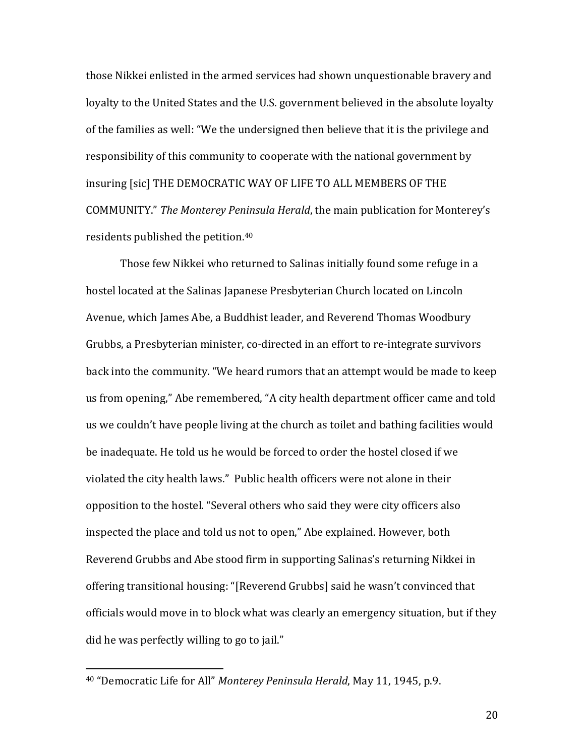those Nikkei enlisted in the armed services had shown unquestionable bravery and loyalty to the United States and the U.S. government believed in the absolute loyalty of the families as well: "We the undersigned then believe that it is the privilege and responsibility of this community to cooperate with the national government by insuring [sic] THE DEMOCRATIC WAY OF LIFE TO ALL MEMBERS OF THE COMMUNITY." *The Monterey Peninsula Herald*, the main publication for Monterey's residents published the petition.[40]

Those few Nikkei who returned to Salinas initially found some refuge in a hostel located at the Salinas Japanese Presbyterian Church located on Lincoln Avenue, which James Abe, a Buddhist leader, and Reverend Thomas Woodbury Grubbs, a Presbyterian minister, co-directed in an effort to re-integrate survivors back into the community. "We heard rumors that an attempt would be made to keep us from opening," Abe remembered, "A city health department officer came and told us we couldn't have people living at the church as toilet and bathing facilities would be inadequate. He told us he would be forced to order the hostel closed if we violated the city health laws." Public health officers were not alone in their opposition to the hostel. "Several others who said they were city officers also inspected the place and told us not to open," Abe explained. However, both Reverend Grubbs and Abe stood firm in supporting Salinas's returning Nikkei in offering transitional housing: "[Reverend Grubbs] said he wasn't convinced that officials would move in to block what was clearly an emergency situation, but if they did he was perfectly willing to go to jail."

---

[40] "Democratic Life for All" *Monterey Peninsula Herald*, May 11, 1945, p.9.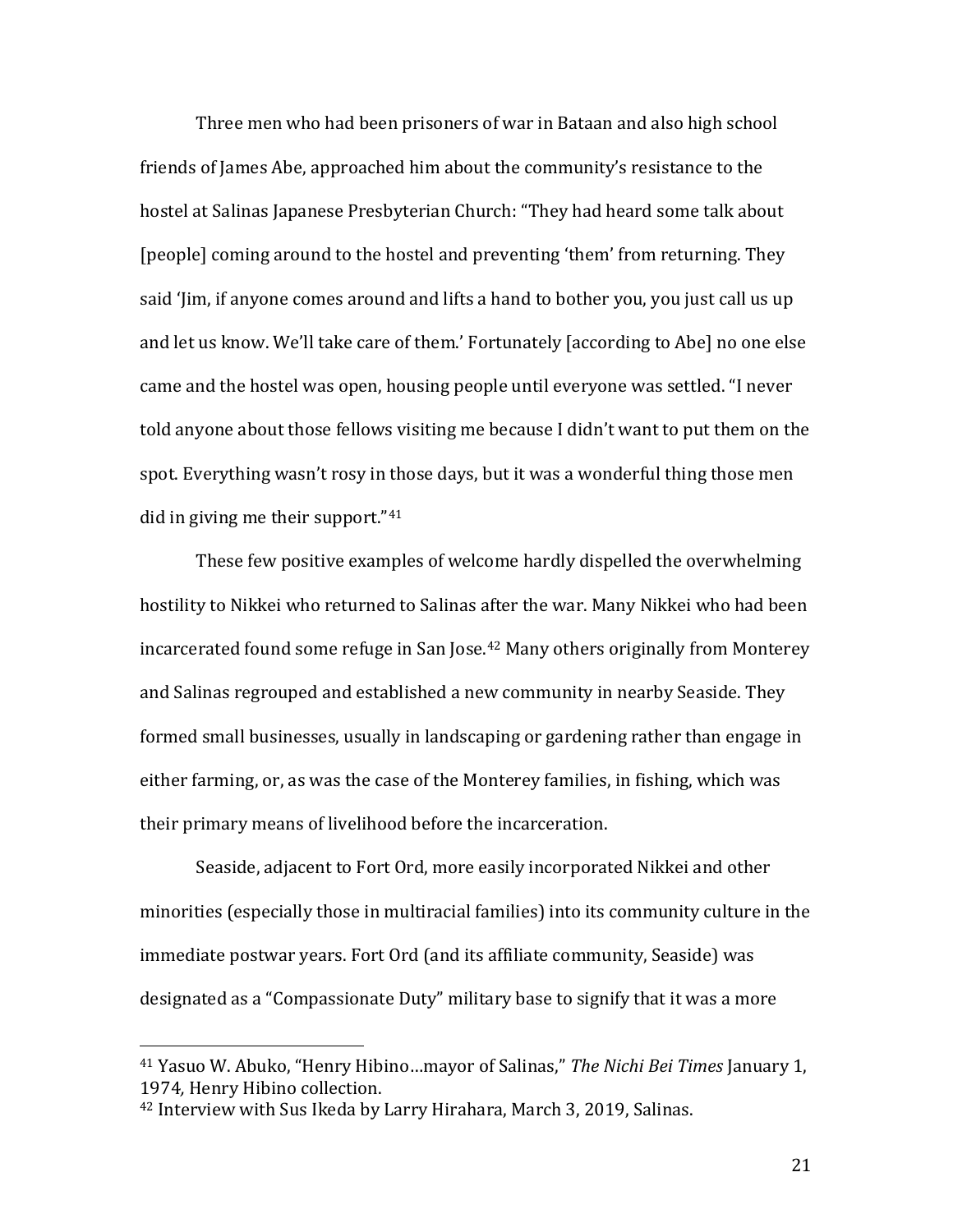Three men who had been prisoners of war in Bataan and also high school friends of James Abe, approached him about the community's resistance to the hostel at Salinas Japanese Presbyterian Church: "They had heard some talk about [people] coming around to the hostel and preventing 'them' from returning. They said 'Jim, if anyone comes around and lifts a hand to bother you, you just call us up and let us know. We'll take care of them.' Fortunately [according to Abe] no one else came and the hostel was open, housing people until everyone was settled. "I never told anyone about those fellows visiting me because I didn't want to put them on the spot. Everything wasn't rosy in those days, but it was a wonderful thing those men did in giving me their support."[41]

These few positive examples of welcome hardly dispelled the overwhelming hostility to Nikkei who returned to Salinas after the war. Many Nikkei who had been incarcerated found some refuge in San Jose.[42] Many others originally from Monterey and Salinas regrouped and established a new community in nearby Seaside. They formed small businesses, usually in landscaping or gardening rather than engage in either farming, or, as was the case of the Monterey families, in fishing, which was their primary means of livelihood before the incarceration.

Seaside, adjacent to Fort Ord, more easily incorporated Nikkei and other minorities (especially those in multiracial families) into its community culture in the immediate postwar years. Fort Ord (and its affiliate community, Seaside) was designated as a "Compassionate Duty" military base to signify that it was a more

---

[41] Yasuo W. Abuko, "Henry Hibino…mayor of Salinas," *The Nichi Bei Times* January 1, 1974*,* Henry Hibino collection.

[42] Interview with Sus Ikeda by Larry Hirahara, March 3, 2019, Salinas.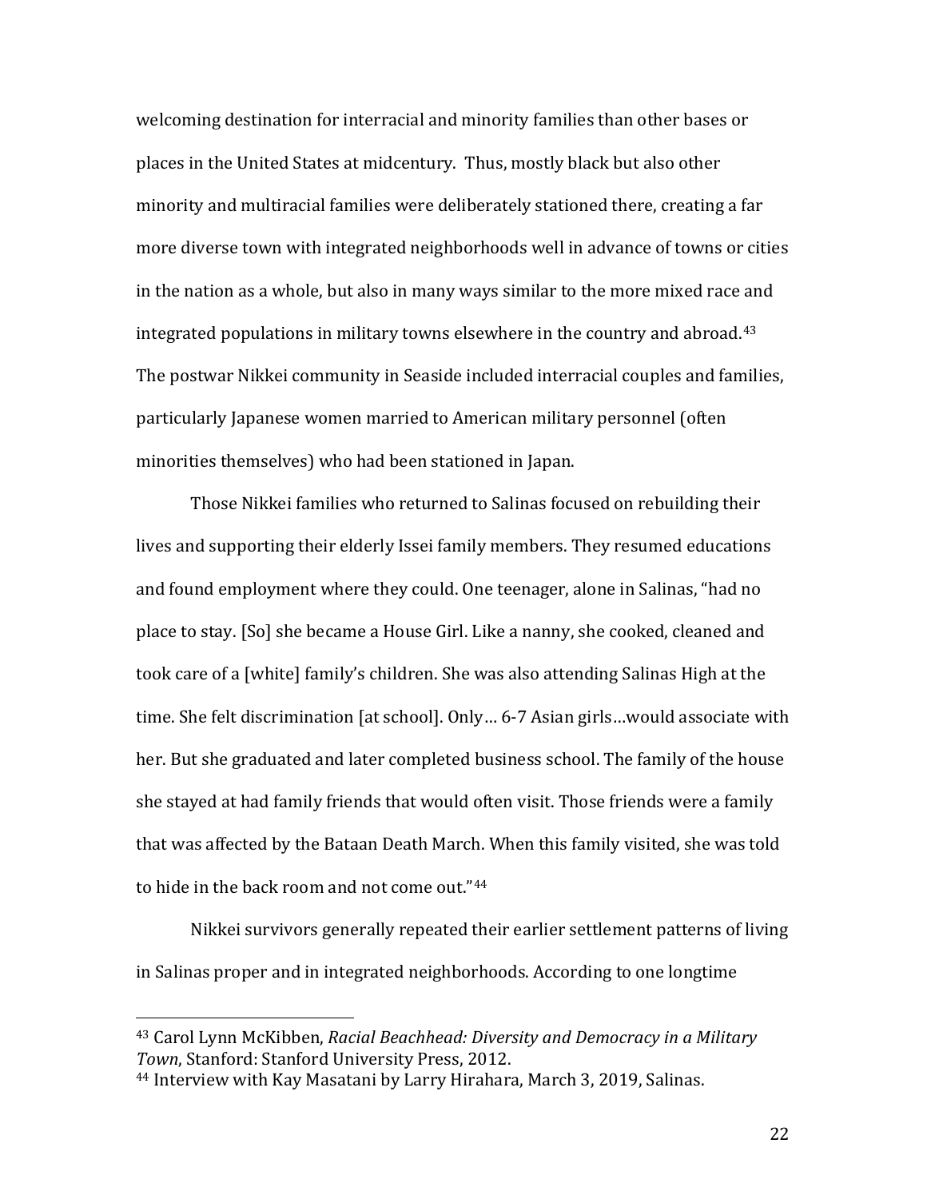welcoming destination for interracial and minority families than other bases or places in the United States at midcentury. Thus, mostly black but also other minority and multiracial families were deliberately stationed there, creating a far more diverse town with integrated neighborhoods well in advance of towns or cities in the nation as a whole, but also in many ways similar to the more mixed race and integrated populations in military towns elsewhere in the country and abroad.[43] The postwar Nikkei community in Seaside included interracial couples and families, particularly Japanese women married to American military personnel (often minorities themselves) who had been stationed in Japan.

Those Nikkei families who returned to Salinas focused on rebuilding their lives and supporting their elderly Issei family members. They resumed educations and found employment where they could. One teenager, alone in Salinas, "had no place to stay. [So] she became a House Girl. Like a nanny, she cooked, cleaned and took care of a [white] family's children. She was also attending Salinas High at the time. She felt discrimination [at school]. Only… 6-7 Asian girls…would associate with her. But she graduated and later completed business school. The family of the house she stayed at had family friends that would often visit. Those friends were a family that was affected by the Bataan Death March. When this family visited, she was told to hide in the back room and not come out."[44]

Nikkei survivors generally repeated their earlier settlement patterns of living in Salinas proper and in integrated neighborhoods. According to one longtime

---

[43] Carol Lynn McKibben, *Racial Beachhead: Diversity and Democracy in a Military Town*, Stanford: Stanford University Press, 2012.

[44] Interview with Kay Masatani by Larry Hirahara, March 3, 2019, Salinas.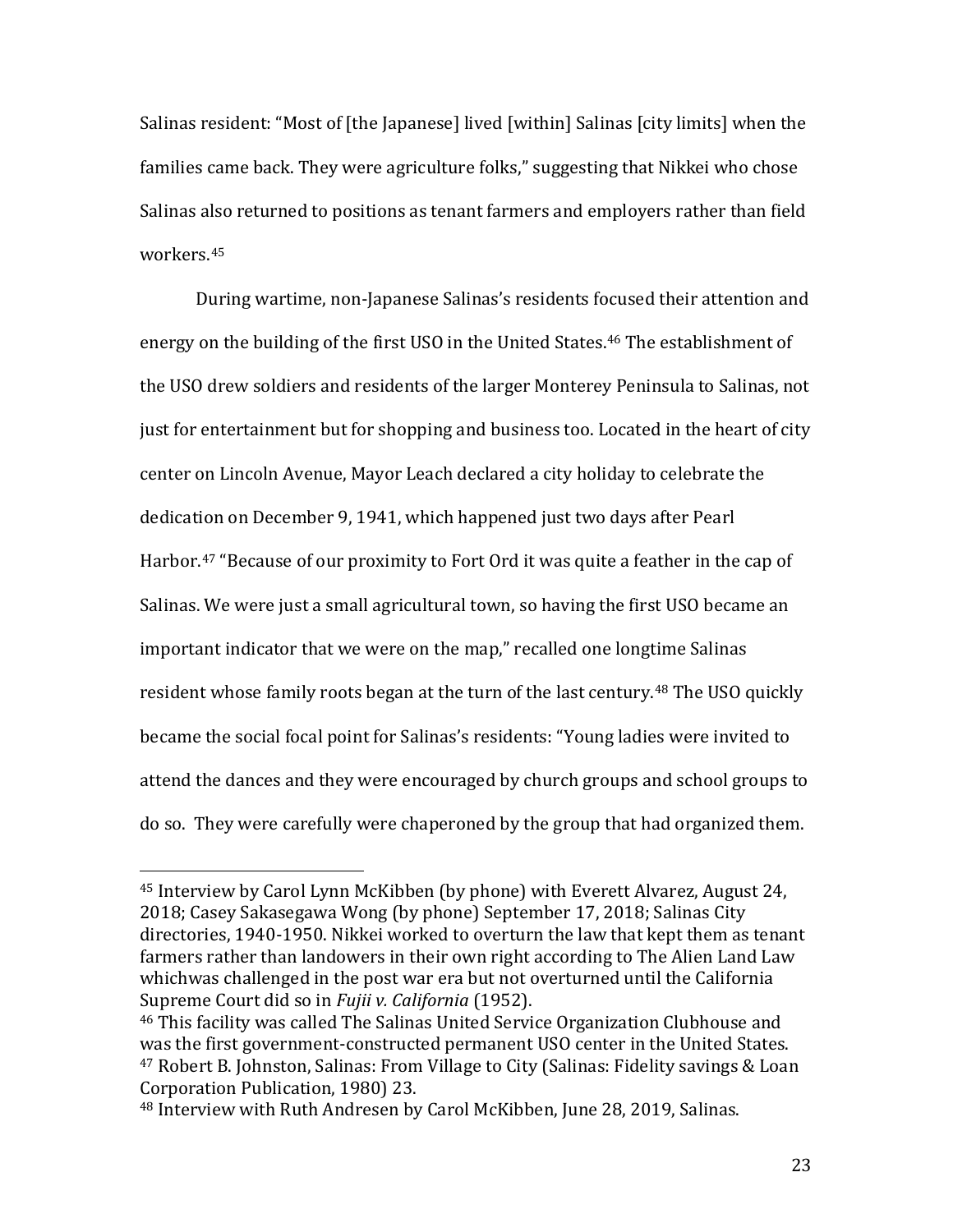Salinas resident: "Most of [the Japanese] lived [within] Salinas [city limits] when the families came back. They were agriculture folks," suggesting that Nikkei who chose Salinas also returned to positions as tenant farmers and employers rather than field workers.[45]

During wartime, non-Japanese Salinas's residents focused their attention and energy on the building of the first USO in the United States.[46] The establishment of the USO drew soldiers and residents of the larger Monterey Peninsula to Salinas, not just for entertainment but for shopping and business too. Located in the heart of city center on Lincoln Avenue, Mayor Leach declared a city holiday to celebrate the dedication on December 9, 1941, which happened just two days after Pearl Harbor.[47] "Because of our proximity to Fort Ord it was quite a feather in the cap of Salinas. We were just a small agricultural town, so having the first USO became an important indicator that we were on the map," recalled one longtime Salinas resident whose family roots began at the turn of the last century.[48] The USO quickly became the social focal point for Salinas's residents: "Young ladies were invited to attend the dances and they were encouraged by church groups and school groups to do so. They were carefully were chaperoned by the group that had organized them.

---

[45] Interview by Carol Lynn McKibben (by phone) with Everett Alvarez, August 24, 2018; Casey Sakasegawa Wong (by phone) September 17, 2018; Salinas City directories, 1940-1950. Nikkei worked to overturn the law that kept them as tenant farmers rather than landowners in their own right according to The Alien Land Law whichwas challenged in the post war era but not overturned until the California Supreme Court did so in *Fujii v. California* (1952).

[46] This facility was called The Salinas United Service Organization Clubhouse and was the first government-constructed permanent USO center in the United States.

[47] Robert B. Johnston, Salinas: From Village to City (Salinas: Fidelity savings & Loan Corporation Publication, 1980) 23.

[48] Interview with Ruth Andresen by Carol McKibben, June 28, 2019, Salinas.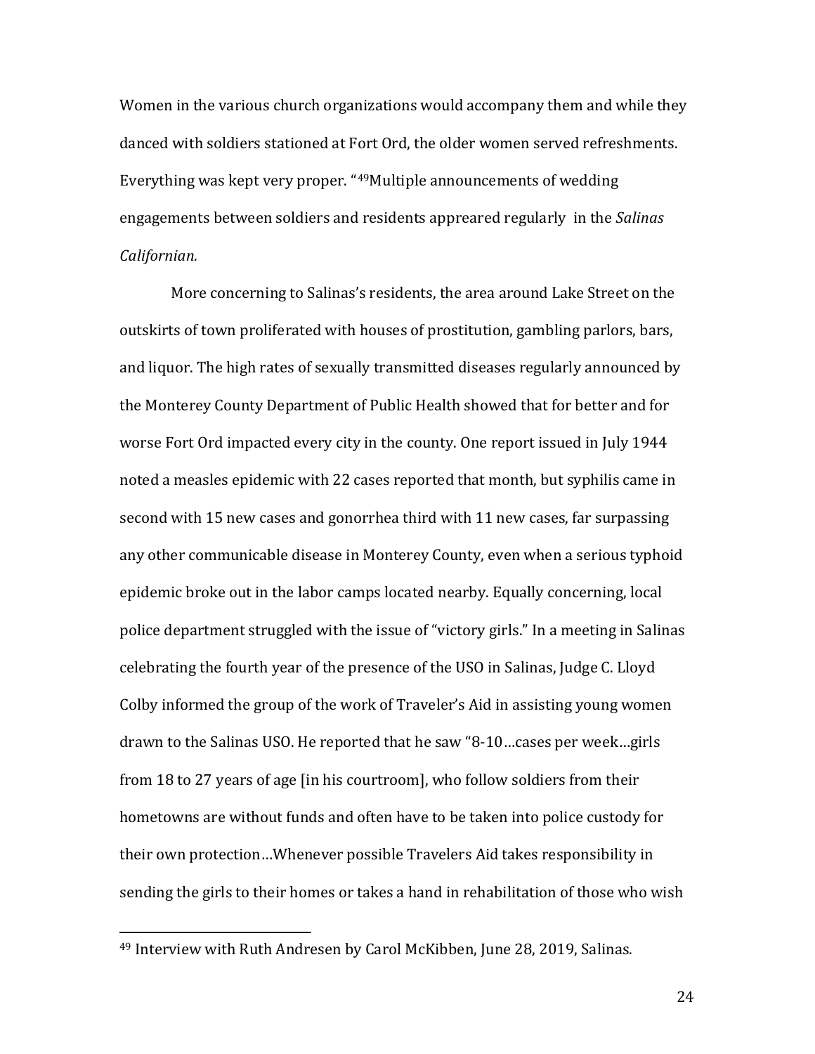Women in the various church organizations would accompany them and while they danced with soldiers stationed at Fort Ord, the older women served refreshments. Everything was kept very proper. "[49]Multiple announcements of wedding engagements between soldiers and residents appeared regularly in the *Salinas Californian.*

More concerning to Salinas's residents, the area around Lake Street on the outskirts of town proliferated with houses of prostitution, gambling parlors, bars, and liquor. The high rates of sexually transmitted diseases regularly announced by the Monterey County Department of Public Health showed that for better and for worse Fort Ord impacted every city in the county. One report issued in July 1944 noted a measles epidemic with 22 cases reported that month, but syphilis came in second with 15 new cases and gonorrhea third with 11 new cases, far surpassing any other communicable disease in Monterey County, even when a serious typhoid epidemic broke out in the labor camps located nearby. Equally concerning, local police department struggled with the issue of "victory girls." In a meeting in Salinas celebrating the fourth year of the presence of the USO in Salinas, Judge C. Lloyd Colby informed the group of the work of Traveler's Aid in assisting young women drawn to the Salinas USO. He reported that he saw "8-10…cases per week…girls from 18 to 27 years of age [in his courtroom], who follow soldiers from their hometowns are without funds and often have to be taken into police custody for their own protection…Whenever possible Travelers Aid takes responsibility in sending the girls to their homes or takes a hand in rehabilitation of those who wish

[49] Interview with Ruth Andresen by Carol McKibben, June 28, 2019, Salinas.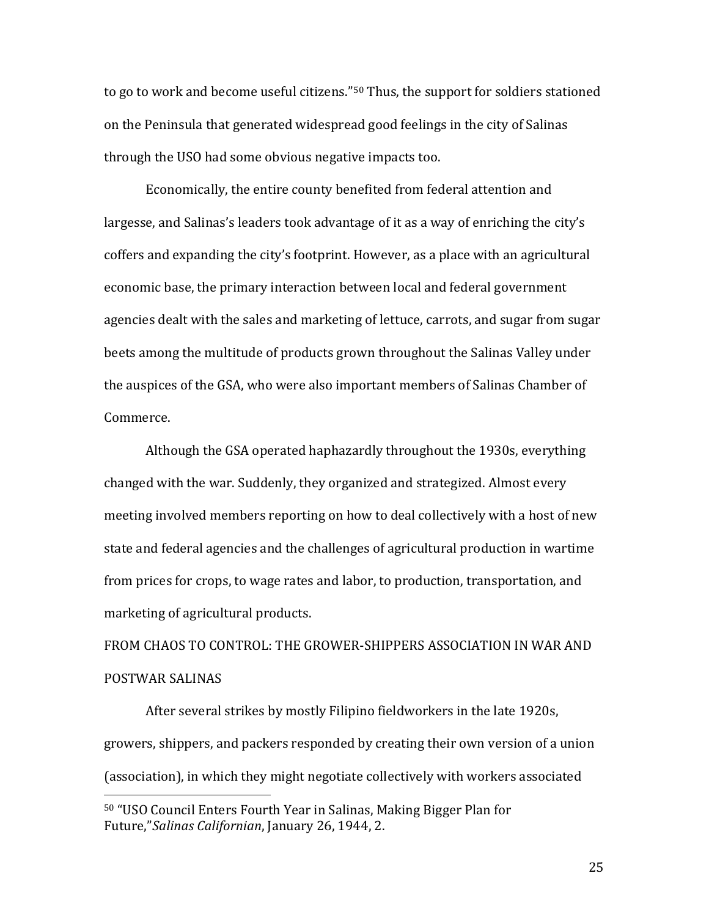to go to work and become useful citizens."[50] Thus, the support for soldiers stationed on the Peninsula that generated widespread good feelings in the city of Salinas through the USO had some obvious negative impacts too.

Economically, the entire county benefited from federal attention and largesse, and Salinas's leaders took advantage of it as a way of enriching the city's coffers and expanding the city's footprint. However, as a place with an agricultural economic base, the primary interaction between local and federal government agencies dealt with the sales and marketing of lettuce, carrots, and sugar from sugar beets among the multitude of products grown throughout the Salinas Valley under the auspices of the GSA, who were also important members of Salinas Chamber of Commerce.

Although the GSA operated haphazardly throughout the 1930s, everything changed with the war. Suddenly, they organized and strategized. Almost every meeting involved members reporting on how to deal collectively with a host of new state and federal agencies and the challenges of agricultural production in wartime from prices for crops, to wage rates and labor, to production, transportation, and marketing of agricultural products.

## FROM CHAOS TO CONTROL: THE GROWER-SHIPPERS ASSOCIATION IN WAR AND POSTWAR SALINAS

After several strikes by mostly Filipino fieldworkers in the late 1920s, growers, shippers, and packers responded by creating their own version of a union (association), in which they might negotiate collectively with workers associated

---

[50] "USO Council Enters Fourth Year in Salinas, Making Bigger Plan for Future,"*Salinas Californian*, January 26, 1944, 2.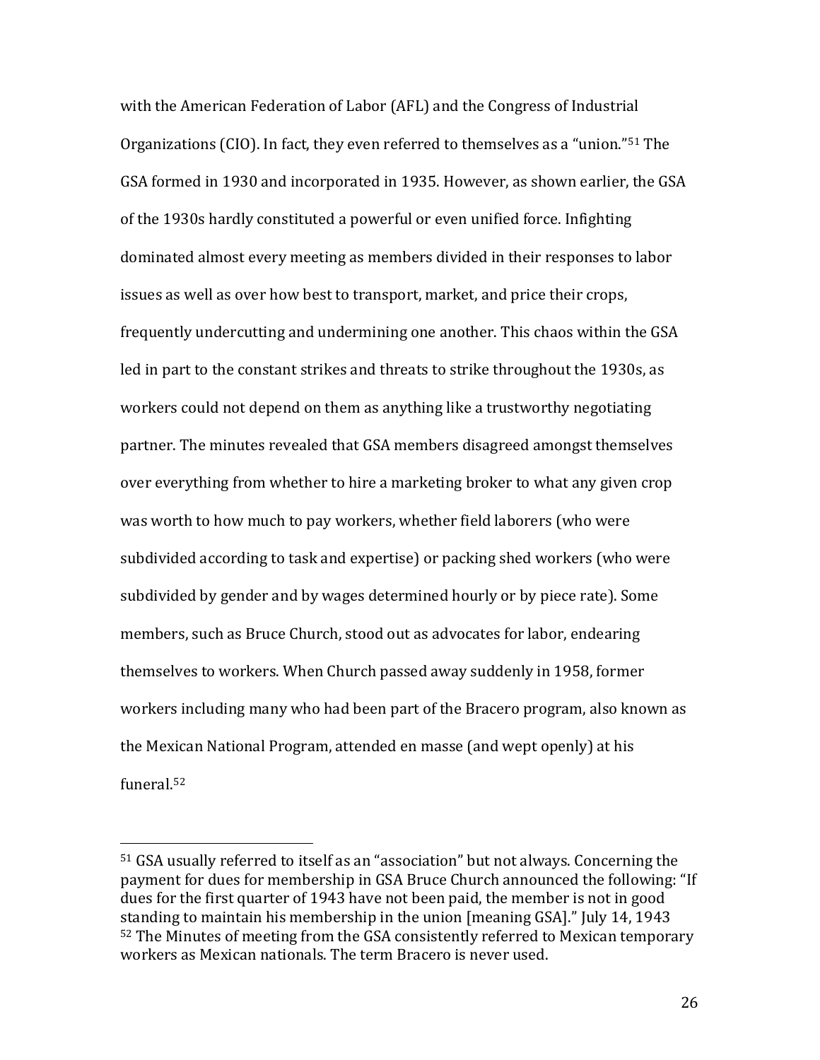with the American Federation of Labor (AFL) and the Congress of Industrial Organizations (CIO). In fact, they even referred to themselves as a "union."[51] The GSA formed in 1930 and incorporated in 1935. However, as shown earlier, the GSA of the 1930s hardly constituted a powerful or even unified force. Infighting dominated almost every meeting as members divided in their responses to labor issues as well as over how best to transport, market, and price their crops, frequently undercutting and undermining one another. This chaos within the GSA led in part to the constant strikes and threats to strike throughout the 1930s, as workers could not depend on them as anything like a trustworthy negotiating partner. The minutes revealed that GSA members disagreed amongst themselves over everything from whether to hire a marketing broker to what any given crop was worth to how much to pay workers, whether field laborers (who were subdivided according to task and expertise) or packing shed workers (who were subdivided by gender and by wages determined hourly or by piece rate). Some members, such as Bruce Church, stood out as advocates for labor, endearing themselves to workers. When Church passed away suddenly in 1958, former workers including many who had been part of the Bracero program, also known as the Mexican National Program, attended en masse (and wept openly) at his funeral.[52]

---

[51] GSA usually referred to itself as an "association" but not always. Concerning the payment for dues for membership in GSA Bruce Church announced the following: "If dues for the first quarter of 1943 have not been paid, the member is not in good standing to maintain his membership in the union [meaning GSA]." July 14, 1943

[52] The Minutes of meeting from the GSA consistently referred to Mexican temporary workers as Mexican nationals. The term Bracero is never used.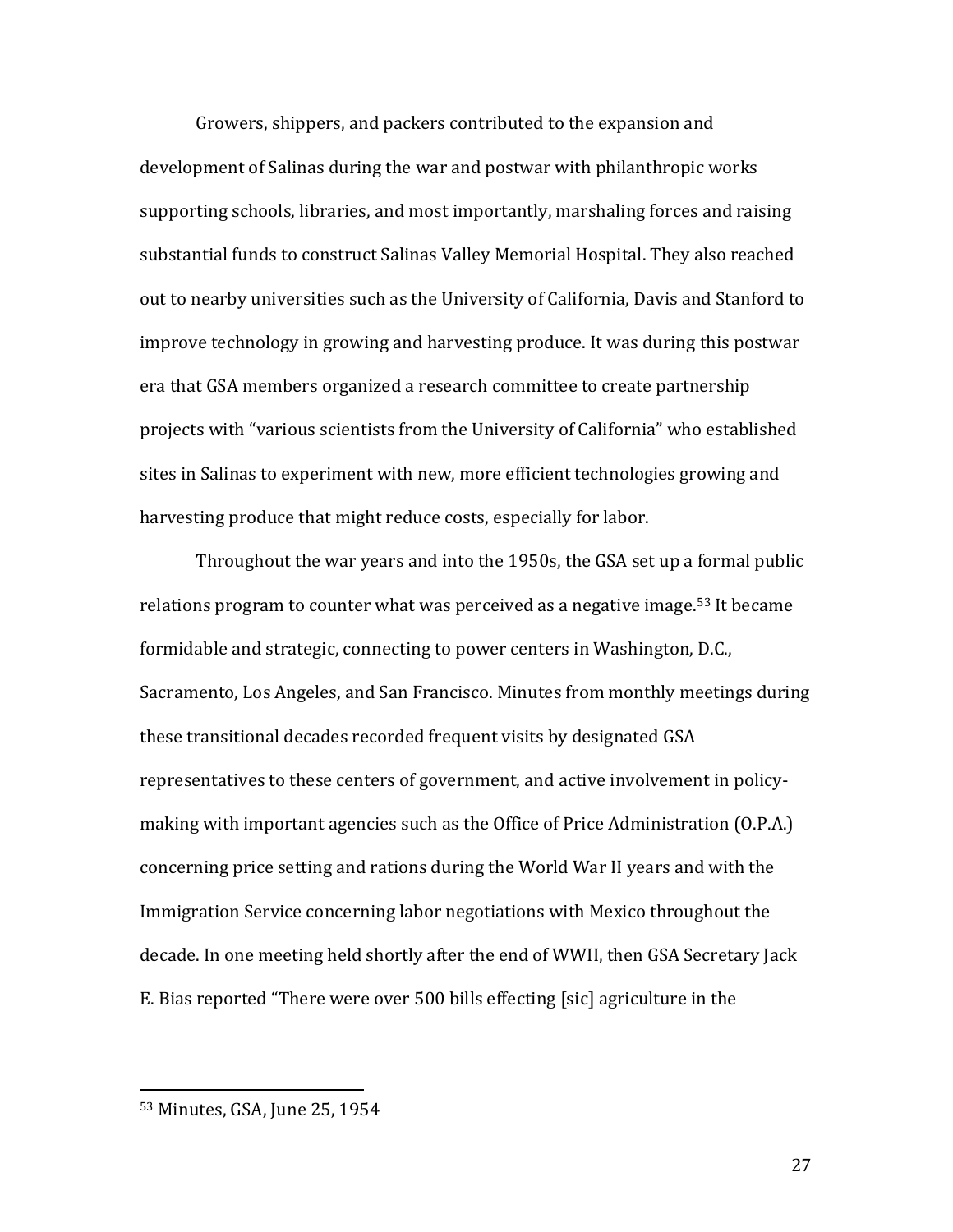Growers, shippers, and packers contributed to the expansion and development of Salinas during the war and postwar with philanthropic works supporting schools, libraries, and most importantly, marshaling forces and raising substantial funds to construct Salinas Valley Memorial Hospital. They also reached out to nearby universities such as the University of California, Davis and Stanford to improve technology in growing and harvesting produce. It was during this postwar era that GSA members organized a research committee to create partnership projects with "various scientists from the University of California" who established sites in Salinas to experiment with new, more efficient technologies growing and harvesting produce that might reduce costs, especially for labor.

Throughout the war years and into the 1950s, the GSA set up a formal public relations program to counter what was perceived as a negative image.[53] It became formidable and strategic, connecting to power centers in Washington, D.C., Sacramento, Los Angeles, and San Francisco. Minutes from monthly meetings during these transitional decades recorded frequent visits by designated GSA representatives to these centers of government, and active involvement in policy-making with important agencies such as the Office of Price Administration (O.P.A.) concerning price setting and rations during the World War II years and with the Immigration Service concerning labor negotiations with Mexico throughout the decade. In one meeting held shortly after the end of WWII, then GSA Secretary Jack E. Bias reported "There were over 500 bills effecting [sic] agriculture in the

---

[53] Minutes, GSA, June 25, 1954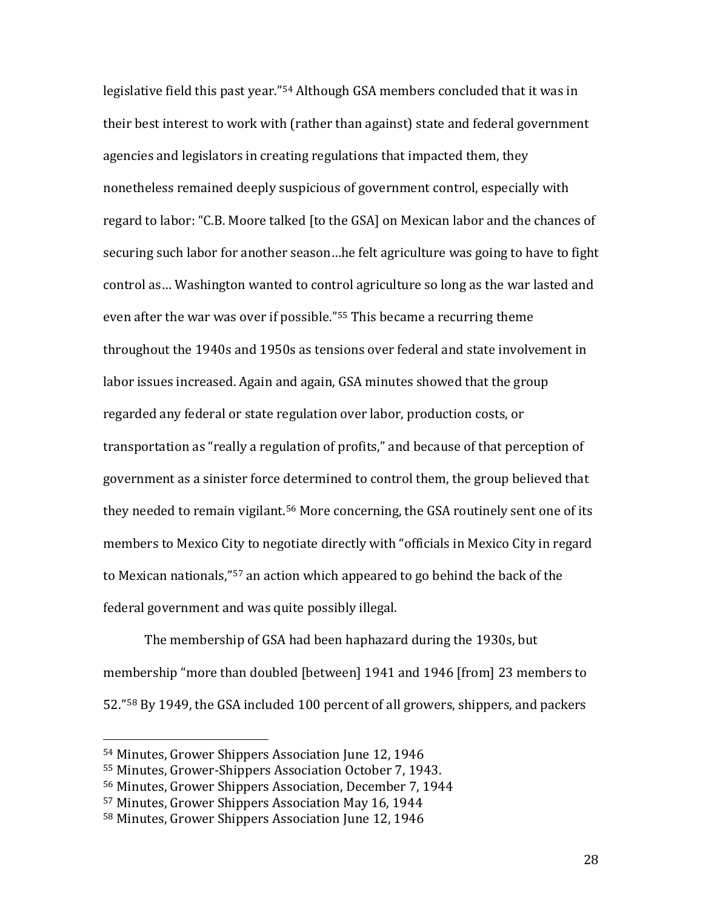legislative field this past year."[54] Although GSA members concluded that it was in their best interest to work with (rather than against) state and federal government agencies and legislators in creating regulations that impacted them, they nonetheless remained deeply suspicious of government control, especially with regard to labor: "C.B. Moore talked [to the GSA] on Mexican labor and the chances of securing such labor for another season…he felt agriculture was going to have to fight control as… Washington wanted to control agriculture so long as the war lasted and even after the war was over if possible."[55] This became a recurring theme throughout the 1940s and 1950s as tensions over federal and state involvement in labor issues increased. Again and again, GSA minutes showed that the group regarded any federal or state regulation over labor, production costs, or transportation as "really a regulation of profits," and because of that perception of government as a sinister force determined to control them, the group believed that they needed to remain vigilant.[56] More concerning, the GSA routinely sent one of its members to Mexico City to negotiate directly with "officials in Mexico City in regard to Mexican nationals,"[57] an action which appeared to go behind the back of the federal government and was quite possibly illegal.

The membership of GSA had been haphazard during the 1930s, but membership "more than doubled [between] 1941 and 1946 [from] 23 members to 52."[58] By 1949, the GSA included 100 percent of all growers, shippers, and packers

---

[54] Minutes, Grower Shippers Association June 12, 1946

[55] Minutes, Grower-Shippers Association October 7, 1943.

[56] Minutes, Grower Shippers Association, December 7, 1944

[57] Minutes, Grower Shippers Association May 16, 1944

[58] Minutes, Grower Shippers Association June 12, 1946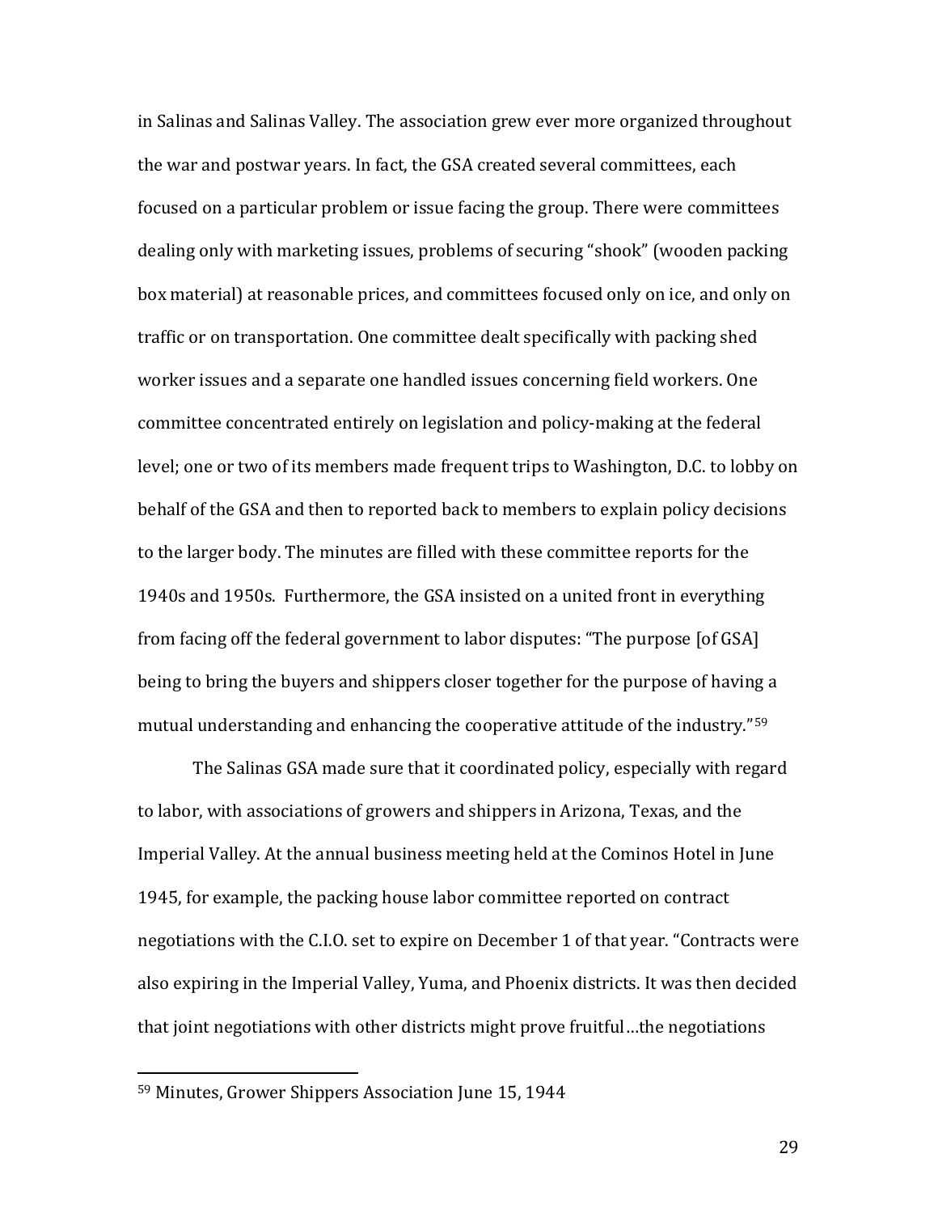in Salinas and Salinas Valley. The association grew ever more organized throughout the war and postwar years. In fact, the GSA created several committees, each focused on a particular problem or issue facing the group. There were committees dealing only with marketing issues, problems of securing "shook" (wooden packing box material) at reasonable prices, and committees focused only on ice, and only on traffic or on transportation. One committee dealt specifically with packing shed worker issues and a separate one handled issues concerning field workers. One committee concentrated entirely on legislation and policy-making at the federal level; one or two of its members made frequent trips to Washington, D.C. to lobby on behalf of the GSA and then to reported back to members to explain policy decisions to the larger body. The minutes are filled with these committee reports for the 1940s and 1950s. Furthermore, the GSA insisted on a united front in everything from facing off the federal government to labor disputes: "The purpose [of GSA] being to bring the buyers and shippers closer together for the purpose of having a mutual understanding and enhancing the cooperative attitude of the industry."[59]

The Salinas GSA made sure that it coordinated policy, especially with regard to labor, with associations of growers and shippers in Arizona, Texas, and the Imperial Valley. At the annual business meeting held at the Cominos Hotel in June 1945, for example, the packing house labor committee reported on contract negotiations with the C.I.O. set to expire on December 1 of that year. "Contracts were also expiring in the Imperial Valley, Yuma, and Phoenix districts. It was then decided that joint negotiations with other districts might prove fruitful…the negotiations

---

[59] Minutes, Grower Shippers Association June 15, 1944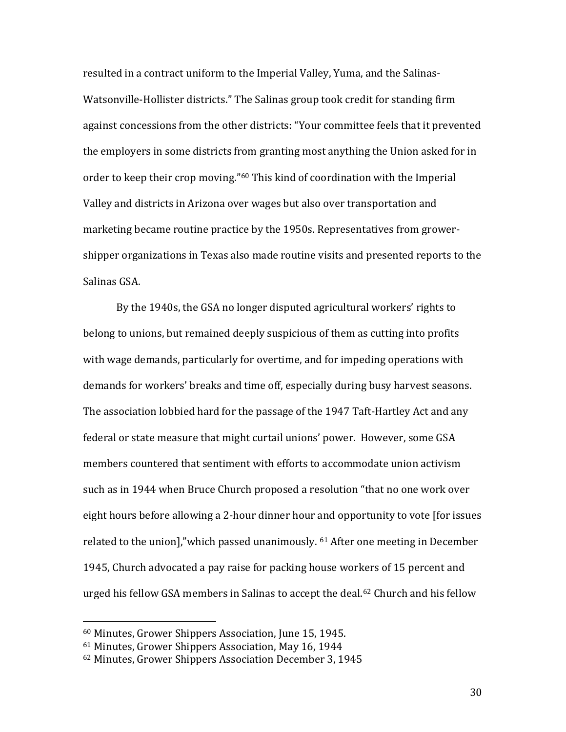resulted in a contract uniform to the Imperial Valley, Yuma, and the Salinas-Watsonville-Hollister districts." The Salinas group took credit for standing firm against concessions from the other districts: "Your committee feels that it prevented the employers in some districts from granting most anything the Union asked for in order to keep their crop moving."[60] This kind of coordination with the Imperial Valley and districts in Arizona over wages but also over transportation and marketing became routine practice by the 1950s. Representatives from grower-shipper organizations in Texas also made routine visits and presented reports to the Salinas GSA.

By the 1940s, the GSA no longer disputed agricultural workers' rights to belong to unions, but remained deeply suspicious of them as cutting into profits with wage demands, particularly for overtime, and for impeding operations with demands for workers' breaks and time off, especially during busy harvest seasons. The association lobbied hard for the passage of the 1947 Taft-Hartley Act and any federal or state measure that might curtail unions' power. However, some GSA members countered that sentiment with efforts to accommodate union activism such as in 1944 when Bruce Church proposed a resolution "that no one work over eight hours before allowing a 2-hour dinner hour and opportunity to vote [for issues related to the union],"which passed unanimously. [61] After one meeting in December 1945, Church advocated a pay raise for packing house workers of 15 percent and urged his fellow GSA members in Salinas to accept the deal.[62] Church and his fellow

---

[60] Minutes, Grower Shippers Association, June 15, 1945.

[61] Minutes, Grower Shippers Association, May 16, 1944

[62] Minutes, Grower Shippers Association December 3, 1945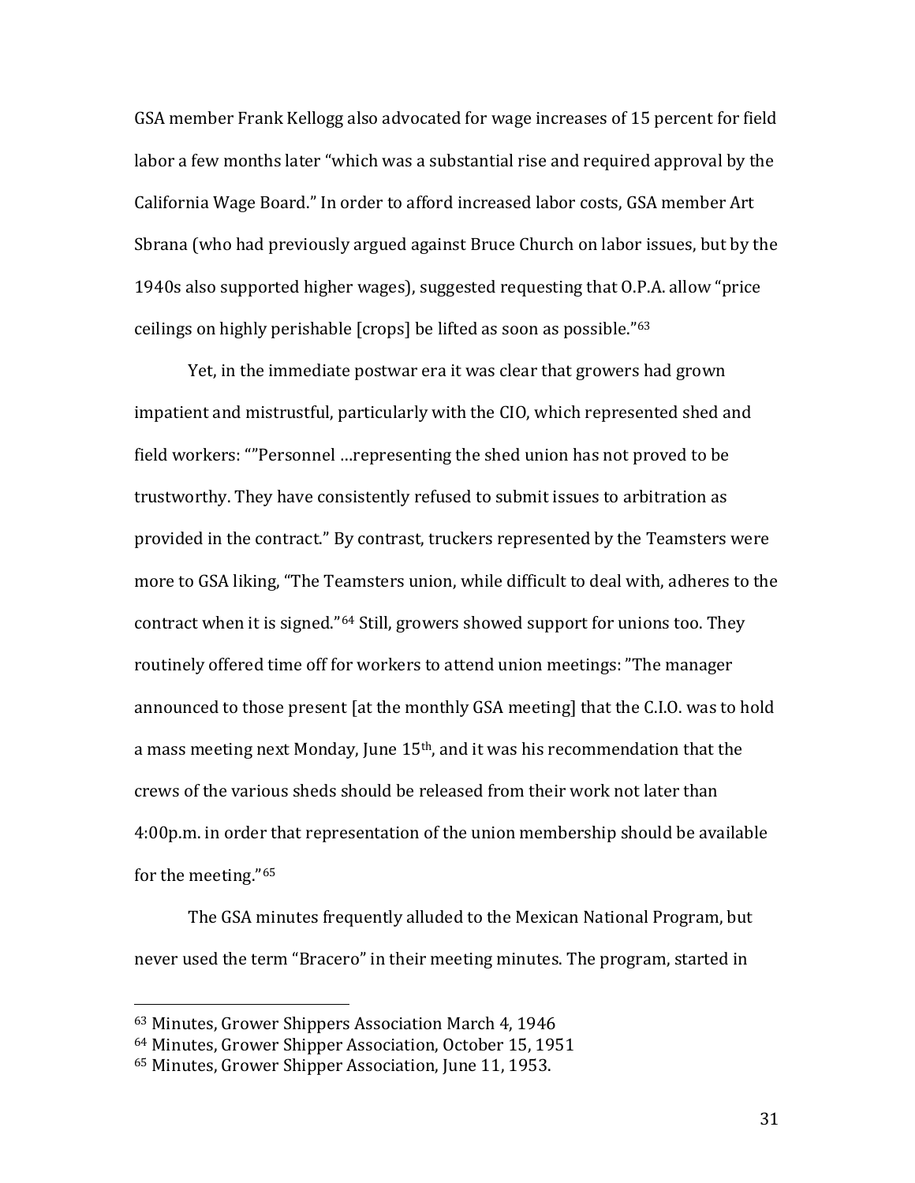GSA member Frank Kellogg also advocated for wage increases of 15 percent for field labor a few months later "which was a substantial rise and required approval by the California Wage Board." In order to afford increased labor costs, GSA member Art Sbrana (who had previously argued against Bruce Church on labor issues, but by the 1940s also supported higher wages), suggested requesting that O.P.A. allow "price ceilings on highly perishable [crops] be lifted as soon as possible."[63]

Yet, in the immediate postwar era it was clear that growers had grown impatient and mistrustful, particularly with the CIO, which represented shed and field workers: ""Personnel …representing the shed union has not proved to be trustworthy. They have consistently refused to submit issues to arbitration as provided in the contract." By contrast, truckers represented by the Teamsters were more to GSA liking, "The Teamsters union, while difficult to deal with, adheres to the contract when it is signed."[64] Still, growers showed support for unions too. They routinely offered time off for workers to attend union meetings: "The manager announced to those present [at the monthly GSA meeting] that the C.I.O. was to hold a mass meeting next Monday, June 15th, and it was his recommendation that the crews of the various sheds should be released from their work not later than 4:00p.m. in order that representation of the union membership should be available for the meeting."[65]

The GSA minutes frequently alluded to the Mexican National Program, but never used the term "Bracero" in their meeting minutes. The program, started in

---

[63] Minutes, Grower Shippers Association March 4, 1946

[64] Minutes, Grower Shipper Association, October 15, 1951

[65] Minutes, Grower Shipper Association, June 11, 1953.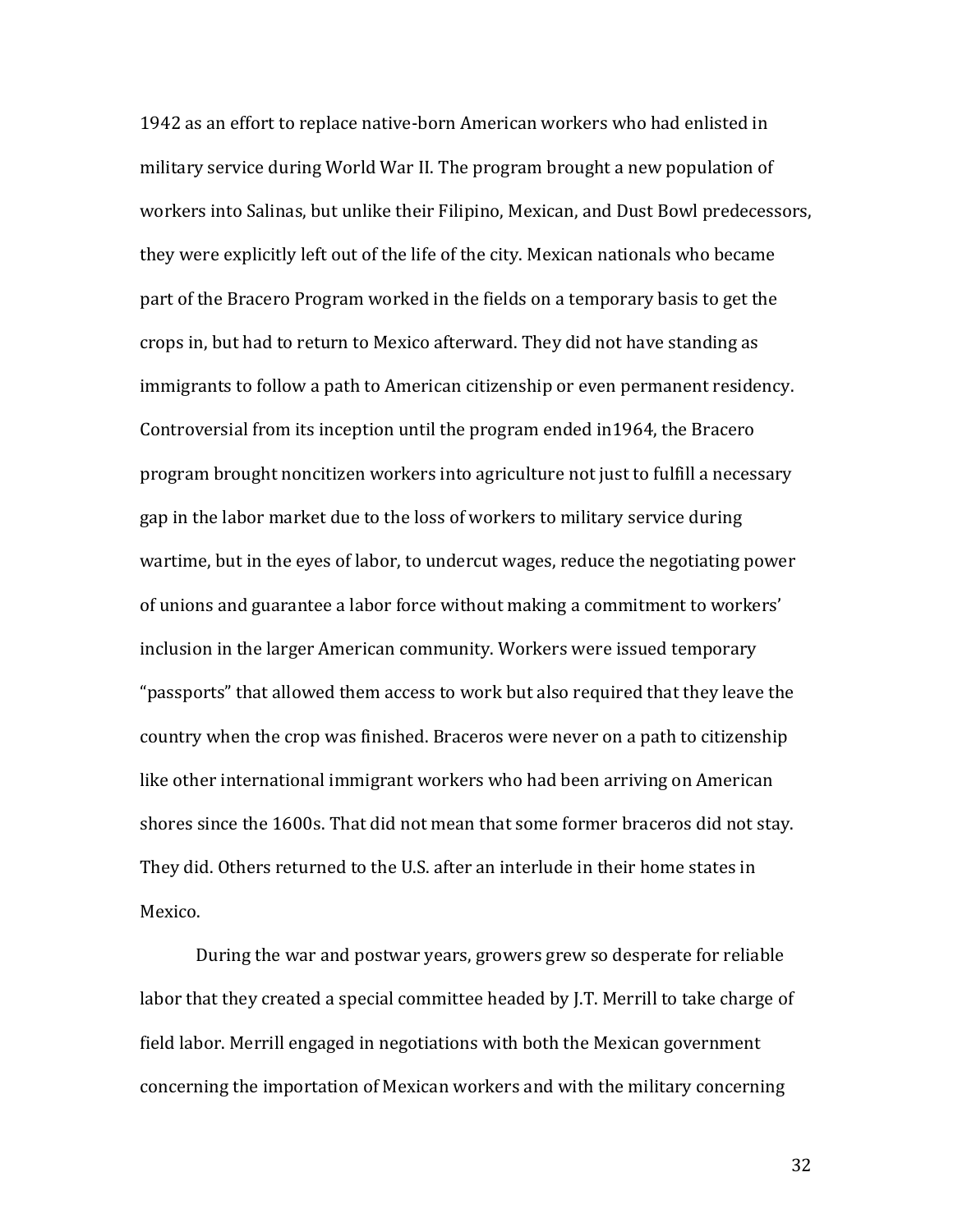1942 as an effort to replace native-born American workers who had enlisted in military service during World War II. The program brought a new population of workers into Salinas, but unlike their Filipino, Mexican, and Dust Bowl predecessors, they were explicitly left out of the life of the city. Mexican nationals who became part of the Bracero Program worked in the fields on a temporary basis to get the crops in, but had to return to Mexico afterward. They did not have standing as immigrants to follow a path to American citizenship or even permanent residency. Controversial from its inception until the program ended in1964, the Bracero program brought noncitizen workers into agriculture not just to fulfill a necessary gap in the labor market due to the loss of workers to military service during wartime, but in the eyes of labor, to undercut wages, reduce the negotiating power of unions and guarantee a labor force without making a commitment to workers' inclusion in the larger American community. Workers were issued temporary "passports" that allowed them access to work but also required that they leave the country when the crop was finished. Braceros were never on a path to citizenship like other international immigrant workers who had been arriving on American shores since the 1600s. That did not mean that some former braceros did not stay. They did. Others returned to the U.S. after an interlude in their home states in Mexico.

During the war and postwar years, growers grew so desperate for reliable labor that they created a special committee headed by J.T. Merrill to take charge of field labor. Merrill engaged in negotiations with both the Mexican government concerning the importation of Mexican workers and with the military concerning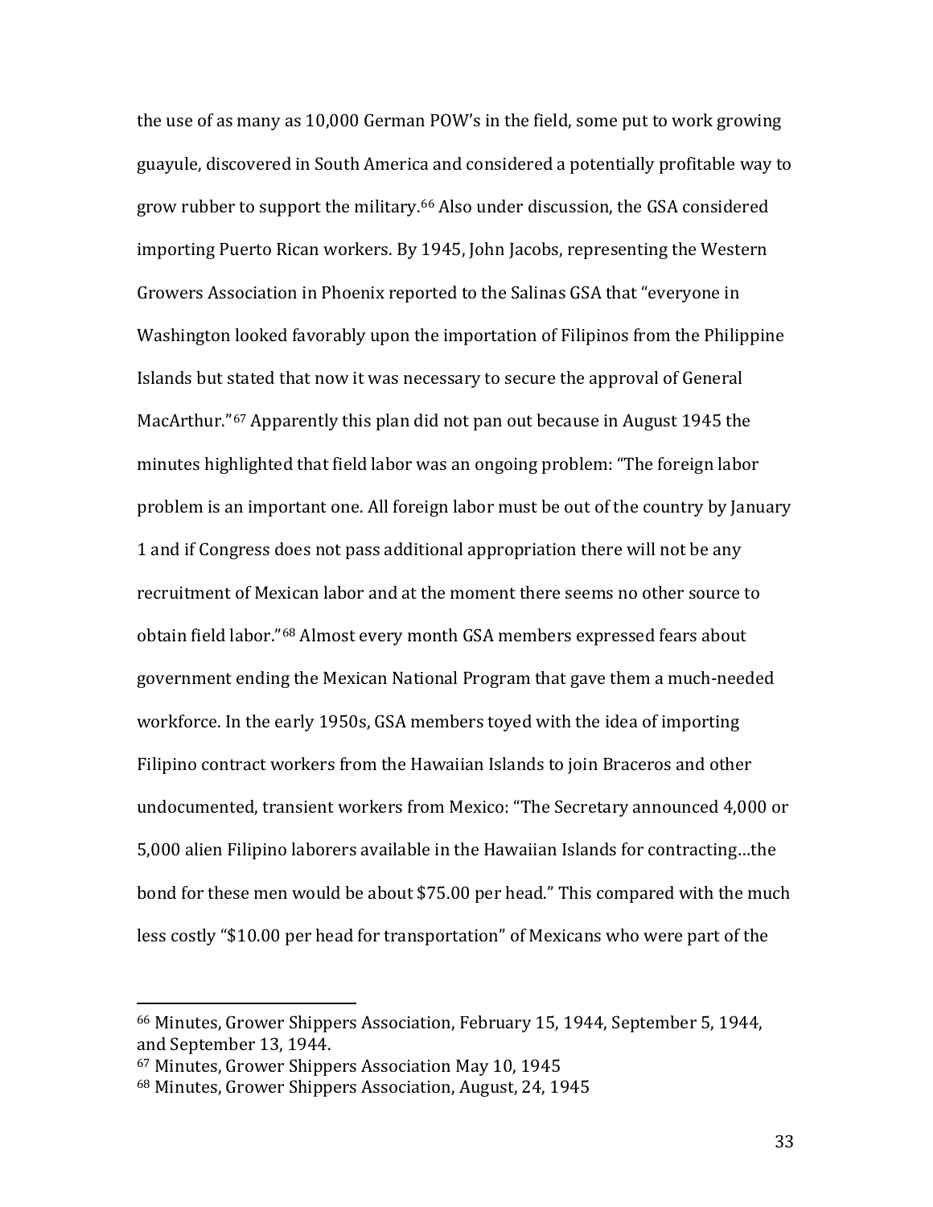the use of as many as 10,000 German POW's in the field, some put to work growing guayule, discovered in South America and considered a potentially profitable way to grow rubber to support the military.[66] Also under discussion, the GSA considered importing Puerto Rican workers. By 1945, John Jacobs, representing the Western Growers Association in Phoenix reported to the Salinas GSA that "everyone in Washington looked favorably upon the importation of Filipinos from the Philippine Islands but stated that now it was necessary to secure the approval of General MacArthur."[67] Apparently this plan did not pan out because in August 1945 the minutes highlighted that field labor was an ongoing problem: "The foreign labor problem is an important one. All foreign labor must be out of the country by January 1 and if Congress does not pass additional appropriation there will not be any recruitment of Mexican labor and at the moment there seems no other source to obtain field labor."[68] Almost every month GSA members expressed fears about government ending the Mexican National Program that gave them a much-needed workforce. In the early 1950s, GSA members toyed with the idea of importing Filipino contract workers from the Hawaiian Islands to join Braceros and other undocumented, transient workers from Mexico: "The Secretary announced 4,000 or 5,000 alien Filipino laborers available in the Hawaiian Islands for contracting…the bond for these men would be about $75.00 per head." This compared with the much less costly "$10.00 per head for transportation" of Mexicans who were part of the

---

[66] Minutes, Grower Shippers Association, February 15, 1944, September 5, 1944, and September 13, 1944.

[67] Minutes, Grower Shippers Association May 10, 1945

[68] Minutes, Grower Shippers Association, August, 24, 1945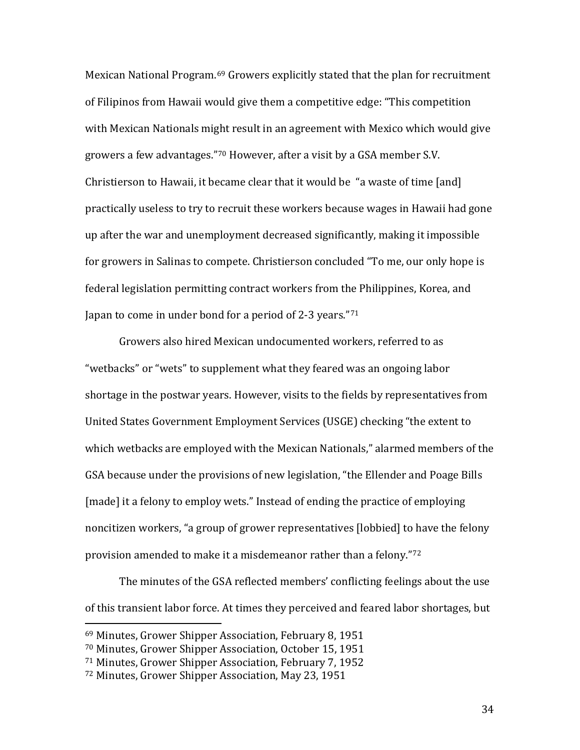Mexican National Program.[69] Growers explicitly stated that the plan for recruitment of Filipinos from Hawaii would give them a competitive edge: "This competition with Mexican Nationals might result in an agreement with Mexico which would give growers a few advantages."[70] However, after a visit by a GSA member S.V. Christierson to Hawaii, it became clear that it would be "a waste of time [and] practically useless to try to recruit these workers because wages in Hawaii had gone up after the war and unemployment decreased significantly, making it impossible for growers in Salinas to compete. Christierson concluded "To me, our only hope is federal legislation permitting contract workers from the Philippines, Korea, and Japan to come in under bond for a period of 2-3 years."[71]

Growers also hired Mexican undocumented workers, referred to as "wetbacks" or "wets" to supplement what they feared was an ongoing labor shortage in the postwar years. However, visits to the fields by representatives from United States Government Employment Services (USGE) checking "the extent to which wetbacks are employed with the Mexican Nationals," alarmed members of the GSA because under the provisions of new legislation, "the Ellender and Poage Bills [made] it a felony to employ wets." Instead of ending the practice of employing noncitizen workers, "a group of grower representatives [lobbied] to have the felony provision amended to make it a misdemeanor rather than a felony."[72]

The minutes of the GSA reflected members' conflicting feelings about the use of this transient labor force. At times they perceived and feared labor shortages, but

---

[69] Minutes, Grower Shipper Association, February 8, 1951

[70] Minutes, Grower Shipper Association, October 15, 1951

[71] Minutes, Grower Shipper Association, February 7, 1952

[72] Minutes, Grower Shipper Association, May 23, 1951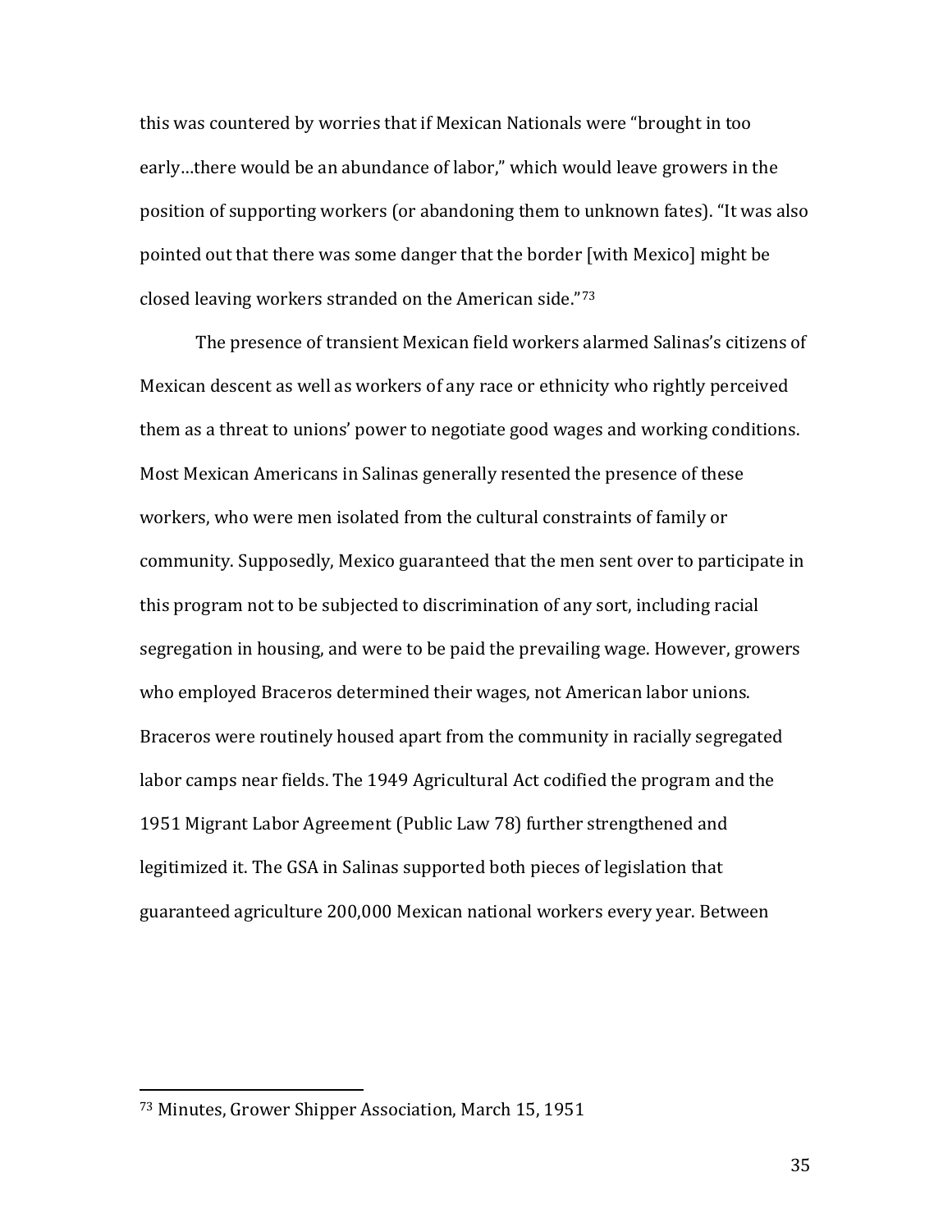this was countered by worries that if Mexican Nationals were "brought in too early…there would be an abundance of labor," which would leave growers in the position of supporting workers (or abandoning them to unknown fates). "It was also pointed out that there was some danger that the border [with Mexico] might be closed leaving workers stranded on the American side."[73]

The presence of transient Mexican field workers alarmed Salinas's citizens of Mexican descent as well as workers of any race or ethnicity who rightly perceived them as a threat to unions' power to negotiate good wages and working conditions. Most Mexican Americans in Salinas generally resented the presence of these workers, who were men isolated from the cultural constraints of family or community. Supposedly, Mexico guaranteed that the men sent over to participate in this program not to be subjected to discrimination of any sort, including racial segregation in housing, and were to be paid the prevailing wage. However, growers who employed Braceros determined their wages, not American labor unions. Braceros were routinely housed apart from the community in racially segregated labor camps near fields. The 1949 Agricultural Act codified the program and the 1951 Migrant Labor Agreement (Public Law 78) further strengthened and legitimized it. The GSA in Salinas supported both pieces of legislation that guaranteed agriculture 200,000 Mexican national workers every year. Between

---

[73] Minutes, Grower Shipper Association, March 15, 1951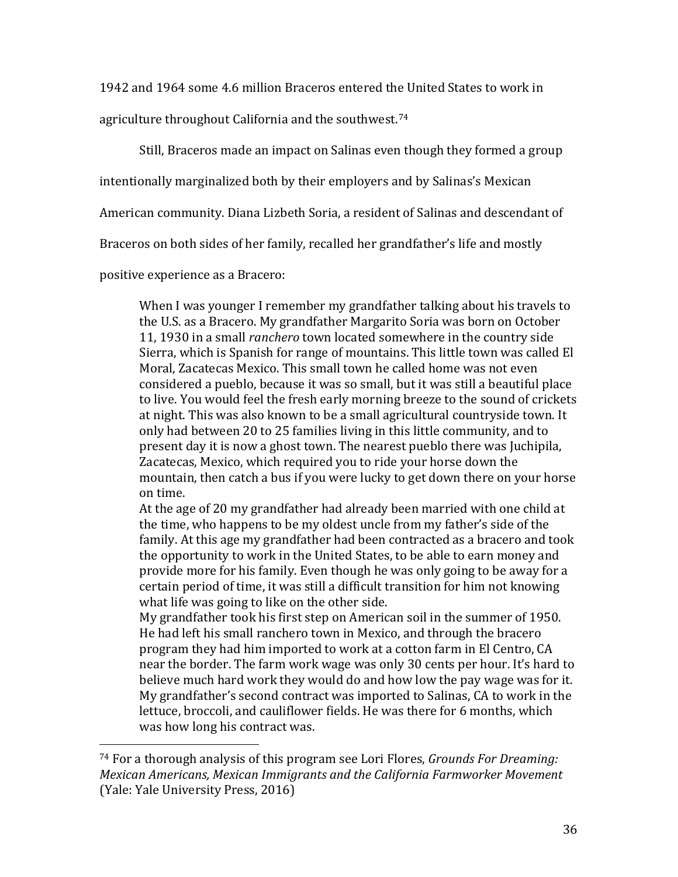1942 and 1964 some 4.6 million Braceros entered the United States to work in agriculture throughout California and the southwest.[74]

Still, Braceros made an impact on Salinas even though they formed a group intentionally marginalized both by their employers and by Salinas's Mexican American community. Diana Lizbeth Soria, a resident of Salinas and descendant of Braceros on both sides of her family, recalled her grandfather's life and mostly positive experience as a Bracero:

> When I was younger I remember my grandfather talking about his travels to the U.S. as a Bracero. My grandfather Margarito Soria was born on October 11, 1930 in a small *ranchero* town located somewhere in the country side Sierra, which is Spanish for range of mountains. This little town was called El Moral, Zacatecas Mexico. This small town he called home was not even considered a pueblo, because it was so small, but it was still a beautiful place to live. You would feel the fresh early morning breeze to the sound of crickets at night. This was also known to be a small agricultural countryside town. It only had between 20 to 25 families living in this little community, and to present day it is now a ghost town. The nearest pueblo there was Juchipila, Zacatecas, Mexico, which required you to ride your horse down the mountain, then catch a bus if you were lucky to get down there on your horse on time.
>
> At the age of 20 my grandfather had already been married with one child at the time, who happens to be my oldest uncle from my father's side of the family. At this age my grandfather had been contracted as a bracero and took the opportunity to work in the United States, to be able to earn money and provide more for his family. Even though he was only going to be away for a certain period of time, it was still a difficult transition for him not knowing what life was going to like on the other side.
>
> My grandfather took his first step on American soil in the summer of 1950. He had left his small ranchero town in Mexico, and through the bracero program they had him imported to work at a cotton farm in El Centro, CA near the border. The farm work wage was only 30 cents per hour. It's hard to believe much hard work they would do and how low the pay wage was for it. My grandfather's second contract was imported to Salinas, CA to work in the lettuce, broccoli, and cauliflower fields. He was there for 6 months, which was how long his contract was.

---

[74] For a thorough analysis of this program see Lori Flores, *Grounds For Dreaming: Mexican Americans, Mexican Immigrants and the California Farmworker Movement* (Yale: Yale University Press, 2016)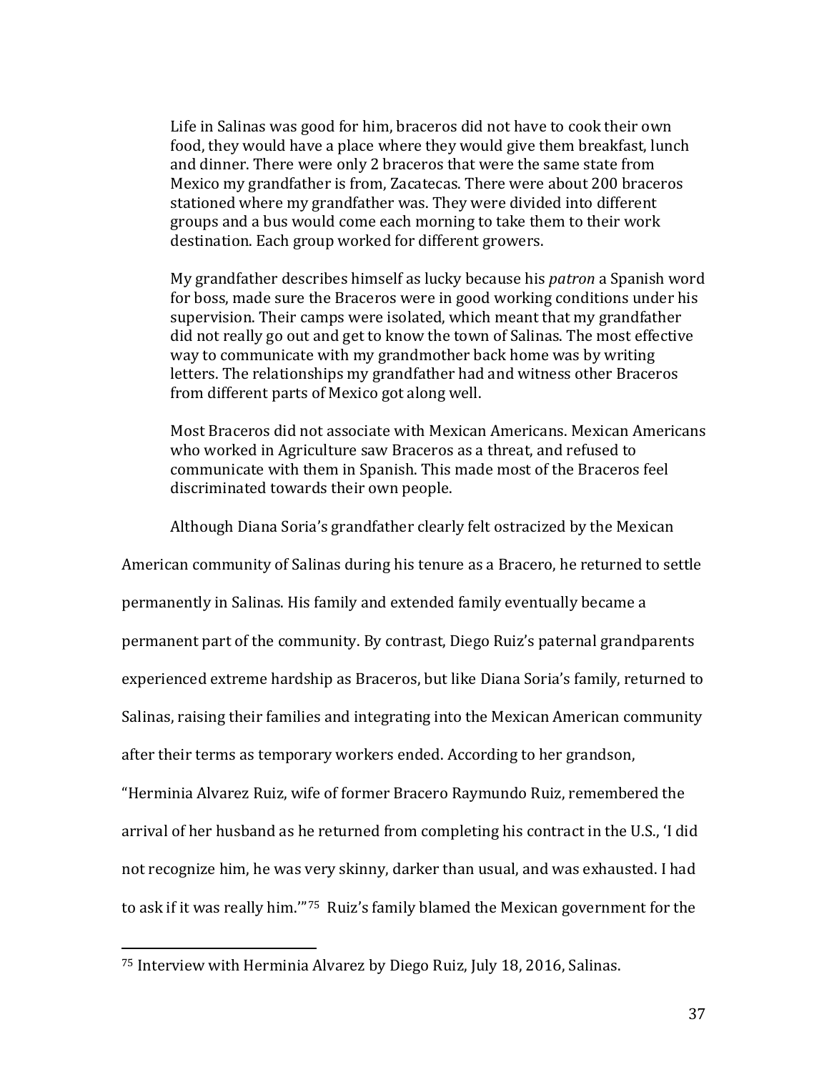> Life in Salinas was good for him, braceros did not have to cook their own food, they would have a place where they would give them breakfast, lunch and dinner. There were only 2 braceros that were the same state from Mexico my grandfather is from, Zacatecas. There were about 200 braceros stationed where my grandfather was. They were divided into different groups and a bus would come each morning to take them to their work destination. Each group worked for different growers.
>
> My grandfather describes himself as lucky because his *patron* a Spanish word for boss, made sure the Braceros were in good working conditions under his supervision. Their camps were isolated, which meant that my grandfather did not really go out and get to know the town of Salinas. The most effective way to communicate with my grandmother back home was by writing letters. The relationships my grandfather had and witness other Braceros from different parts of Mexico got along well.
>
> Most Braceros did not associate with Mexican Americans. Mexican Americans who worked in Agriculture saw Braceros as a threat, and refused to communicate with them in Spanish. This made most of the Braceros feel discriminated towards their own people.

Although Diana Soria's grandfather clearly felt ostracized by the Mexican American community of Salinas during his tenure as a Bracero, he returned to settle permanently in Salinas. His family and extended family eventually became a permanent part of the community. By contrast, Diego Ruiz's paternal grandparents experienced extreme hardship as Braceros, but like Diana Soria's family, returned to Salinas, raising their families and integrating into the Mexican American community after their terms as temporary workers ended. According to her grandson, "Herminia Alvarez Ruiz, wife of former Bracero Raymundo Ruiz, remembered the arrival of her husband as he returned from completing his contract in the U.S., 'I did not recognize him, he was very skinny, darker than usual, and was exhausted. I had to ask if it was really him.'"[75] Ruiz's family blamed the Mexican government for the

[75] Interview with Herminia Alvarez by Diego Ruiz, July 18, 2016, Salinas.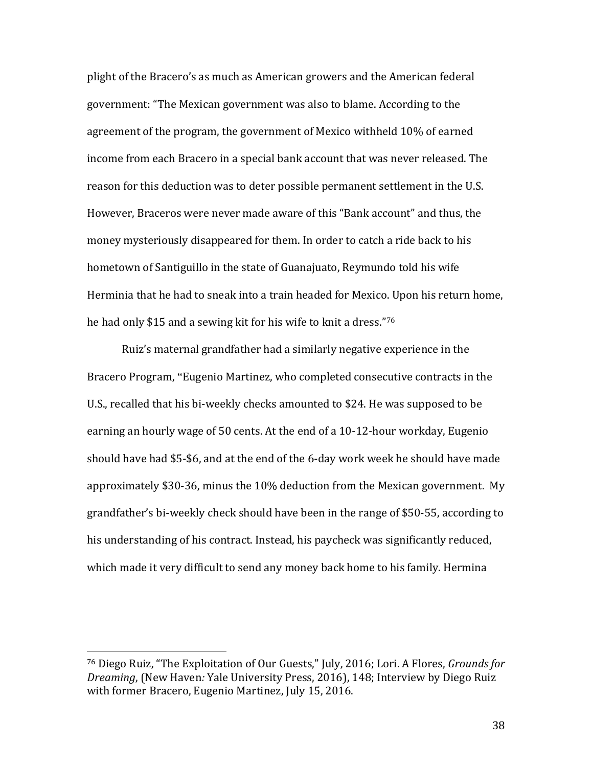plight of the Bracero's as much as American growers and the American federal government: "The Mexican government was also to blame. According to the agreement of the program, the government of Mexico withheld 10% of earned income from each Bracero in a special bank account that was never released. The reason for this deduction was to deter possible permanent settlement in the U.S. However, Braceros were never made aware of this "Bank account" and thus, the money mysteriously disappeared for them. In order to catch a ride back to his hometown of Santiguillo in the state of Guanajuato, Reymundo told his wife Herminia that he had to sneak into a train headed for Mexico. Upon his return home, he had only $15 and a sewing kit for his wife to knit a dress."[76]

Ruiz's maternal grandfather had a similarly negative experience in the Bracero Program, "Eugenio Martinez, who completed consecutive contracts in the U.S., recalled that his bi-weekly checks amounted to $24. He was supposed to be earning an hourly wage of 50 cents. At the end of a 10-12-hour workday, Eugenio should have had $5-$6, and at the end of the 6-day work week he should have made approximately $30-36, minus the 10% deduction from the Mexican government. My grandfather's bi-weekly check should have been in the range of $50-55, according to his understanding of his contract. Instead, his paycheck was significantly reduced, which made it very difficult to send any money back home to his family. Hermina

---

[76] Diego Ruiz, "The Exploitation of Our Guests," July, 2016; Lori. A Flores, *Grounds for Dreaming*, (New Haven*:* Yale University Press, 2016), 148; Interview by Diego Ruiz with former Bracero, Eugenio Martinez, July 15, 2016.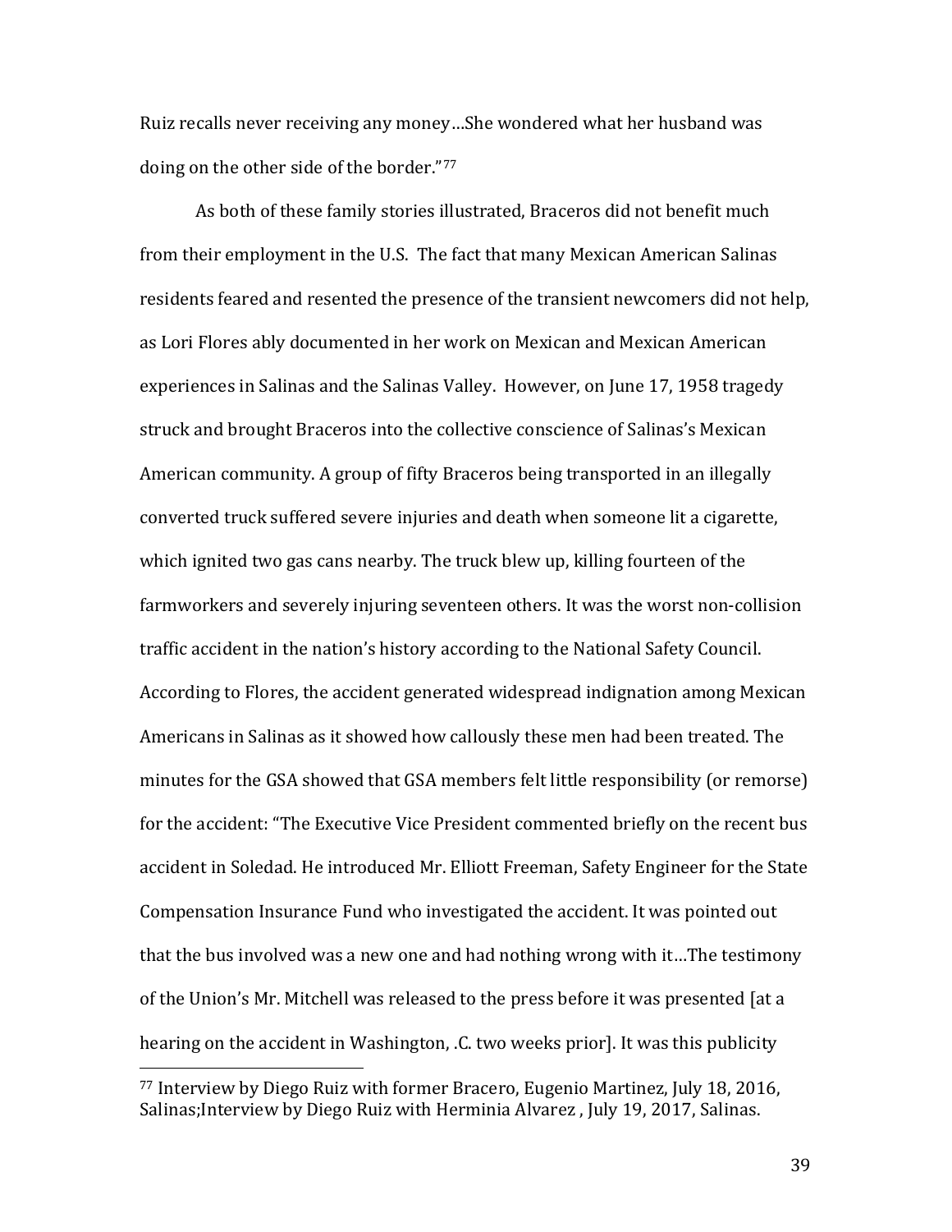Ruiz recalls never receiving any money…She wondered what her husband was doing on the other side of the border."[77]

As both of these family stories illustrated, Braceros did not benefit much from their employment in the U.S. The fact that many Mexican American Salinas residents feared and resented the presence of the transient newcomers did not help, as Lori Flores ably documented in her work on Mexican and Mexican American experiences in Salinas and the Salinas Valley. However, on June 17, 1958 tragedy struck and brought Braceros into the collective conscience of Salinas's Mexican American community. A group of fifty Braceros being transported in an illegally converted truck suffered severe injuries and death when someone lit a cigarette, which ignited two gas cans nearby. The truck blew up, killing fourteen of the farmworkers and severely injuring seventeen others. It was the worst non-collision traffic accident in the nation's history according to the National Safety Council. According to Flores, the accident generated widespread indignation among Mexican Americans in Salinas as it showed how callously these men had been treated. The minutes for the GSA showed that GSA members felt little responsibility (or remorse) for the accident: "The Executive Vice President commented briefly on the recent bus accident in Soledad. He introduced Mr. Elliott Freeman, Safety Engineer for the State Compensation Insurance Fund who investigated the accident. It was pointed out that the bus involved was a new one and had nothing wrong with it…The testimony of the Union's Mr. Mitchell was released to the press before it was presented [at a hearing on the accident in Washington, .C. two weeks prior]. It was this publicity

---

[77] Interview by Diego Ruiz with former Bracero, Eugenio Martinez, July 18, 2016, Salinas;Interview by Diego Ruiz with Herminia Alvarez , July 19, 2017, Salinas.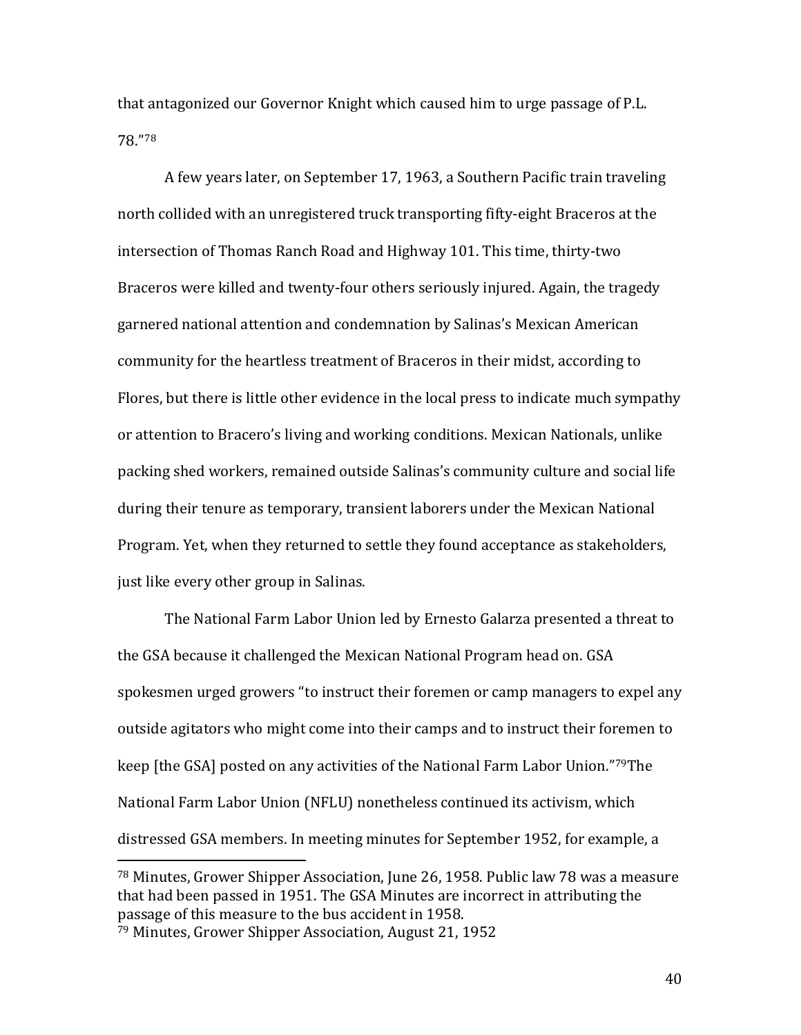that antagonized our Governor Knight which caused him to urge passage of P.L. 78."[78]

A few years later, on September 17, 1963, a Southern Pacific train traveling north collided with an unregistered truck transporting fifty-eight Braceros at the intersection of Thomas Ranch Road and Highway 101. This time, thirty-two Braceros were killed and twenty-four others seriously injured. Again, the tragedy garnered national attention and condemnation by Salinas's Mexican American community for the heartless treatment of Braceros in their midst, according to Flores, but there is little other evidence in the local press to indicate much sympathy or attention to Bracero's living and working conditions. Mexican Nationals, unlike packing shed workers, remained outside Salinas's community culture and social life during their tenure as temporary, transient laborers under the Mexican National Program. Yet, when they returned to settle they found acceptance as stakeholders, just like every other group in Salinas.

The National Farm Labor Union led by Ernesto Galarza presented a threat to the GSA because it challenged the Mexican National Program head on. GSA spokesmen urged growers "to instruct their foremen or camp managers to expel any outside agitators who might come into their camps and to instruct their foremen to keep [the GSA] posted on any activities of the National Farm Labor Union."[79]The National Farm Labor Union (NFLU) nonetheless continued its activism, which distressed GSA members. In meeting minutes for September 1952, for example, a

---

[78] Minutes, Grower Shipper Association, June 26, 1958. Public law 78 was a measure that had been passed in 1951. The GSA Minutes are incorrect in attributing the passage of this measure to the bus accident in 1958.

[79] Minutes, Grower Shipper Association, August 21, 1952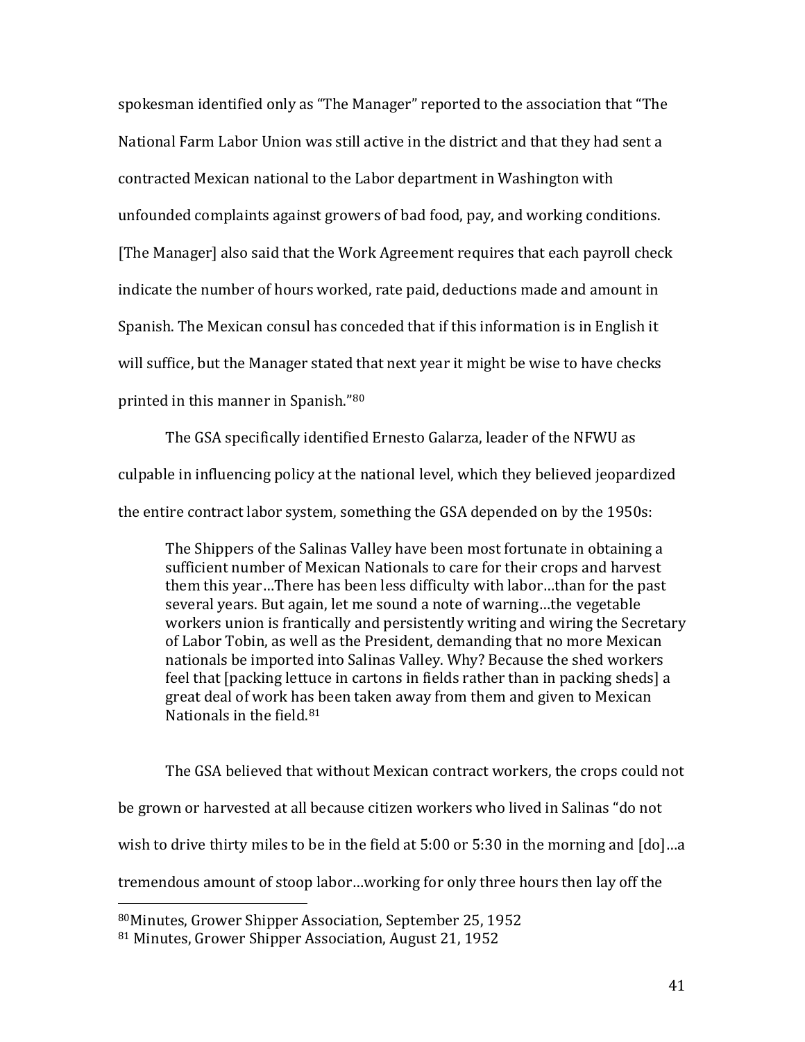spokesman identified only as "The Manager" reported to the association that "The National Farm Labor Union was still active in the district and that they had sent a contracted Mexican national to the Labor department in Washington with unfounded complaints against growers of bad food, pay, and working conditions. [The Manager] also said that the Work Agreement requires that each payroll check indicate the number of hours worked, rate paid, deductions made and amount in Spanish. The Mexican consul has conceded that if this information is in English it will suffice, but the Manager stated that next year it might be wise to have checks printed in this manner in Spanish."[80]

The GSA specifically identified Ernesto Galarza, leader of the NFWU as culpable in influencing policy at the national level, which they believed jeopardized the entire contract labor system, something the GSA depended on by the 1950s:

> The Shippers of the Salinas Valley have been most fortunate in obtaining a sufficient number of Mexican Nationals to care for their crops and harvest them this year…There has been less difficulty with labor…than for the past several years. But again, let me sound a note of warning…the vegetable workers union is frantically and persistently writing and wiring the Secretary of Labor Tobin, as well as the President, demanding that no more Mexican nationals be imported into Salinas Valley. Why? Because the shed workers feel that [packing lettuce in cartons in fields rather than in packing sheds] a great deal of work has been taken away from them and given to Mexican Nationals in the field.[81]

The GSA believed that without Mexican contract workers, the crops could not be grown or harvested at all because citizen workers who lived in Salinas "do not wish to drive thirty miles to be in the field at 5:00 or 5:30 in the morning and [do]…a tremendous amount of stoop labor…working for only three hours then lay off the

---

[80] Minutes, Grower Shipper Association, September 25, 1952

[81] Minutes, Grower Shipper Association, August 21, 1952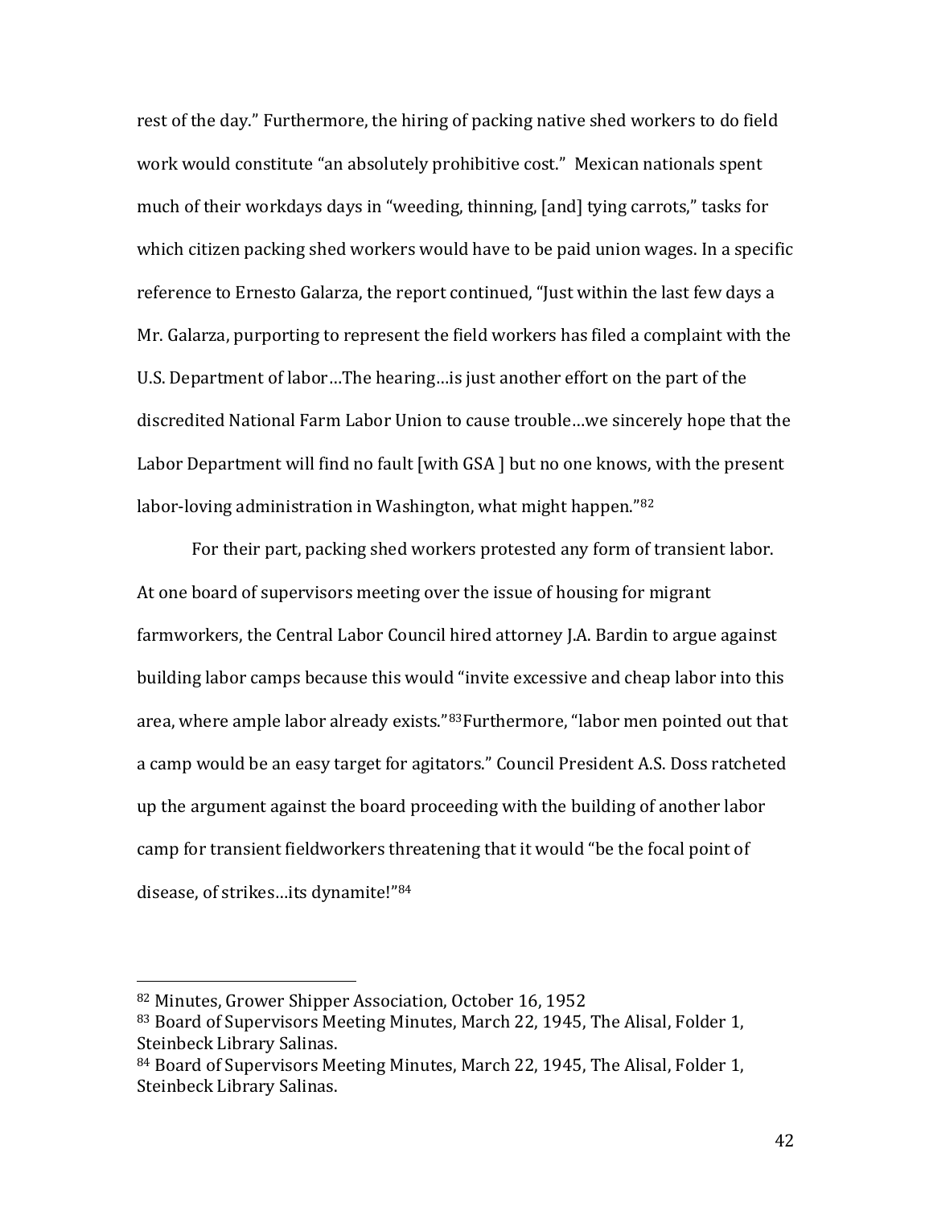rest of the day." Furthermore, the hiring of packing native shed workers to do field work would constitute "an absolutely prohibitive cost." Mexican nationals spent much of their workdays days in "weeding, thinning, [and] tying carrots," tasks for which citizen packing shed workers would have to be paid union wages. In a specific reference to Ernesto Galarza, the report continued, "Just within the last few days a Mr. Galarza, purporting to represent the field workers has filed a complaint with the U.S. Department of labor…The hearing…is just another effort on the part of the discredited National Farm Labor Union to cause trouble…we sincerely hope that the Labor Department will find no fault [with GSA ] but no one knows, with the present labor-loving administration in Washington, what might happen."[82]

For their part, packing shed workers protested any form of transient labor. At one board of supervisors meeting over the issue of housing for migrant farmworkers, the Central Labor Council hired attorney J.A. Bardin to argue against building labor camps because this would "invite excessive and cheap labor into this area, where ample labor already exists."[83]Furthermore, "labor men pointed out that a camp would be an easy target for agitators." Council President A.S. Doss ratcheted up the argument against the board proceeding with the building of another labor camp for transient fieldworkers threatening that it would "be the focal point of disease, of strikes…its dynamite!"[84]

---

[82] Minutes, Grower Shipper Association, October 16, 1952

[83] Board of Supervisors Meeting Minutes, March 22, 1945, The Alisal, Folder 1, Steinbeck Library Salinas.

[84] Board of Supervisors Meeting Minutes, March 22, 1945, The Alisal, Folder 1, Steinbeck Library Salinas.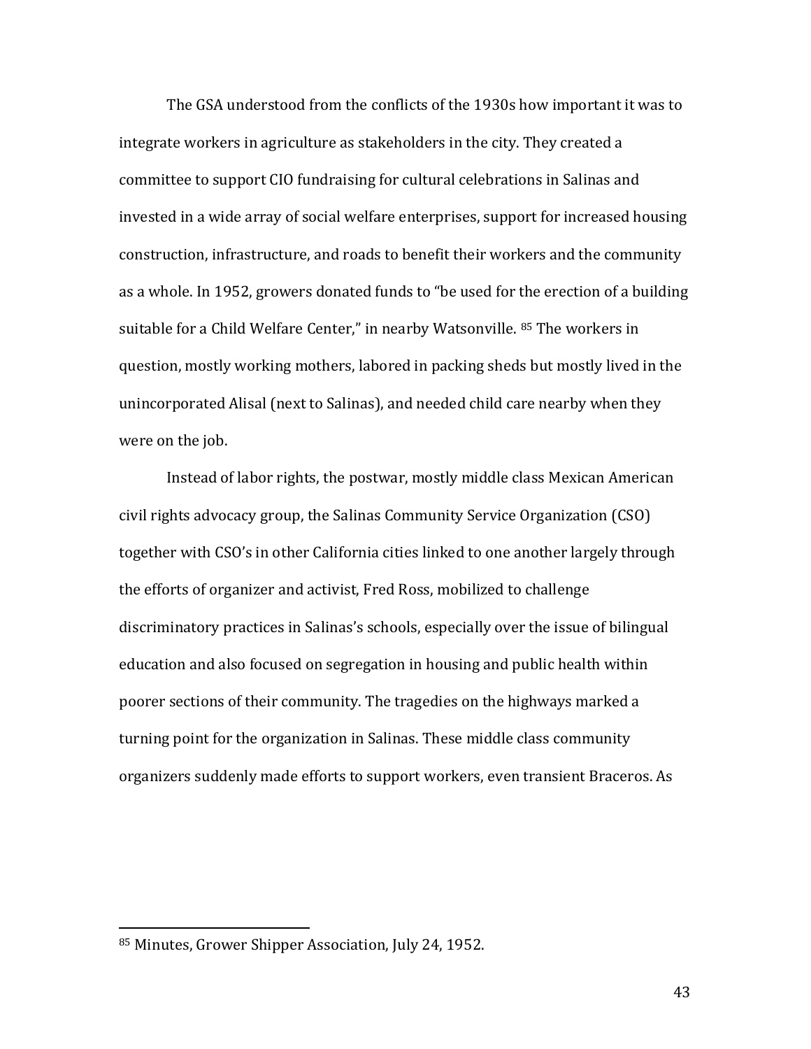The GSA understood from the conflicts of the 1930s how important it was to integrate workers in agriculture as stakeholders in the city. They created a committee to support CIO fundraising for cultural celebrations in Salinas and invested in a wide array of social welfare enterprises, support for increased housing construction, infrastructure, and roads to benefit their workers and the community as a whole. In 1952, growers donated funds to "be used for the erection of a building suitable for a Child Welfare Center," in nearby Watsonville. [85] The workers in question, mostly working mothers, labored in packing sheds but mostly lived in the unincorporated Alisal (next to Salinas), and needed child care nearby when they were on the job.

Instead of labor rights, the postwar, mostly middle class Mexican American civil rights advocacy group, the Salinas Community Service Organization (CSO) together with CSO's in other California cities linked to one another largely through the efforts of organizer and activist, Fred Ross, mobilized to challenge discriminatory practices in Salinas's schools, especially over the issue of bilingual education and also focused on segregation in housing and public health within poorer sections of their community. The tragedies on the highways marked a turning point for the organization in Salinas. These middle class community organizers suddenly made efforts to support workers, even transient Braceros. As

[85] Minutes, Grower Shipper Association, July 24, 1952.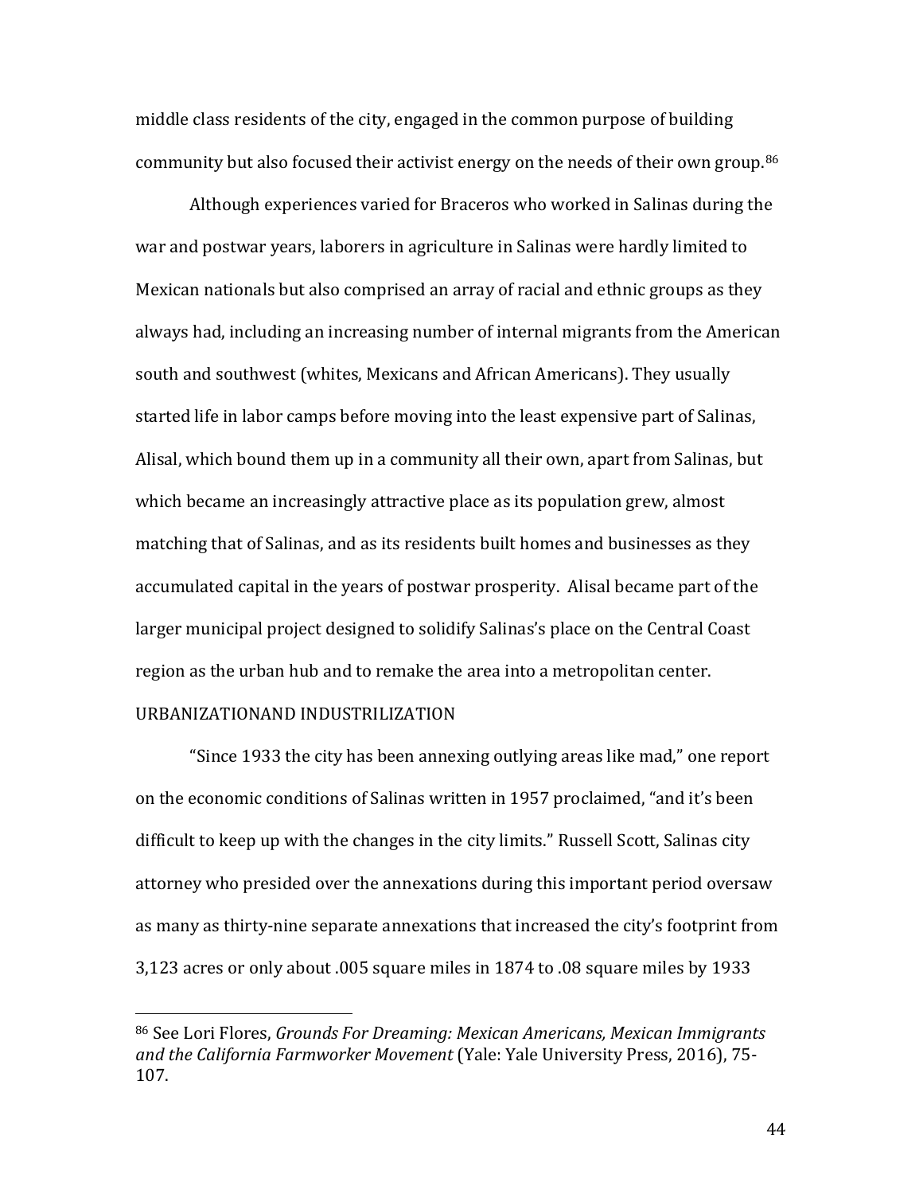middle class residents of the city, engaged in the common purpose of building community but also focused their activist energy on the needs of their own group.[86]

Although experiences varied for Braceros who worked in Salinas during the war and postwar years, laborers in agriculture in Salinas were hardly limited to Mexican nationals but also comprised an array of racial and ethnic groups as they always had, including an increasing number of internal migrants from the American south and southwest (whites, Mexicans and African Americans). They usually started life in labor camps before moving into the least expensive part of Salinas, Alisal, which bound them up in a community all their own, apart from Salinas, but which became an increasingly attractive place as its population grew, almost matching that of Salinas, and as its residents built homes and businesses as they accumulated capital in the years of postwar prosperity. Alisal became part of the larger municipal project designed to solidify Salinas's place on the Central Coast region as the urban hub and to remake the area into a metropolitan center.

## URBANIZATIONAND INDUSTRILIZATION

"Since 1933 the city has been annexing outlying areas like mad," one report on the economic conditions of Salinas written in 1957 proclaimed, "and it's been difficult to keep up with the changes in the city limits." Russell Scott, Salinas city attorney who presided over the annexations during this important period oversaw as many as thirty-nine separate annexations that increased the city's footprint from 3,123 acres or only about .005 square miles in 1874 to .08 square miles by 1933

---

[86] See Lori Flores, *Grounds For Dreaming: Mexican Americans, Mexican Immigrants and the California Farmworker Movement* (Yale: Yale University Press, 2016), 75-107.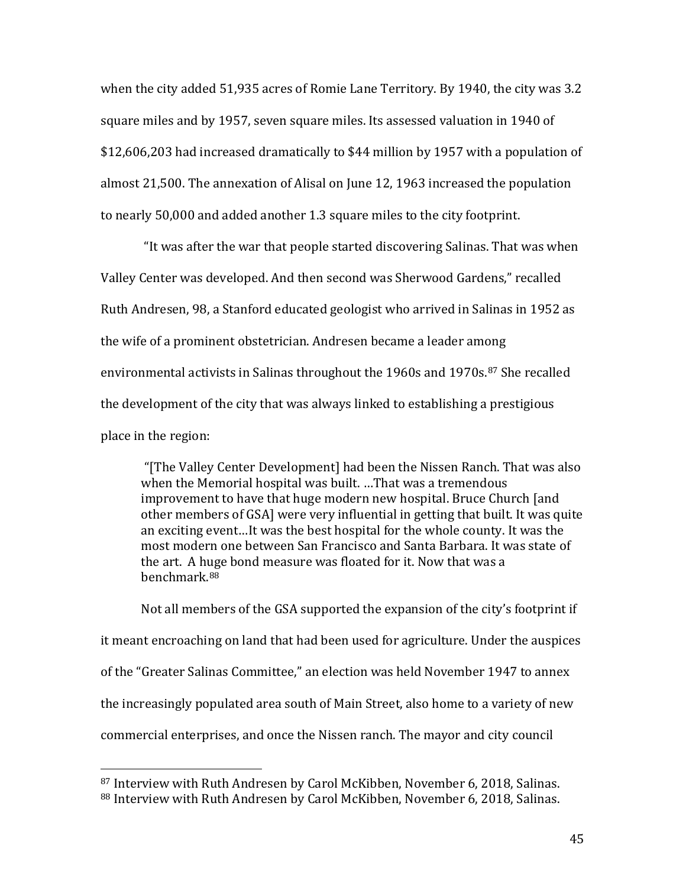when the city added 51,935 acres of Romie Lane Territory. By 1940, the city was 3.2 square miles and by 1957, seven square miles. Its assessed valuation in 1940 of $12,606,203 had increased dramatically to $44 million by 1957 with a population of almost 21,500. The annexation of Alisal on June 12, 1963 increased the population to nearly 50,000 and added another 1.3 square miles to the city footprint.

"It was after the war that people started discovering Salinas. That was when Valley Center was developed. And then second was Sherwood Gardens," recalled Ruth Andresen, 98, a Stanford educated geologist who arrived in Salinas in 1952 as the wife of a prominent obstetrician. Andresen became a leader among environmental activists in Salinas throughout the 1960s and 1970s.[87] She recalled the development of the city that was always linked to establishing a prestigious place in the region:

> "[The Valley Center Development] had been the Nissen Ranch. That was also when the Memorial hospital was built. …That was a tremendous improvement to have that huge modern new hospital. Bruce Church [and other members of GSA] were very influential in getting that built. It was quite an exciting event…It was the best hospital for the whole county. It was the most modern one between San Francisco and Santa Barbara. It was state of the art. A huge bond measure was floated for it. Now that was a benchmark.[88]

Not all members of the GSA supported the expansion of the city's footprint if it meant encroaching on land that had been used for agriculture. Under the auspices of the "Greater Salinas Committee," an election was held November 1947 to annex the increasingly populated area south of Main Street, also home to a variety of new commercial enterprises, and once the Nissen ranch. The mayor and city council

---

[87] Interview with Ruth Andresen by Carol McKibben, November 6, 2018, Salinas.

[88] Interview with Ruth Andresen by Carol McKibben, November 6, 2018, Salinas.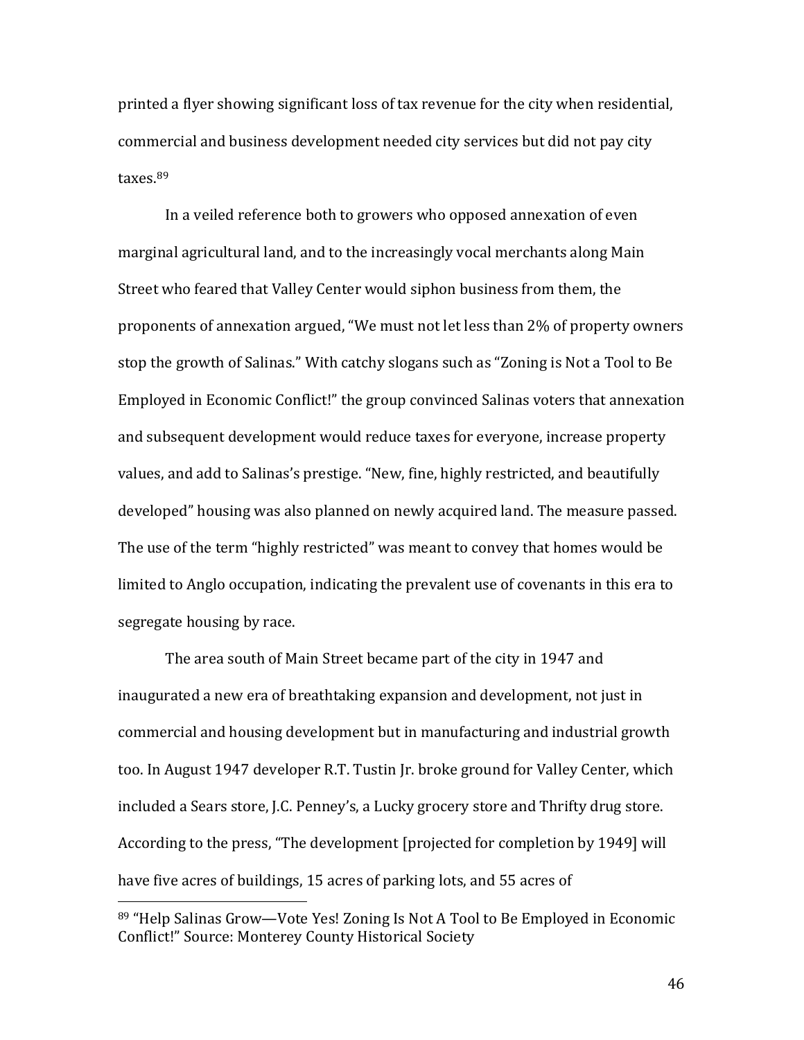printed a flyer showing significant loss of tax revenue for the city when residential, commercial and business development needed city services but did not pay city taxes.[89]

In a veiled reference both to growers who opposed annexation of even marginal agricultural land, and to the increasingly vocal merchants along Main Street who feared that Valley Center would siphon business from them, the proponents of annexation argued, "We must not let less than 2% of property owners stop the growth of Salinas." With catchy slogans such as "Zoning is Not a Tool to Be Employed in Economic Conflict!" the group convinced Salinas voters that annexation and subsequent development would reduce taxes for everyone, increase property values, and add to Salinas's prestige. "New, fine, highly restricted, and beautifully developed" housing was also planned on newly acquired land. The measure passed. The use of the term "highly restricted" was meant to convey that homes would be limited to Anglo occupation, indicating the prevalent use of covenants in this era to segregate housing by race.

The area south of Main Street became part of the city in 1947 and inaugurated a new era of breathtaking expansion and development, not just in commercial and housing development but in manufacturing and industrial growth too. In August 1947 developer R.T. Tustin Jr. broke ground for Valley Center, which included a Sears store, J.C. Penney's, a Lucky grocery store and Thrifty drug store. According to the press, "The development [projected for completion by 1949] will have five acres of buildings, 15 acres of parking lots, and 55 acres of

---

[89] "Help Salinas Grow—Vote Yes! Zoning Is Not A Tool to Be Employed in Economic Conflict!" Source: Monterey County Historical Society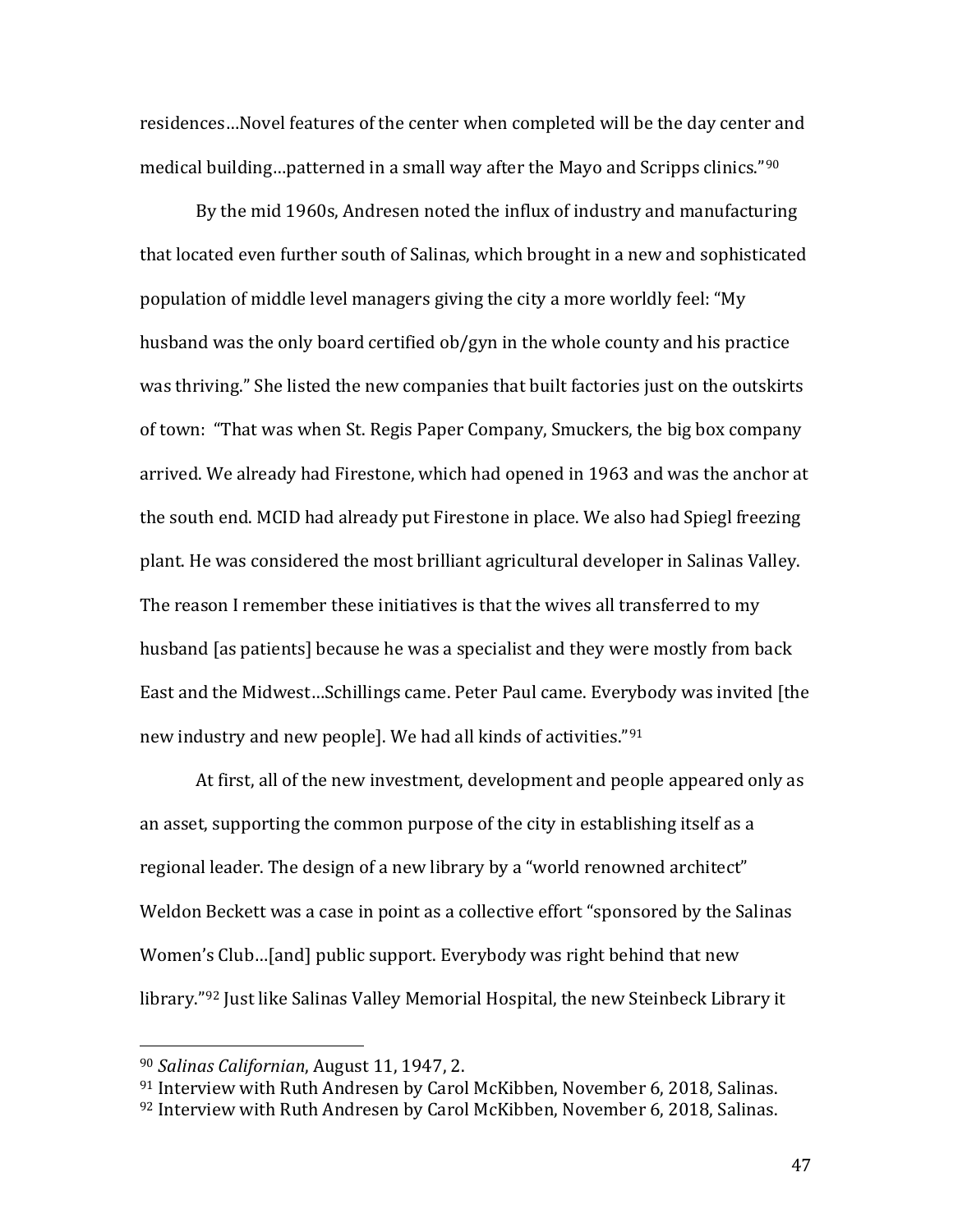residences…Novel features of the center when completed will be the day center and medical building…patterned in a small way after the Mayo and Scripps clinics."[90]

By the mid 1960s, Andresen noted the influx of industry and manufacturing that located even further south of Salinas, which brought in a new and sophisticated population of middle level managers giving the city a more worldly feel: "My husband was the only board certified ob/gyn in the whole county and his practice was thriving." She listed the new companies that built factories just on the outskirts of town: "That was when St. Regis Paper Company, Smuckers, the big box company arrived. We already had Firestone, which had opened in 1963 and was the anchor at the south end. MCID had already put Firestone in place. We also had Spiegl freezing plant. He was considered the most brilliant agricultural developer in Salinas Valley. The reason I remember these initiatives is that the wives all transferred to my husband [as patients] because he was a specialist and they were mostly from back East and the Midwest…Schillings came. Peter Paul came. Everybody was invited [the new industry and new people]. We had all kinds of activities."[91]

At first, all of the new investment, development and people appeared only as an asset, supporting the common purpose of the city in establishing itself as a regional leader. The design of a new library by a "world renowned architect" Weldon Beckett was a case in point as a collective effort "sponsored by the Salinas Women's Club…[and] public support. Everybody was right behind that new library."[92] Just like Salinas Valley Memorial Hospital, the new Steinbeck Library it

---

[90] *Salinas Californian*, August 11, 1947, 2.

[91] Interview with Ruth Andresen by Carol McKibben, November 6, 2018, Salinas.

[92] Interview with Ruth Andresen by Carol McKibben, November 6, 2018, Salinas.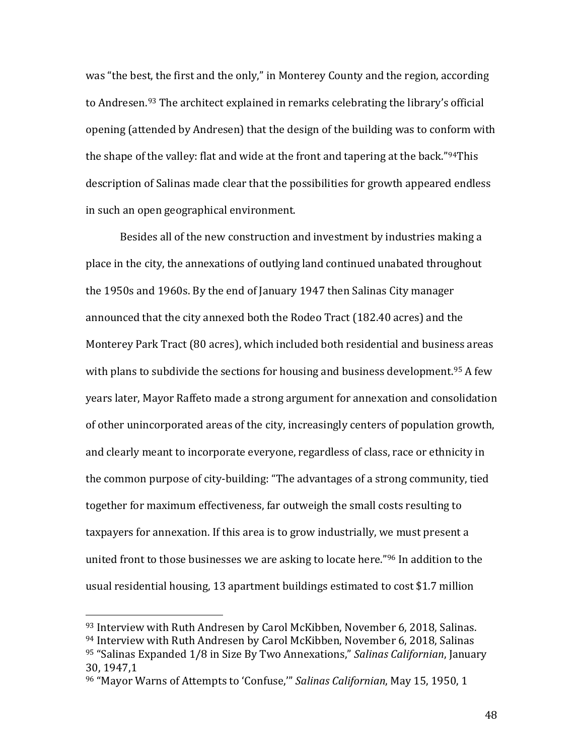was "the best, the first and the only," in Monterey County and the region, according to Andresen.[93] The architect explained in remarks celebrating the library's official opening (attended by Andresen) that the design of the building was to conform with the shape of the valley: flat and wide at the front and tapering at the back."[94]This description of Salinas made clear that the possibilities for growth appeared endless in such an open geographical environment.

Besides all of the new construction and investment by industries making a place in the city, the annexations of outlying land continued unabated throughout the 1950s and 1960s. By the end of January 1947 then Salinas City manager announced that the city annexed both the Rodeo Tract (182.40 acres) and the Monterey Park Tract (80 acres), which included both residential and business areas with plans to subdivide the sections for housing and business development.[95] A few years later, Mayor Raffeto made a strong argument for annexation and consolidation of other unincorporated areas of the city, increasingly centers of population growth, and clearly meant to incorporate everyone, regardless of class, race or ethnicity in the common purpose of city-building: "The advantages of a strong community, tied together for maximum effectiveness, far outweigh the small costs resulting to taxpayers for annexation. If this area is to grow industrially, we must present a united front to those businesses we are asking to locate here."[96] In addition to the usual residential housing, 13 apartment buildings estimated to cost $1.7 million

---

[93] Interview with Ruth Andresen by Carol McKibben, November 6, 2018, Salinas.

[94] Interview with Ruth Andresen by Carol McKibben, November 6, 2018, Salinas

[95] "Salinas Expanded 1/8 in Size By Two Annexations," *Salinas Californian*, January 30, 1947,1

[96] "Mayor Warns of Attempts to 'Confuse,'" *Salinas Californian*, May 15, 1950, 1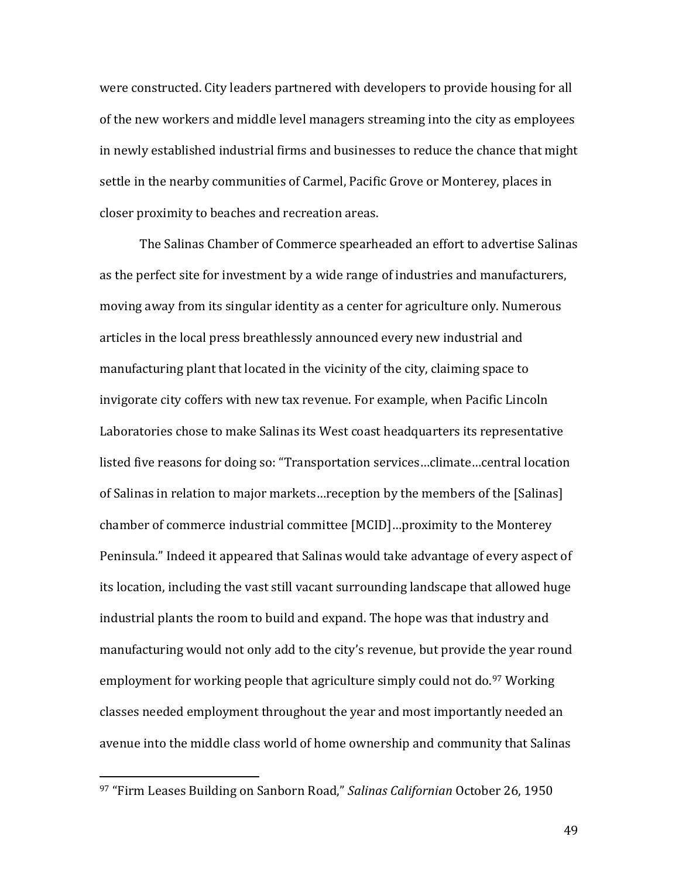were constructed. City leaders partnered with developers to provide housing for all of the new workers and middle level managers streaming into the city as employees in newly established industrial firms and businesses to reduce the chance that might settle in the nearby communities of Carmel, Pacific Grove or Monterey, places in closer proximity to beaches and recreation areas.

The Salinas Chamber of Commerce spearheaded an effort to advertise Salinas as the perfect site for investment by a wide range of industries and manufacturers, moving away from its singular identity as a center for agriculture only. Numerous articles in the local press breathlessly announced every new industrial and manufacturing plant that located in the vicinity of the city, claiming space to invigorate city coffers with new tax revenue. For example, when Pacific Lincoln Laboratories chose to make Salinas its West coast headquarters its representative listed five reasons for doing so: "Transportation services…climate…central location of Salinas in relation to major markets…reception by the members of the [Salinas] chamber of commerce industrial committee [MCID]…proximity to the Monterey Peninsula." Indeed it appeared that Salinas would take advantage of every aspect of its location, including the vast still vacant surrounding landscape that allowed huge industrial plants the room to build and expand. The hope was that industry and manufacturing would not only add to the city's revenue, but provide the year round employment for working people that agriculture simply could not do.[97] Working classes needed employment throughout the year and most importantly needed an avenue into the middle class world of home ownership and community that Salinas

[97] "Firm Leases Building on Sanborn Road," *Salinas Californian* October 26, 1950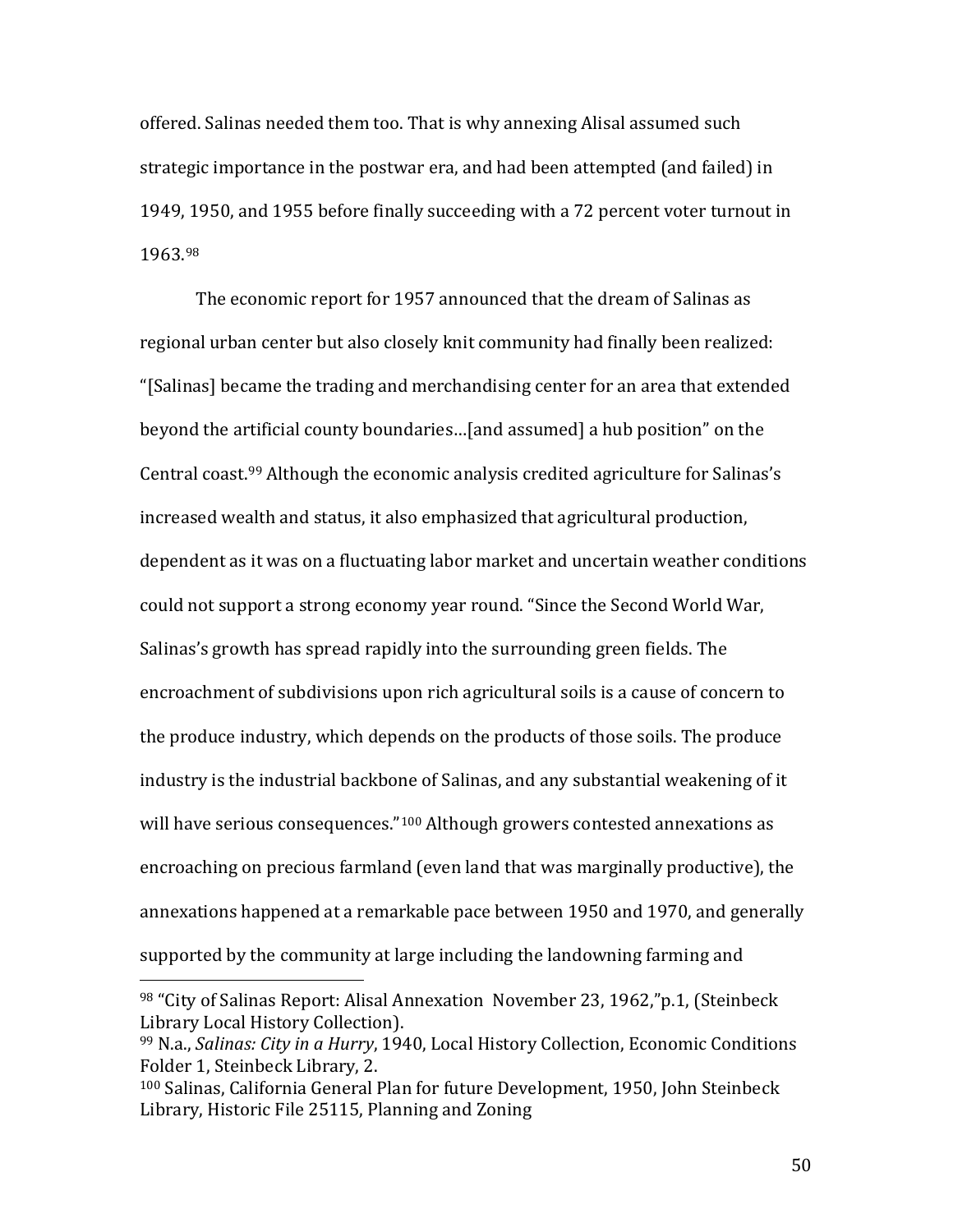offered. Salinas needed them too. That is why annexing Alisal assumed such strategic importance in the postwar era, and had been attempted (and failed) in 1949, 1950, and 1955 before finally succeeding with a 72 percent voter turnout in 1963.[98]

The economic report for 1957 announced that the dream of Salinas as regional urban center but also closely knit community had finally been realized: "[Salinas] became the trading and merchandising center for an area that extended beyond the artificial county boundaries…[and assumed] a hub position" on the Central coast.[99] Although the economic analysis credited agriculture for Salinas's increased wealth and status, it also emphasized that agricultural production, dependent as it was on a fluctuating labor market and uncertain weather conditions could not support a strong economy year round. "Since the Second World War, Salinas's growth has spread rapidly into the surrounding green fields. The encroachment of subdivisions upon rich agricultural soils is a cause of concern to the produce industry, which depends on the products of those soils. The produce industry is the industrial backbone of Salinas, and any substantial weakening of it will have serious consequences."[100] Although growers contested annexations as encroaching on precious farmland (even land that was marginally productive), the annexations happened at a remarkable pace between 1950 and 1970, and generally supported by the community at large including the landowning farming and

---

[98] "City of Salinas Report: Alisal Annexation November 23, 1962,"p.1, (Steinbeck Library Local History Collection).

[99] N.a., *Salinas: City in a Hurry*, 1940, Local History Collection, Economic Conditions Folder 1, Steinbeck Library, 2.

[100] Salinas, California General Plan for future Development, 1950, John Steinbeck Library, Historic File 25115, Planning and Zoning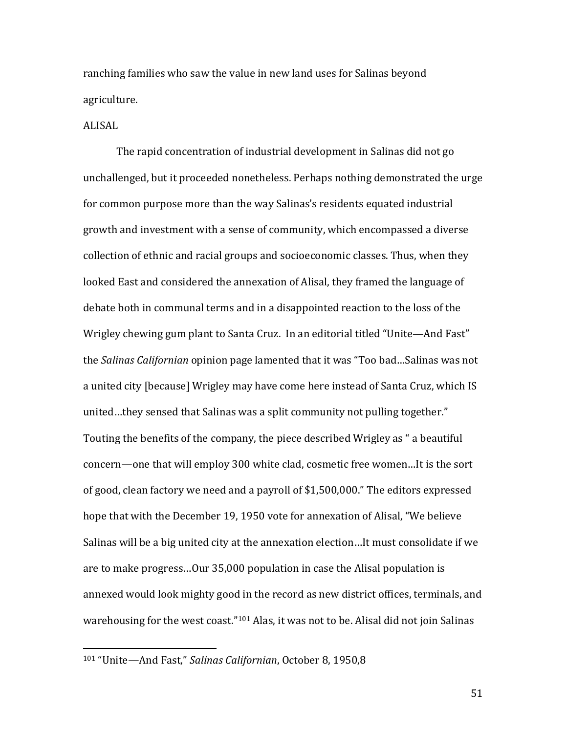ranching families who saw the value in new land uses for Salinas beyond agriculture.

ALISAL

The rapid concentration of industrial development in Salinas did not go unchallenged, but it proceeded nonetheless. Perhaps nothing demonstrated the urge for common purpose more than the way Salinas's residents equated industrial growth and investment with a sense of community, which encompassed a diverse collection of ethnic and racial groups and socioeconomic classes. Thus, when they looked East and considered the annexation of Alisal, they framed the language of debate both in communal terms and in a disappointed reaction to the loss of the Wrigley chewing gum plant to Santa Cruz. In an editorial titled "Unite—And Fast" the *Salinas Californian* opinion page lamented that it was "Too bad…Salinas was not a united city [because] Wrigley may have come here instead of Santa Cruz, which IS united…they sensed that Salinas was a split community not pulling together." Touting the benefits of the company, the piece described Wrigley as " a beautiful concern—one that will employ 300 white clad, cosmetic free women…It is the sort of good, clean factory we need and a payroll of $1,500,000." The editors expressed hope that with the December 19, 1950 vote for annexation of Alisal, "We believe Salinas will be a big united city at the annexation election…It must consolidate if we are to make progress…Our 35,000 population in case the Alisal population is annexed would look mighty good in the record as new district offices, terminals, and warehousing for the west coast."[101] Alas, it was not to be. Alisal did not join Salinas

[101] "Unite—And Fast," *Salinas Californian*, October 8, 1950,8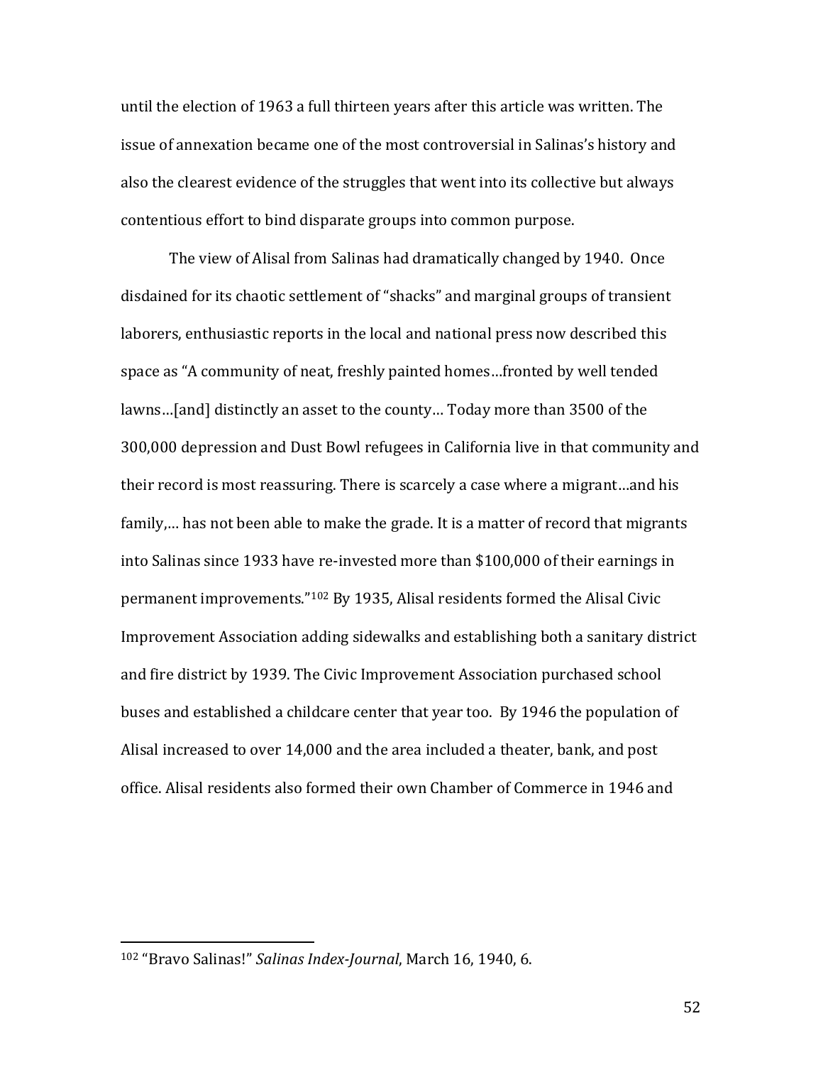until the election of 1963 a full thirteen years after this article was written. The issue of annexation became one of the most controversial in Salinas's history and also the clearest evidence of the struggles that went into its collective but always contentious effort to bind disparate groups into common purpose.

The view of Alisal from Salinas had dramatically changed by 1940. Once disdained for its chaotic settlement of "shacks" and marginal groups of transient laborers, enthusiastic reports in the local and national press now described this space as "A community of neat, freshly painted homes…fronted by well tended lawns…[and] distinctly an asset to the county… Today more than 3500 of the 300,000 depression and Dust Bowl refugees in California live in that community and their record is most reassuring. There is scarcely a case where a migrant…and his family,… has not been able to make the grade. It is a matter of record that migrants into Salinas since 1933 have re-invested more than $100,000 of their earnings in permanent improvements."[102] By 1935, Alisal residents formed the Alisal Civic Improvement Association adding sidewalks and establishing both a sanitary district and fire district by 1939. The Civic Improvement Association purchased school buses and established a childcare center that year too. By 1946 the population of Alisal increased to over 14,000 and the area included a theater, bank, and post office. Alisal residents also formed their own Chamber of Commerce in 1946 and

[102] "Bravo Salinas!" *Salinas Index-Journal*, March 16, 1940, 6.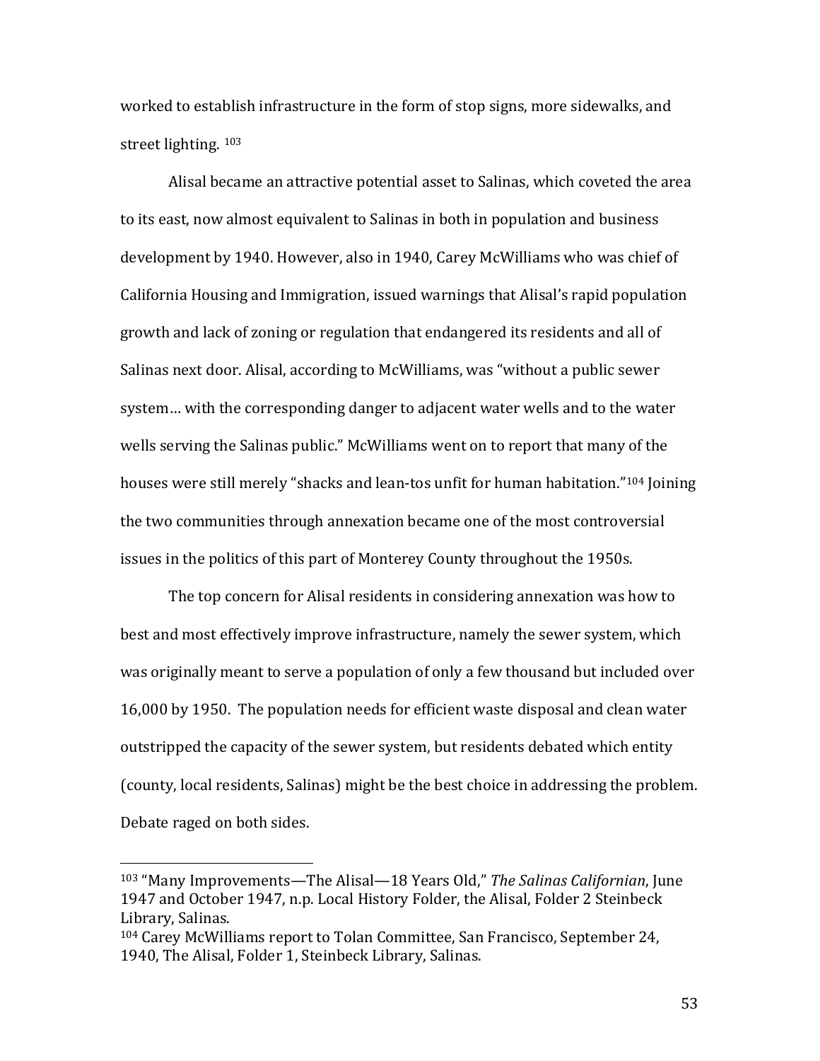worked to establish infrastructure in the form of stop signs, more sidewalks, and street lighting. [103]

Alisal became an attractive potential asset to Salinas, which coveted the area to its east, now almost equivalent to Salinas in both in population and business development by 1940. However, also in 1940, Carey McWilliams who was chief of California Housing and Immigration, issued warnings that Alisal's rapid population growth and lack of zoning or regulation that endangered its residents and all of Salinas next door. Alisal, according to McWilliams, was "without a public sewer system… with the corresponding danger to adjacent water wells and to the water wells serving the Salinas public." McWilliams went on to report that many of the houses were still merely "shacks and lean-tos unfit for human habitation."[104] Joining the two communities through annexation became one of the most controversial issues in the politics of this part of Monterey County throughout the 1950s.

The top concern for Alisal residents in considering annexation was how to best and most effectively improve infrastructure, namely the sewer system, which was originally meant to serve a population of only a few thousand but included over 16,000 by 1950. The population needs for efficient waste disposal and clean water outstripped the capacity of the sewer system, but residents debated which entity (county, local residents, Salinas) might be the best choice in addressing the problem. Debate raged on both sides.

---

[103] "Many Improvements—The Alisal—18 Years Old," *The Salinas Californian*, June 1947 and October 1947, n.p. Local History Folder, the Alisal, Folder 2 Steinbeck Library, Salinas.

[104] Carey McWilliams report to Tolan Committee, San Francisco, September 24, 1940, The Alisal, Folder 1, Steinbeck Library, Salinas.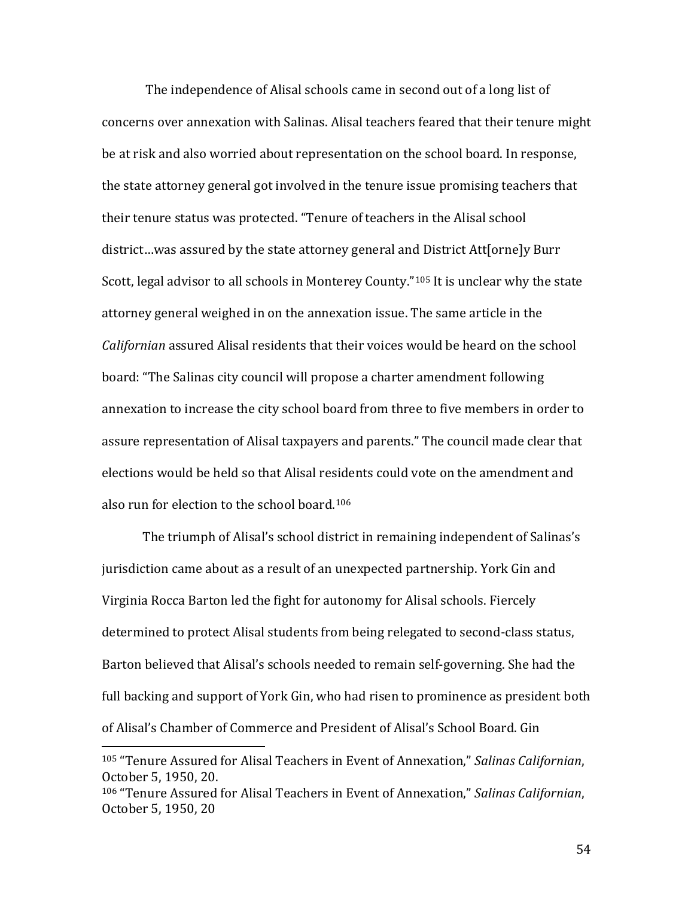The independence of Alisal schools came in second out of a long list of concerns over annexation with Salinas. Alisal teachers feared that their tenure might be at risk and also worried about representation on the school board. In response, the state attorney general got involved in the tenure issue promising teachers that their tenure status was protected. "Tenure of teachers in the Alisal school district…was assured by the state attorney general and District Att[orne]y Burr Scott, legal advisor to all schools in Monterey County."[105] It is unclear why the state attorney general weighed in on the annexation issue. The same article in the *Californian* assured Alisal residents that their voices would be heard on the school board: "The Salinas city council will propose a charter amendment following annexation to increase the city school board from three to five members in order to assure representation of Alisal taxpayers and parents." The council made clear that elections would be held so that Alisal residents could vote on the amendment and also run for election to the school board.[106]

The triumph of Alisal's school district in remaining independent of Salinas's jurisdiction came about as a result of an unexpected partnership. York Gin and Virginia Rocca Barton led the fight for autonomy for Alisal schools. Fiercely determined to protect Alisal students from being relegated to second-class status, Barton believed that Alisal's schools needed to remain self-governing. She had the full backing and support of York Gin, who had risen to prominence as president both of Alisal's Chamber of Commerce and President of Alisal's School Board. Gin

---

[105] "Tenure Assured for Alisal Teachers in Event of Annexation," *Salinas Californian*, October 5, 1950, 20.

[106] "Tenure Assured for Alisal Teachers in Event of Annexation," *Salinas Californian*, October 5, 1950, 20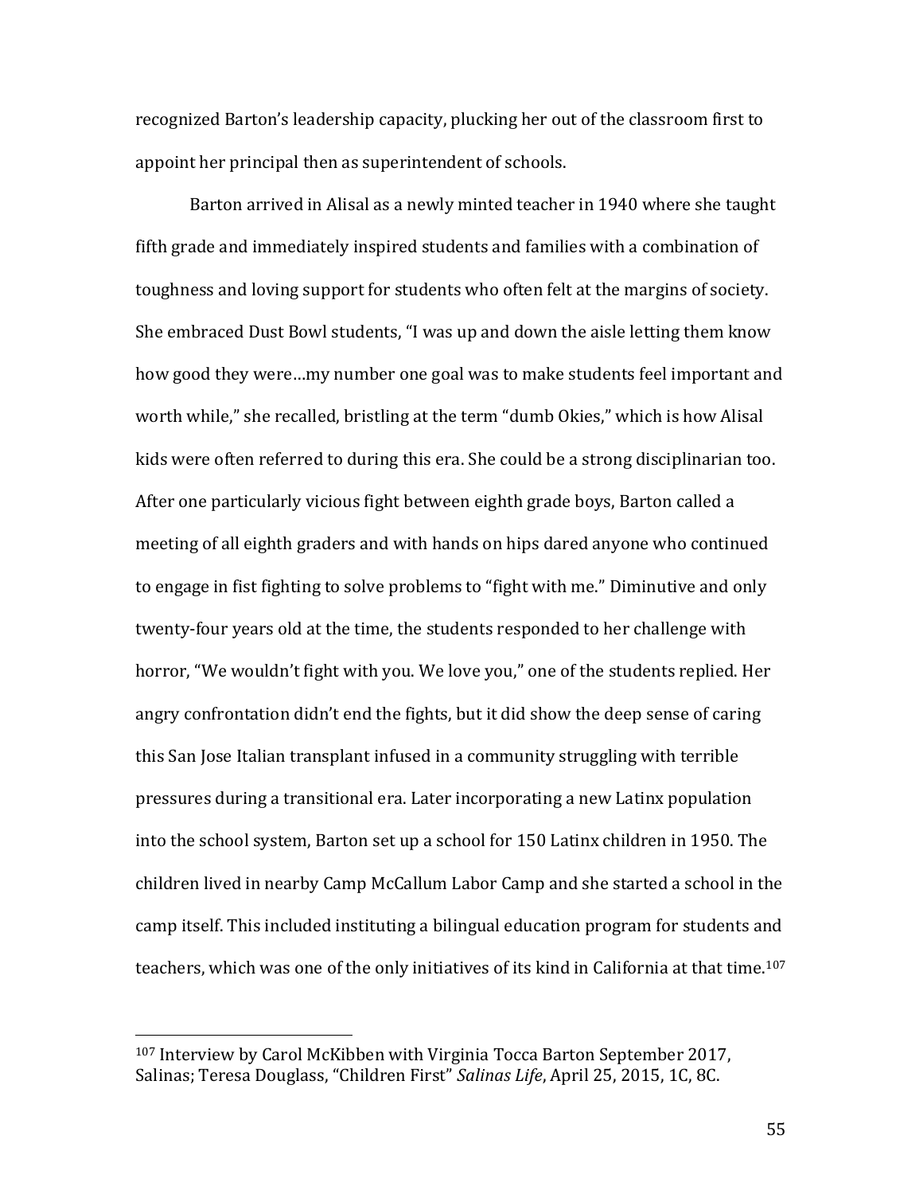recognized Barton's leadership capacity, plucking her out of the classroom first to appoint her principal then as superintendent of schools.

Barton arrived in Alisal as a newly minted teacher in 1940 where she taught fifth grade and immediately inspired students and families with a combination of toughness and loving support for students who often felt at the margins of society. She embraced Dust Bowl students, "I was up and down the aisle letting them know how good they were…my number one goal was to make students feel important and worth while," she recalled, bristling at the term "dumb Okies," which is how Alisal kids were often referred to during this era. She could be a strong disciplinarian too. After one particularly vicious fight between eighth grade boys, Barton called a meeting of all eighth graders and with hands on hips dared anyone who continued to engage in fist fighting to solve problems to "fight with me." Diminutive and only twenty-four years old at the time, the students responded to her challenge with horror, "We wouldn't fight with you. We love you," one of the students replied. Her angry confrontation didn't end the fights, but it did show the deep sense of caring this San Jose Italian transplant infused in a community struggling with terrible pressures during a transitional era. Later incorporating a new Latinx population into the school system, Barton set up a school for 150 Latinx children in 1950. The children lived in nearby Camp McCallum Labor Camp and she started a school in the camp itself. This included instituting a bilingual education program for students and teachers, which was one of the only initiatives of its kind in California at that time.[107]

---

[107] Interview by Carol McKibben with Virginia Tocca Barton September 2017, Salinas; Teresa Douglass, "Children First" *Salinas Life*, April 25, 2015, 1C, 8C.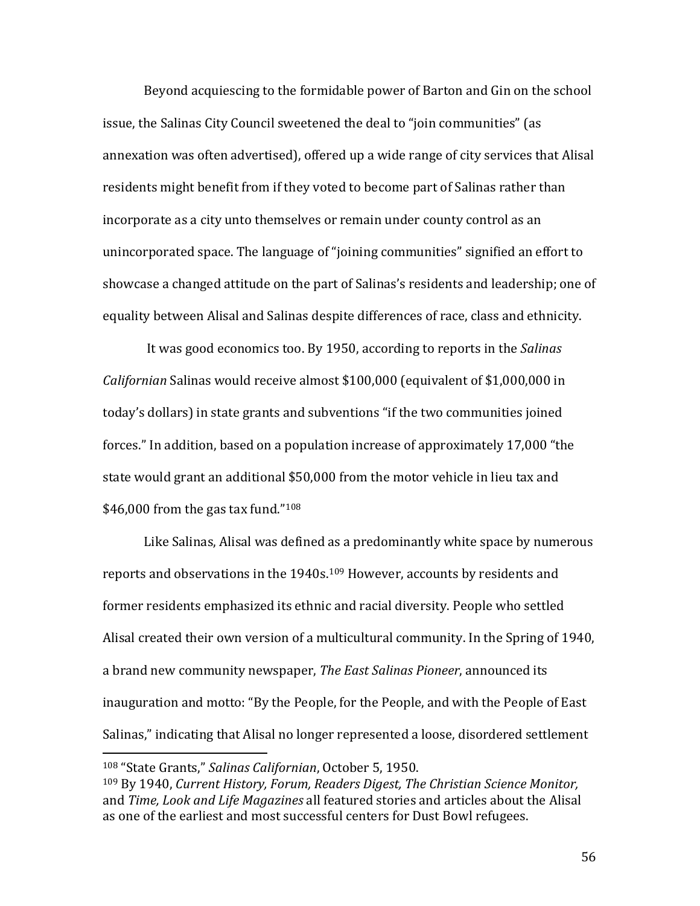Beyond acquiescing to the formidable power of Barton and Gin on the school issue, the Salinas City Council sweetened the deal to "join communities" (as annexation was often advertised), offered up a wide range of city services that Alisal residents might benefit from if they voted to become part of Salinas rather than incorporate as a city unto themselves or remain under county control as an unincorporated space. The language of "joining communities" signified an effort to showcase a changed attitude on the part of Salinas's residents and leadership; one of equality between Alisal and Salinas despite differences of race, class and ethnicity.

It was good economics too. By 1950, according to reports in the *Salinas Californian* Salinas would receive almost $100,000 (equivalent of $1,000,000 in today's dollars) in state grants and subventions "if the two communities joined forces." In addition, based on a population increase of approximately 17,000 "the state would grant an additional $50,000 from the motor vehicle in lieu tax and $46,000 from the gas tax fund."[108]

Like Salinas, Alisal was defined as a predominantly white space by numerous reports and observations in the 1940s.[109] However, accounts by residents and former residents emphasized its ethnic and racial diversity. People who settled Alisal created their own version of a multicultural community. In the Spring of 1940, a brand new community newspaper, *The East Salinas Pioneer*, announced its inauguration and motto: "By the People, for the People, and with the People of East Salinas," indicating that Alisal no longer represented a loose, disordered settlement

---

[108] "State Grants," *Salinas Californian*, October 5, 1950.

[109] By 1940, *Current History, Forum, Readers Digest, The Christian Science Monitor,* and *Time, Look and Life Magazines* all featured stories and articles about the Alisal as one of the earliest and most successful centers for Dust Bowl refugees.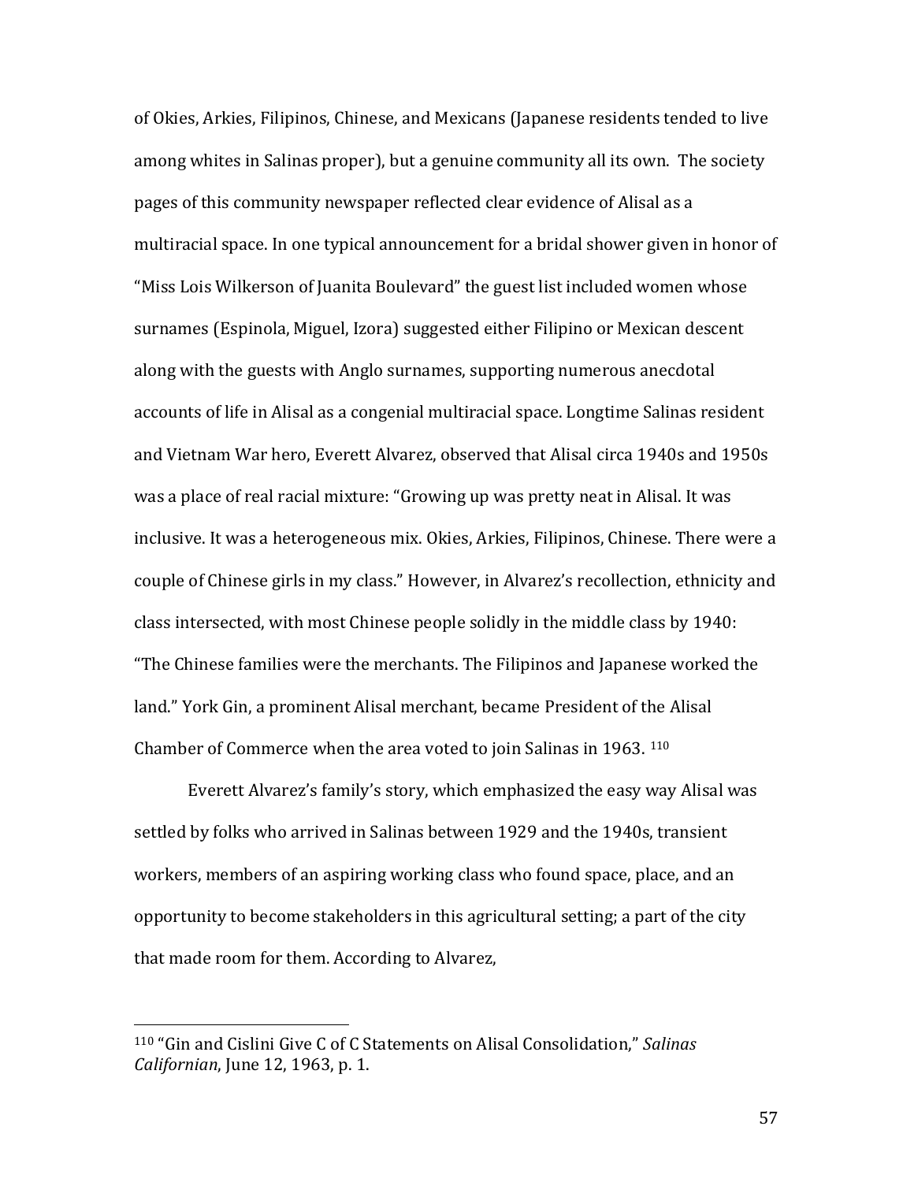of Okies, Arkies, Filipinos, Chinese, and Mexicans (Japanese residents tended to live among whites in Salinas proper), but a genuine community all its own. The society pages of this community newspaper reflected clear evidence of Alisal as a multiracial space. In one typical announcement for a bridal shower given in honor of "Miss Lois Wilkerson of Juanita Boulevard" the guest list included women whose surnames (Espinola, Miguel, Izora) suggested either Filipino or Mexican descent along with the guests with Anglo surnames, supporting numerous anecdotal accounts of life in Alisal as a congenial multiracial space. Longtime Salinas resident and Vietnam War hero, Everett Alvarez, observed that Alisal circa 1940s and 1950s was a place of real racial mixture: "Growing up was pretty neat in Alisal. It was inclusive. It was a heterogeneous mix. Okies, Arkies, Filipinos, Chinese. There were a couple of Chinese girls in my class." However, in Alvarez's recollection, ethnicity and class intersected, with most Chinese people solidly in the middle class by 1940: "The Chinese families were the merchants. The Filipinos and Japanese worked the land." York Gin, a prominent Alisal merchant, became President of the Alisal Chamber of Commerce when the area voted to join Salinas in 1963. [110]

Everett Alvarez's family's story, which emphasized the easy way Alisal was settled by folks who arrived in Salinas between 1929 and the 1940s, transient workers, members of an aspiring working class who found space, place, and an opportunity to become stakeholders in this agricultural setting; a part of the city that made room for them. According to Alvarez,

---

[110] "Gin and Cislini Give C of C Statements on Alisal Consolidation," *Salinas Californian*, June 12, 1963, p. 1.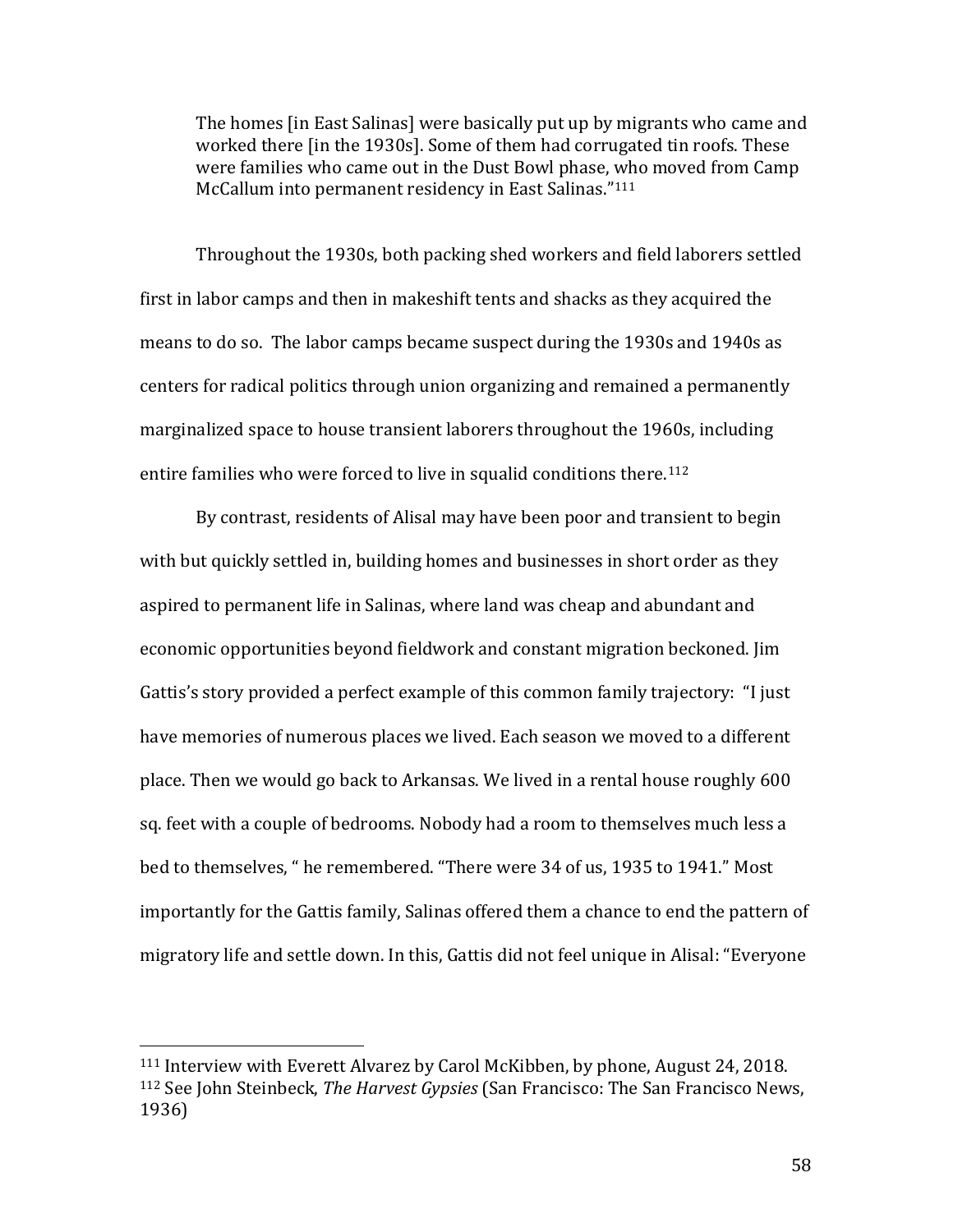> The homes [in East Salinas] were basically put up by migrants who came and worked there [in the 1930s]. Some of them had corrugated tin roofs. These were families who came out in the Dust Bowl phase, who moved from Camp McCallum into permanent residency in East Salinas."[111]

Throughout the 1930s, both packing shed workers and field laborers settled first in labor camps and then in makeshift tents and shacks as they acquired the means to do so. The labor camps became suspect during the 1930s and 1940s as centers for radical politics through union organizing and remained a permanently marginalized space to house transient laborers throughout the 1960s, including entire families who were forced to live in squalid conditions there.[112]

By contrast, residents of Alisal may have been poor and transient to begin with but quickly settled in, building homes and businesses in short order as they aspired to permanent life in Salinas, where land was cheap and abundant and economic opportunities beyond fieldwork and constant migration beckoned. Jim Gattis's story provided a perfect example of this common family trajectory: "I just have memories of numerous places we lived. Each season we moved to a different place. Then we would go back to Arkansas. We lived in a rental house roughly 600 sq. feet with a couple of bedrooms. Nobody had a room to themselves much less a bed to themselves, " he remembered. "There were 34 of us, 1935 to 1941." Most importantly for the Gattis family, Salinas offered them a chance to end the pattern of migratory life and settle down. In this, Gattis did not feel unique in Alisal: "Everyone

---

[111] Interview with Everett Alvarez by Carol McKibben, by phone, August 24, 2018.

[112] See John Steinbeck, *The Harvest Gypsies* (San Francisco: The San Francisco News, 1936)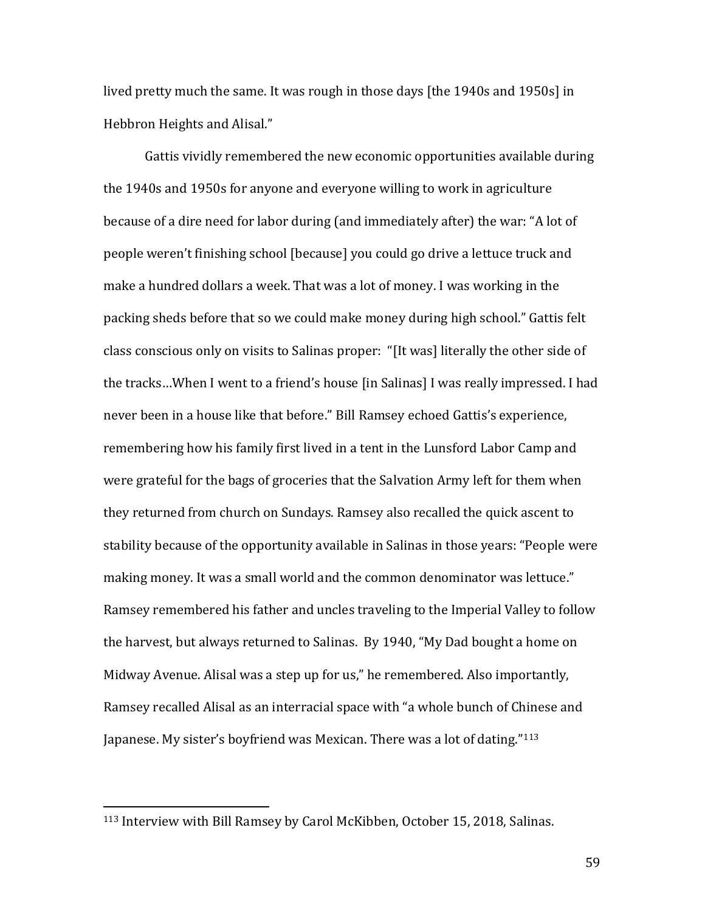lived pretty much the same. It was rough in those days [the 1940s and 1950s] in Hebbron Heights and Alisal."

Gattis vividly remembered the new economic opportunities available during the 1940s and 1950s for anyone and everyone willing to work in agriculture because of a dire need for labor during (and immediately after) the war: "A lot of people weren't finishing school [because] you could go drive a lettuce truck and make a hundred dollars a week. That was a lot of money. I was working in the packing sheds before that so we could make money during high school." Gattis felt class conscious only on visits to Salinas proper: "[It was] literally the other side of the tracks…When I went to a friend's house [in Salinas] I was really impressed. I had never been in a house like that before." Bill Ramsey echoed Gattis's experience, remembering how his family first lived in a tent in the Lunsford Labor Camp and were grateful for the bags of groceries that the Salvation Army left for them when they returned from church on Sundays. Ramsey also recalled the quick ascent to stability because of the opportunity available in Salinas in those years: "People were making money. It was a small world and the common denominator was lettuce." Ramsey remembered his father and uncles traveling to the Imperial Valley to follow the harvest, but always returned to Salinas. By 1940, "My Dad bought a home on Midway Avenue. Alisal was a step up for us," he remembered. Also importantly, Ramsey recalled Alisal as an interracial space with "a whole bunch of Chinese and Japanese. My sister's boyfriend was Mexican. There was a lot of dating."[113]

---

[113] Interview with Bill Ramsey by Carol McKibben, October 15, 2018, Salinas.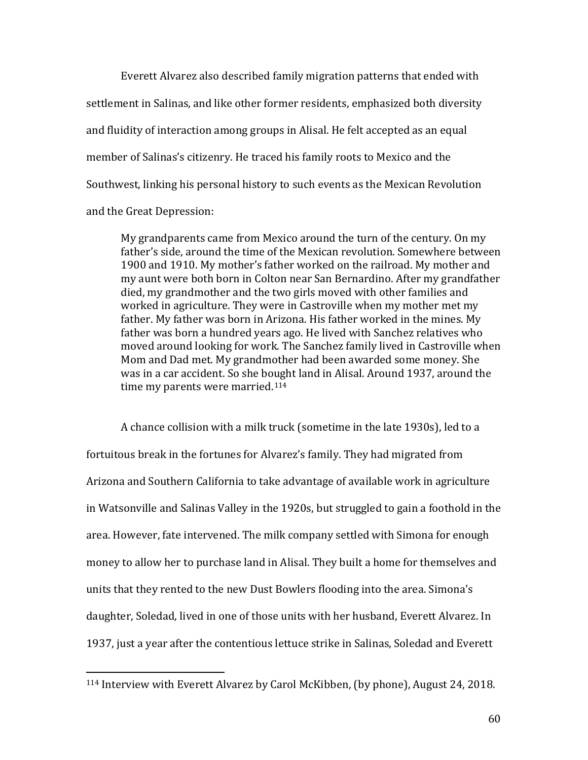Everett Alvarez also described family migration patterns that ended with settlement in Salinas, and like other former residents, emphasized both diversity and fluidity of interaction among groups in Alisal. He felt accepted as an equal member of Salinas's citizenry. He traced his family roots to Mexico and the Southwest, linking his personal history to such events as the Mexican Revolution and the Great Depression:

> My grandparents came from Mexico around the turn of the century. On my father's side, around the time of the Mexican revolution. Somewhere between 1900 and 1910. My mother's father worked on the railroad. My mother and my aunt were both born in Colton near San Bernardino. After my grandfather died, my grandmother and the two girls moved with other families and worked in agriculture. They were in Castroville when my mother met my father. My father was born in Arizona. His father worked in the mines. My father was born a hundred years ago. He lived with Sanchez relatives who moved around looking for work. The Sanchez family lived in Castroville when Mom and Dad met. My grandmother had been awarded some money. She was in a car accident. So she bought land in Alisal. Around 1937, around the time my parents were married.[114]

A chance collision with a milk truck (sometime in the late 1930s), led to a fortuitous break in the fortunes for Alvarez's family. They had migrated from Arizona and Southern California to take advantage of available work in agriculture in Watsonville and Salinas Valley in the 1920s, but struggled to gain a foothold in the area. However, fate intervened. The milk company settled with Simona for enough money to allow her to purchase land in Alisal. They built a home for themselves and units that they rented to the new Dust Bowlers flooding into the area. Simona's daughter, Soledad, lived in one of those units with her husband, Everett Alvarez. In 1937, just a year after the contentious lettuce strike in Salinas, Soledad and Everett

---

[114] Interview with Everett Alvarez by Carol McKibben, (by phone), August 24, 2018.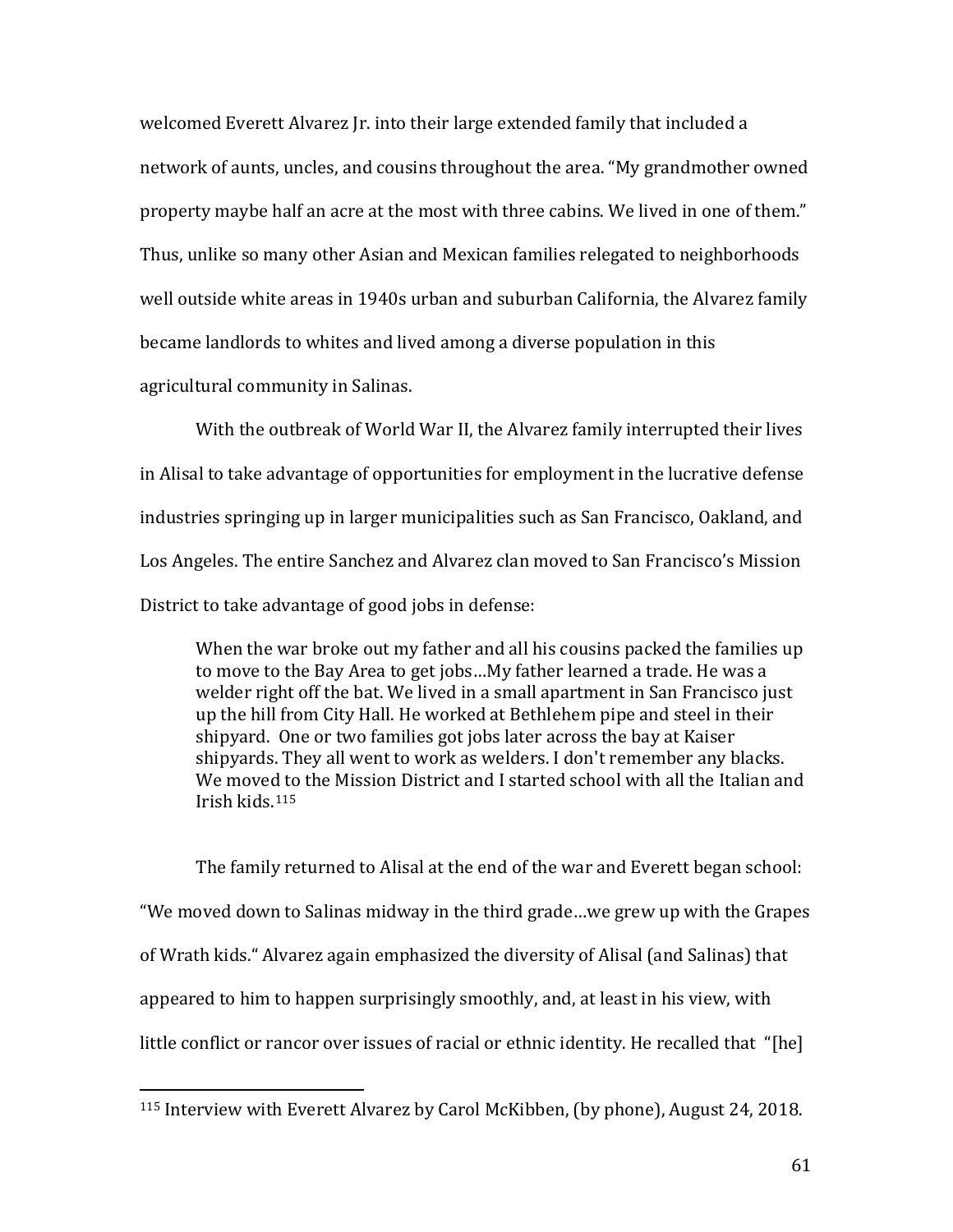welcomed Everett Alvarez Jr. into their large extended family that included a network of aunts, uncles, and cousins throughout the area. "My grandmother owned property maybe half an acre at the most with three cabins. We lived in one of them." Thus, unlike so many other Asian and Mexican families relegated to neighborhoods well outside white areas in 1940s urban and suburban California, the Alvarez family became landlords to whites and lived among a diverse population in this agricultural community in Salinas.

With the outbreak of World War II, the Alvarez family interrupted their lives in Alisal to take advantage of opportunities for employment in the lucrative defense industries springing up in larger municipalities such as San Francisco, Oakland, and Los Angeles. The entire Sanchez and Alvarez clan moved to San Francisco's Mission District to take advantage of good jobs in defense:

> When the war broke out my father and all his cousins packed the families up to move to the Bay Area to get jobs…My father learned a trade. He was a welder right off the bat. We lived in a small apartment in San Francisco just up the hill from City Hall. He worked at Bethlehem pipe and steel in their shipyard. One or two families got jobs later across the bay at Kaiser shipyards. They all went to work as welders. I don't remember any blacks. We moved to the Mission District and I started school with all the Italian and Irish kids.[115]

The family returned to Alisal at the end of the war and Everett began school: "We moved down to Salinas midway in the third grade…we grew up with the Grapes of Wrath kids." Alvarez again emphasized the diversity of Alisal (and Salinas) that appeared to him to happen surprisingly smoothly, and, at least in his view, with little conflict or rancor over issues of racial or ethnic identity. He recalled that "[he]

[115] Interview with Everett Alvarez by Carol McKibben, (by phone), August 24, 2018.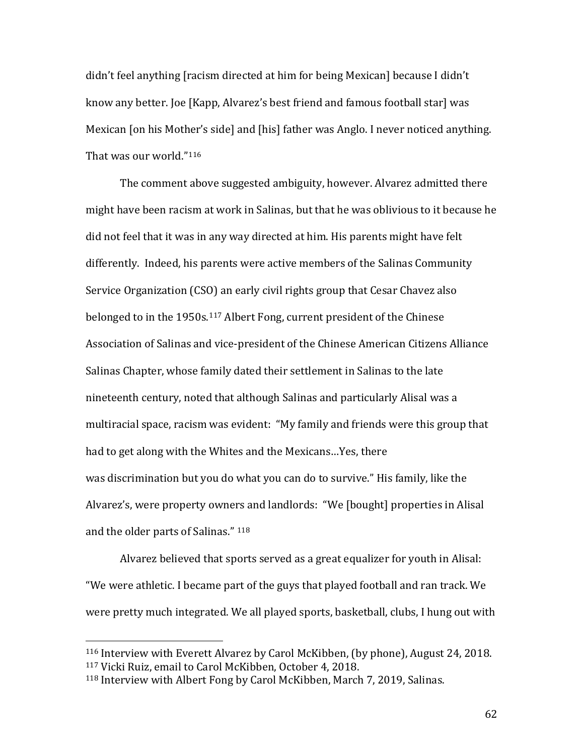didn't feel anything [racism directed at him for being Mexican] because I didn't know any better. Joe [Kapp, Alvarez's best friend and famous football star] was Mexican [on his Mother's side] and [his] father was Anglo. I never noticed anything. That was our world."[116]

The comment above suggested ambiguity, however. Alvarez admitted there might have been racism at work in Salinas, but that he was oblivious to it because he did not feel that it was in any way directed at him. His parents might have felt differently. Indeed, his parents were active members of the Salinas Community Service Organization (CSO) an early civil rights group that Cesar Chavez also belonged to in the 1950s.[117] Albert Fong, current president of the Chinese Association of Salinas and vice-president of the Chinese American Citizens Alliance Salinas Chapter, whose family dated their settlement in Salinas to the late nineteenth century, noted that although Salinas and particularly Alisal was a multiracial space, racism was evident: "My family and friends were this group that had to get along with the Whites and the Mexicans…Yes, there was discrimination but you do what you can do to survive." His family, like the Alvarez's, were property owners and landlords: "We [bought] properties in Alisal and the older parts of Salinas." [118]

Alvarez believed that sports served as a great equalizer for youth in Alisal: "We were athletic. I became part of the guys that played football and ran track. We were pretty much integrated. We all played sports, basketball, clubs, I hung out with

---

[116] Interview with Everett Alvarez by Carol McKibben, (by phone), August 24, 2018.
[117] Vicki Ruiz, email to Carol McKibben, October 4, 2018.
[118] Interview with Albert Fong by Carol McKibben, March 7, 2019, Salinas.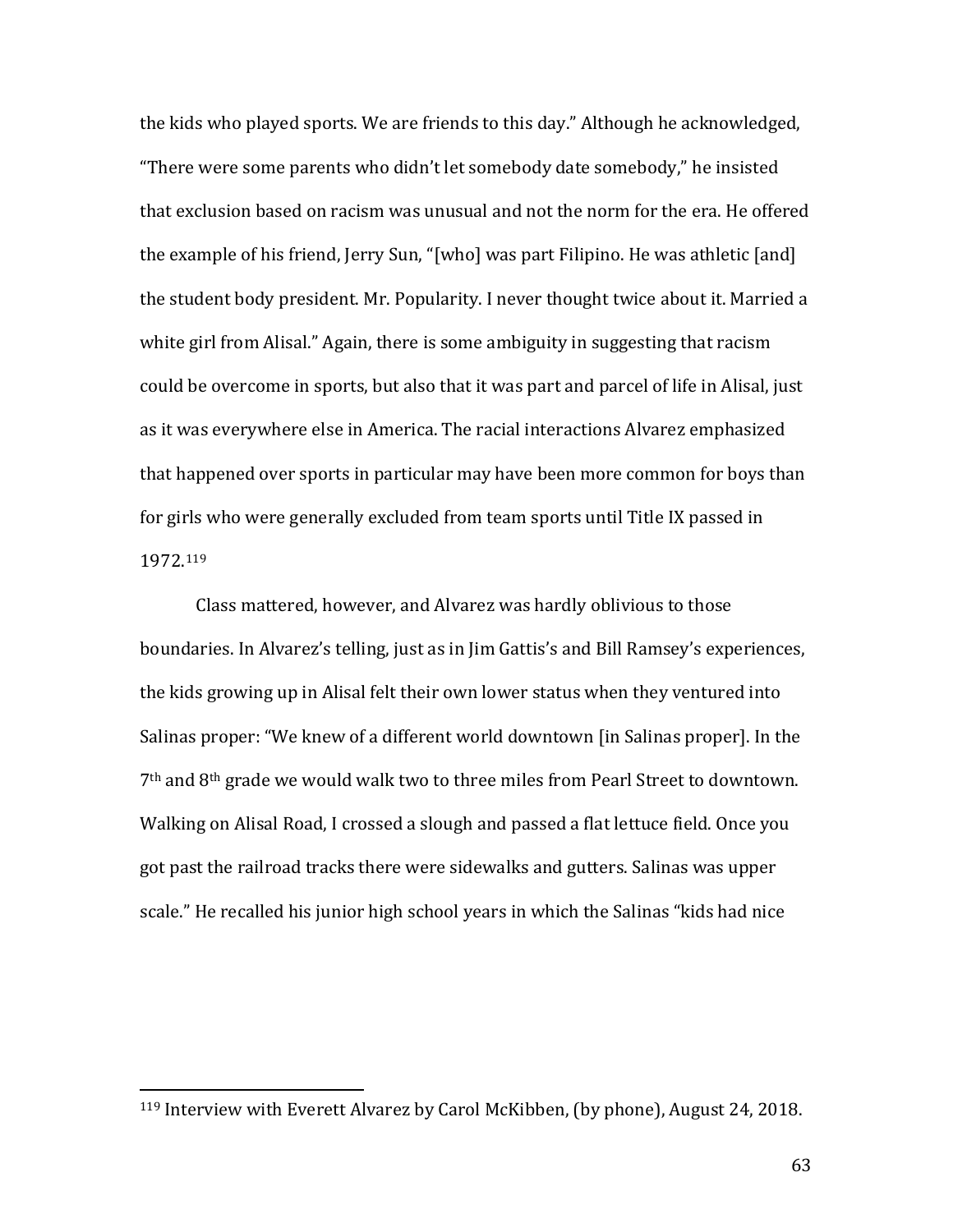the kids who played sports. We are friends to this day." Although he acknowledged, "There were some parents who didn't let somebody date somebody," he insisted that exclusion based on racism was unusual and not the norm for the era. He offered the example of his friend, Jerry Sun, "[who] was part Filipino. He was athletic [and] the student body president. Mr. Popularity. I never thought twice about it. Married a white girl from Alisal." Again, there is some ambiguity in suggesting that racism could be overcome in sports, but also that it was part and parcel of life in Alisal, just as it was everywhere else in America. The racial interactions Alvarez emphasized that happened over sports in particular may have been more common for boys than for girls who were generally excluded from team sports until Title IX passed in 1972.[119]

Class mattered, however, and Alvarez was hardly oblivious to those boundaries. In Alvarez's telling, just as in Jim Gattis's and Bill Ramsey's experiences, the kids growing up in Alisal felt their own lower status when they ventured into Salinas proper: "We knew of a different world downtown [in Salinas proper]. In the 7th and 8th grade we would walk two to three miles from Pearl Street to downtown. Walking on Alisal Road, I crossed a slough and passed a flat lettuce field. Once you got past the railroad tracks there were sidewalks and gutters. Salinas was upper scale." He recalled his junior high school years in which the Salinas "kids had nice

---

[119] Interview with Everett Alvarez by Carol McKibben, (by phone), August 24, 2018.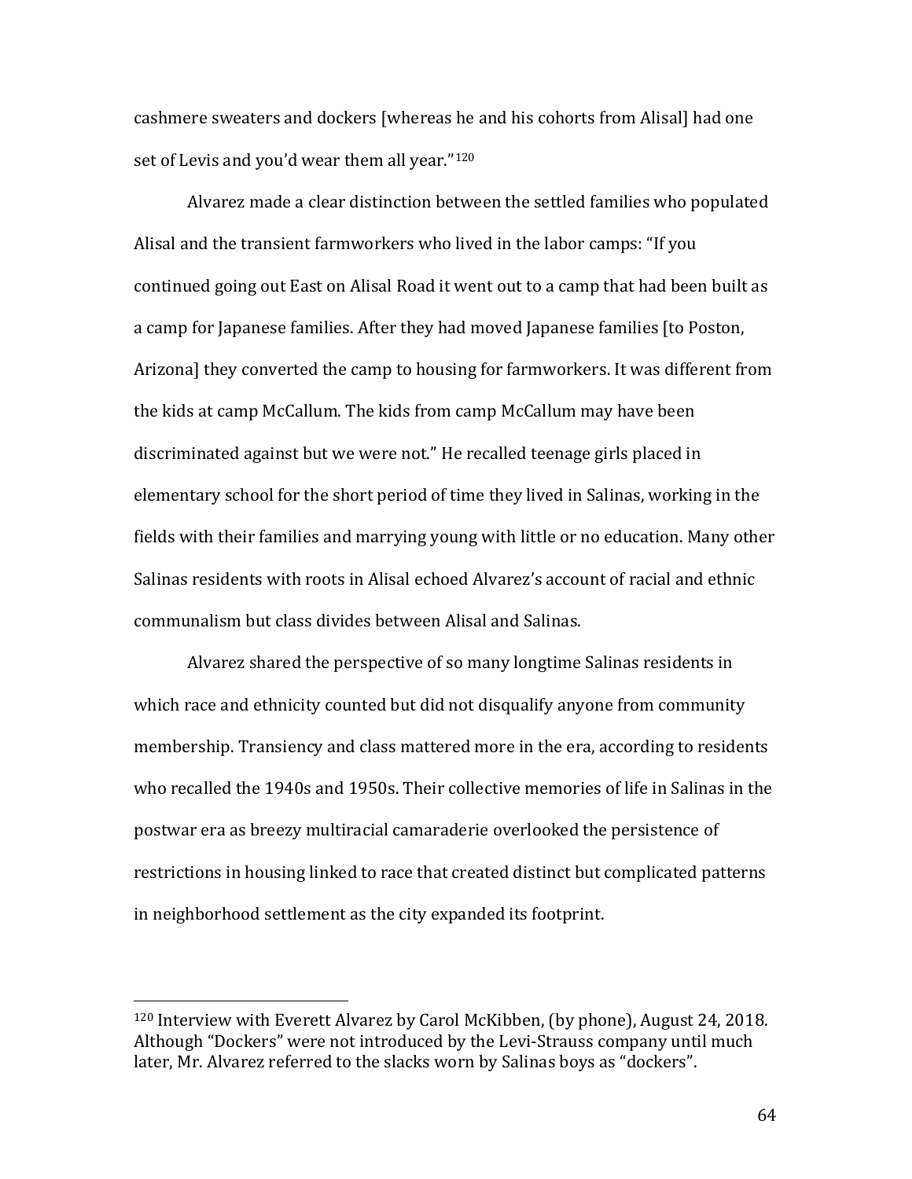cashmere sweaters and dockers [whereas he and his cohorts from Alisal] had one set of Levis and you'd wear them all year."[120]

Alvarez made a clear distinction between the settled families who populated Alisal and the transient farmworkers who lived in the labor camps: "If you continued going out East on Alisal Road it went out to a camp that had been built as a camp for Japanese families. After they had moved Japanese families [to Poston, Arizona] they converted the camp to housing for farmworkers. It was different from the kids at camp McCallum. The kids from camp McCallum may have been discriminated against but we were not." He recalled teenage girls placed in elementary school for the short period of time they lived in Salinas, working in the fields with their families and marrying young with little or no education. Many other Salinas residents with roots in Alisal echoed Alvarez's account of racial and ethnic communalism but class divides between Alisal and Salinas.

Alvarez shared the perspective of so many longtime Salinas residents in which race and ethnicity counted but did not disqualify anyone from community membership. Transiency and class mattered more in the era, according to residents who recalled the 1940s and 1950s. Their collective memories of life in Salinas in the postwar era as breezy multiracial camaraderie overlooked the persistence of restrictions in housing linked to race that created distinct but complicated patterns in neighborhood settlement as the city expanded its footprint.

---

[120] Interview with Everett Alvarez by Carol McKibben, (by phone), August 24, 2018. Although "Dockers" were not introduced by the Levi-Strauss company until much later, Mr. Alvarez referred to the slacks worn by Salinas boys as "dockers".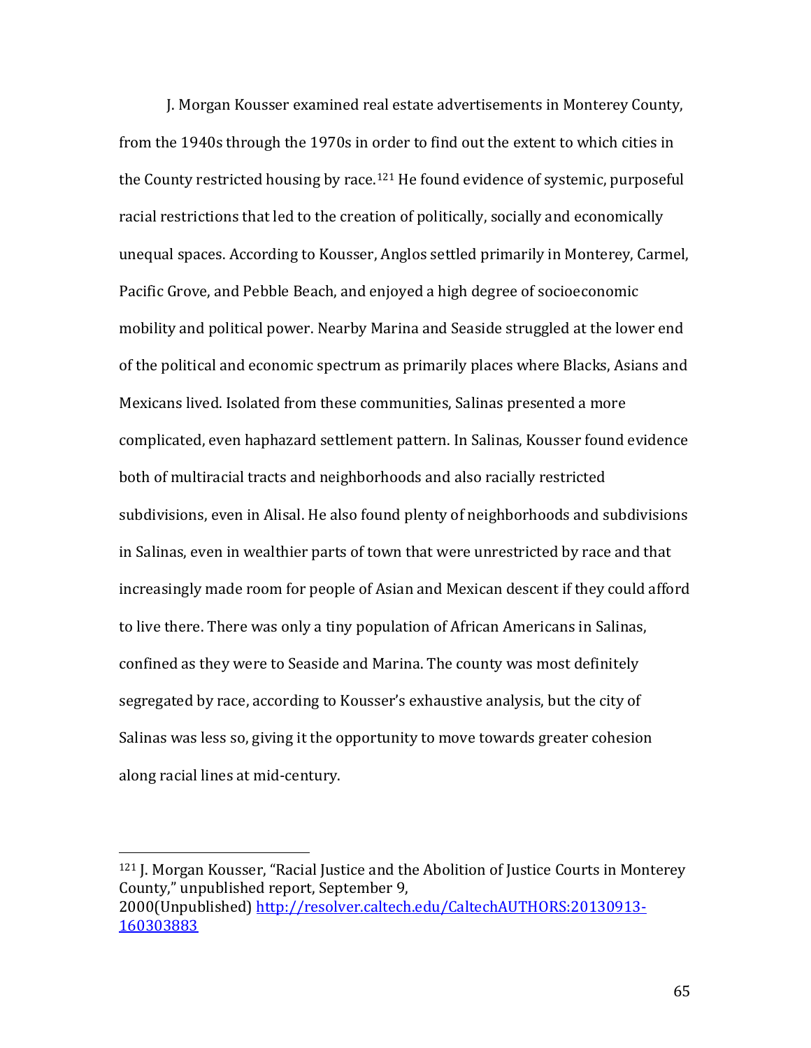J. Morgan Kousser examined real estate advertisements in Monterey County, from the 1940s through the 1970s in order to find out the extent to which cities in the County restricted housing by race.[121] He found evidence of systemic, purposeful racial restrictions that led to the creation of politically, socially and economically unequal spaces. According to Kousser, Anglos settled primarily in Monterey, Carmel, Pacific Grove, and Pebble Beach, and enjoyed a high degree of socioeconomic mobility and political power. Nearby Marina and Seaside struggled at the lower end of the political and economic spectrum as primarily places where Blacks, Asians and Mexicans lived. Isolated from these communities, Salinas presented a more complicated, even haphazard settlement pattern. In Salinas, Kousser found evidence both of multiracial tracts and neighborhoods and also racially restricted subdivisions, even in Alisal. He also found plenty of neighborhoods and subdivisions in Salinas, even in wealthier parts of town that were unrestricted by race and that increasingly made room for people of Asian and Mexican descent if they could afford to live there. There was only a tiny population of African Americans in Salinas, confined as they were to Seaside and Marina. The county was most definitely segregated by race, according to Kousser's exhaustive analysis, but the city of Salinas was less so, giving it the opportunity to move towards greater cohesion along racial lines at mid-century.

---

[121] J. Morgan Kousser, "Racial Justice and the Abolition of Justice Courts in Monterey County," unpublished report, September 9, 2000(Unpublished) http://resolver.caltech.edu/CaltechAUTHORS:20130913-160303883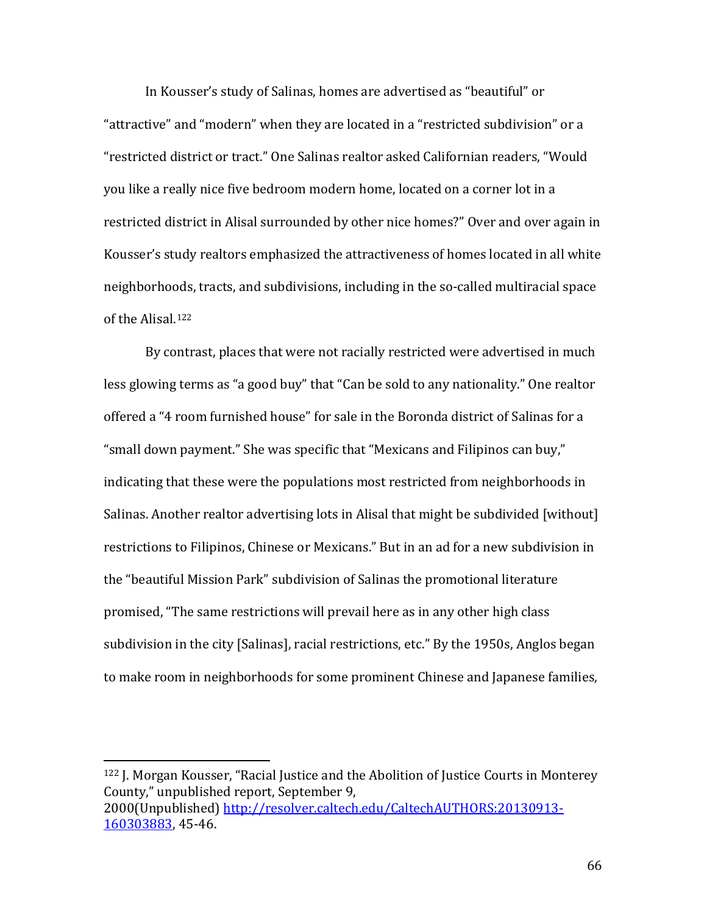In Kousser's study of Salinas, homes are advertised as "beautiful" or "attractive" and "modern" when they are located in a "restricted subdivision" or a "restricted district or tract." One Salinas realtor asked Californian readers, "Would you like a really nice five bedroom modern home, located on a corner lot in a restricted district in Alisal surrounded by other nice homes?" Over and over again in Kousser's study realtors emphasized the attractiveness of homes located in all white neighborhoods, tracts, and subdivisions, including in the so-called multiracial space of the Alisal.[122]

By contrast, places that were not racially restricted were advertised in much less glowing terms as "a good buy" that "Can be sold to any nationality." One realtor offered a "4 room furnished house" for sale in the Boronda district of Salinas for a "small down payment." She was specific that "Mexicans and Filipinos can buy," indicating that these were the populations most restricted from neighborhoods in Salinas. Another realtor advertising lots in Alisal that might be subdivided [without] restrictions to Filipinos, Chinese or Mexicans." But in an ad for a new subdivision in the "beautiful Mission Park" subdivision of Salinas the promotional literature promised, "The same restrictions will prevail here as in any other high class subdivision in the city [Salinas], racial restrictions, etc." By the 1950s, Anglos began to make room in neighborhoods for some prominent Chinese and Japanese families,

---

[122] J. Morgan Kousser, "Racial Justice and the Abolition of Justice Courts in Monterey County," unpublished report, September 9, 2000(Unpublished) [http://resolver.caltech.edu/CaltechAUTHORS:20130913-160303883](http://resolver.caltech.edu/CaltechAUTHORS:20130913-160303883), 45-46.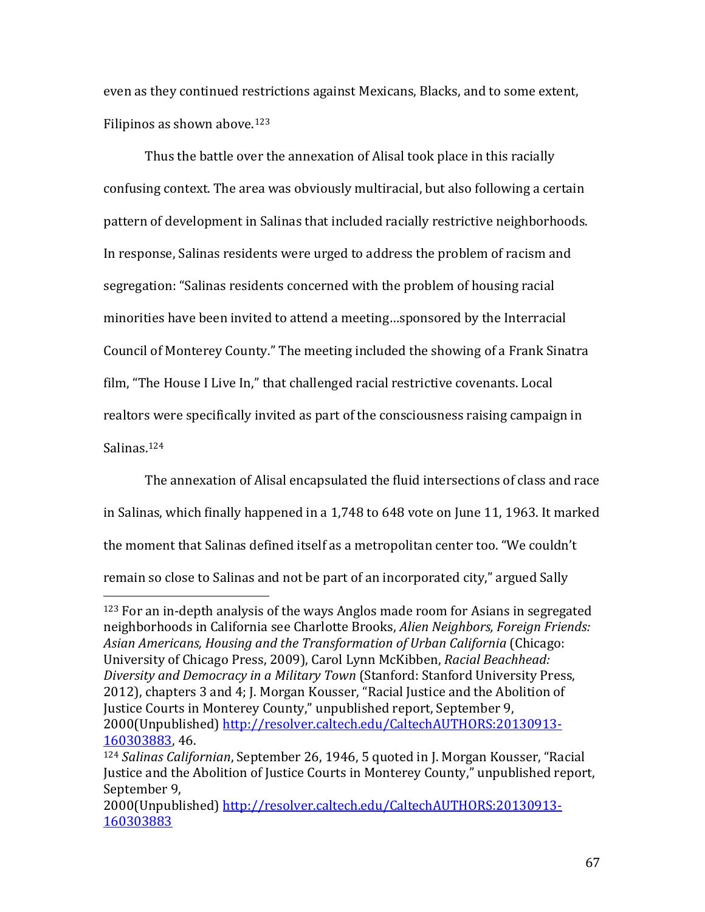even as they continued restrictions against Mexicans, Blacks, and to some extent, Filipinos as shown above.[123]

Thus the battle over the annexation of Alisal took place in this racially confusing context. The area was obviously multiracial, but also following a certain pattern of development in Salinas that included racially restrictive neighborhoods. In response, Salinas residents were urged to address the problem of racism and segregation: "Salinas residents concerned with the problem of housing racial minorities have been invited to attend a meeting…sponsored by the Interracial Council of Monterey County." The meeting included the showing of a Frank Sinatra film, "The House I Live In," that challenged racial restrictive covenants. Local realtors were specifically invited as part of the consciousness raising campaign in Salinas.[124]

The annexation of Alisal encapsulated the fluid intersections of class and race in Salinas, which finally happened in a 1,748 to 648 vote on June 11, 1963. It marked the moment that Salinas defined itself as a metropolitan center too. "We couldn't remain so close to Salinas and not be part of an incorporated city," argued Sally

---

[123] For an in-depth analysis of the ways Anglos made room for Asians in segregated neighborhoods in California see Charlotte Brooks, *Alien Neighbors, Foreign Friends: Asian Americans, Housing and the Transformation of Urban California* (Chicago: University of Chicago Press, 2009), Carol Lynn McKibben, *Racial Beachhead: Diversity and Democracy in a Military Town* (Stanford: Stanford University Press, 2012), chapters 3 and 4; J. Morgan Kousser, "Racial Justice and the Abolition of Justice Courts in Monterey County," unpublished report, September 9, 2000(Unpublished) http://resolver.caltech.edu/CaltechAUTHORS:20130913-160303883, 46.

[124] *Salinas Californian*, September 26, 1946, 5 quoted in J. Morgan Kousser, "Racial Justice and the Abolition of Justice Courts in Monterey County," unpublished report, September 9, 2000(Unpublished) http://resolver.caltech.edu/CaltechAUTHORS:20130913-160303883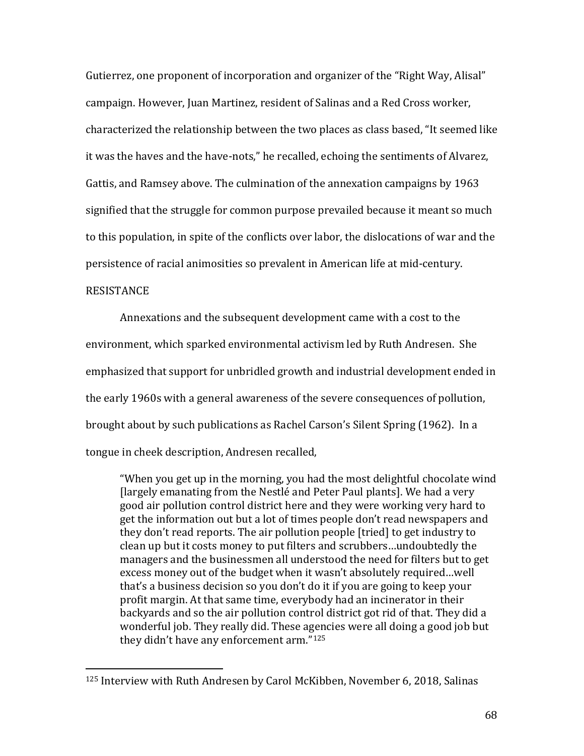Gutierrez, one proponent of incorporation and organizer of the "Right Way, Alisal" campaign. However, Juan Martinez, resident of Salinas and a Red Cross worker, characterized the relationship between the two places as class based, "It seemed like it was the haves and the have-nots," he recalled, echoing the sentiments of Alvarez, Gattis, and Ramsey above. The culmination of the annexation campaigns by 1963 signified that the struggle for common purpose prevailed because it meant so much to this population, in spite of the conflicts over labor, the dislocations of war and the persistence of racial animosities so prevalent in American life at mid-century.

RESISTANCE

Annexations and the subsequent development came with a cost to the environment, which sparked environmental activism led by Ruth Andresen. She emphasized that support for unbridled growth and industrial development ended in the early 1960s with a general awareness of the severe consequences of pollution, brought about by such publications as Rachel Carson's Silent Spring (1962). In a tongue in cheek description, Andresen recalled,

> "When you get up in the morning, you had the most delightful chocolate wind [largely emanating from the Nestlé and Peter Paul plants]. We had a very good air pollution control district here and they were working very hard to get the information out but a lot of times people don't read newspapers and they don't read reports. The air pollution people [tried] to get industry to clean up but it costs money to put filters and scrubbers…undoubtedly the managers and the businessmen all understood the need for filters but to get excess money out of the budget when it wasn't absolutely required…well that's a business decision so you don't do it if you are going to keep your profit margin. At that same time, everybody had an incinerator in their backyards and so the air pollution control district got rid of that. They did a wonderful job. They really did. These agencies were all doing a good job but they didn't have any enforcement arm."[125]

---

[125] Interview with Ruth Andresen by Carol McKibben, November 6, 2018, Salinas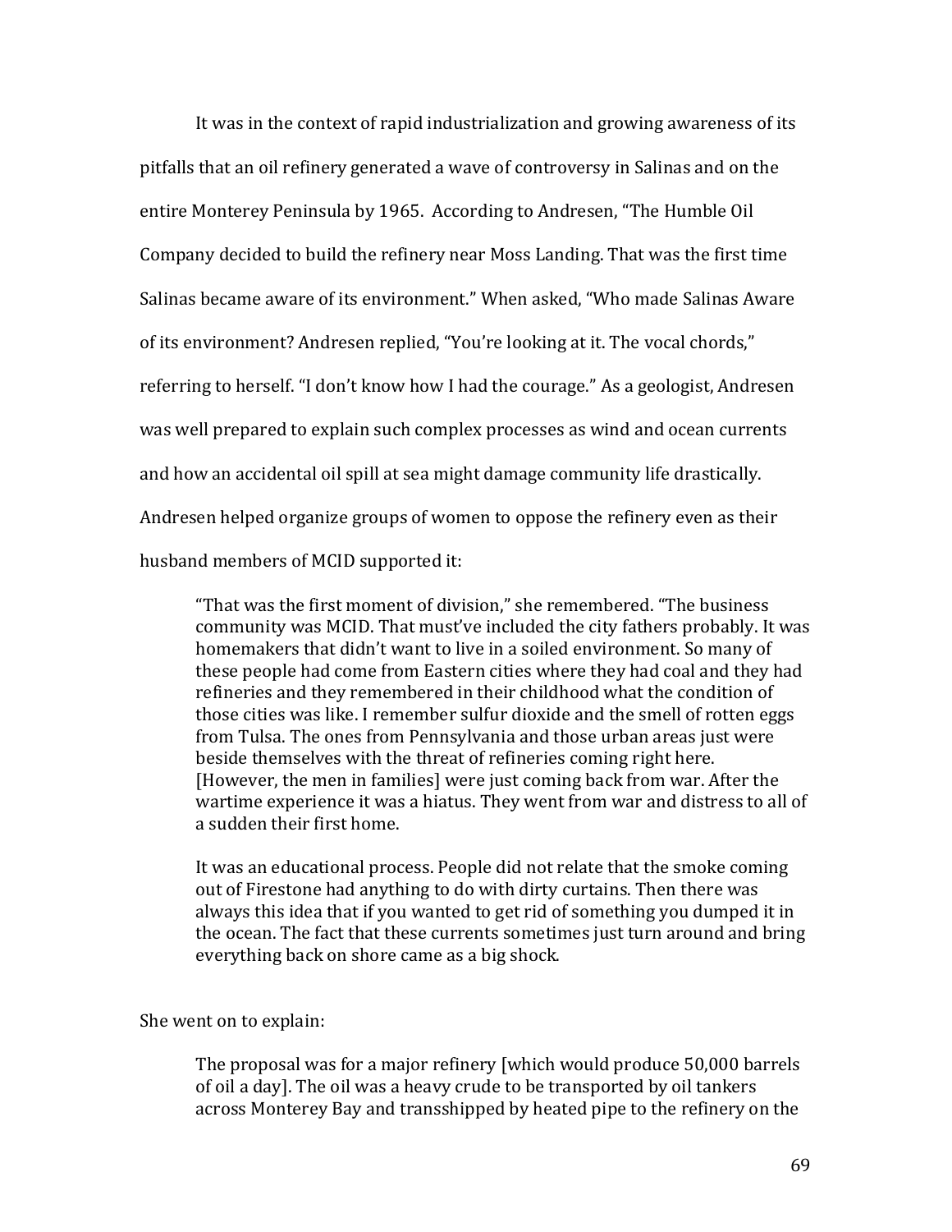It was in the context of rapid industrialization and growing awareness of its pitfalls that an oil refinery generated a wave of controversy in Salinas and on the entire Monterey Peninsula by 1965. According to Andresen, "The Humble Oil Company decided to build the refinery near Moss Landing. That was the first time Salinas became aware of its environment." When asked, "Who made Salinas Aware of its environment? Andresen replied, "You're looking at it. The vocal chords," referring to herself. "I don't know how I had the courage." As a geologist, Andresen was well prepared to explain such complex processes as wind and ocean currents and how an accidental oil spill at sea might damage community life drastically. Andresen helped organize groups of women to oppose the refinery even as their husband members of MCID supported it:

> "That was the first moment of division," she remembered. "The business community was MCID. That must've included the city fathers probably. It was homemakers that didn't want to live in a soiled environment. So many of these people had come from Eastern cities where they had coal and they had refineries and they remembered in their childhood what the condition of those cities was like. I remember sulfur dioxide and the smell of rotten eggs from Tulsa. The ones from Pennsylvania and those urban areas just were beside themselves with the threat of refineries coming right here. [However, the men in families] were just coming back from war. After the wartime experience it was a hiatus. They went from war and distress to all of a sudden their first home.
>
> It was an educational process. People did not relate that the smoke coming out of Firestone had anything to do with dirty curtains. Then there was always this idea that if you wanted to get rid of something you dumped it in the ocean. The fact that these currents sometimes just turn around and bring everything back on shore came as a big shock.

She went on to explain:

> The proposal was for a major refinery [which would produce 50,000 barrels of oil a day]. The oil was a heavy crude to be transported by oil tankers across Monterey Bay and transshipped by heated pipe to the refinery on the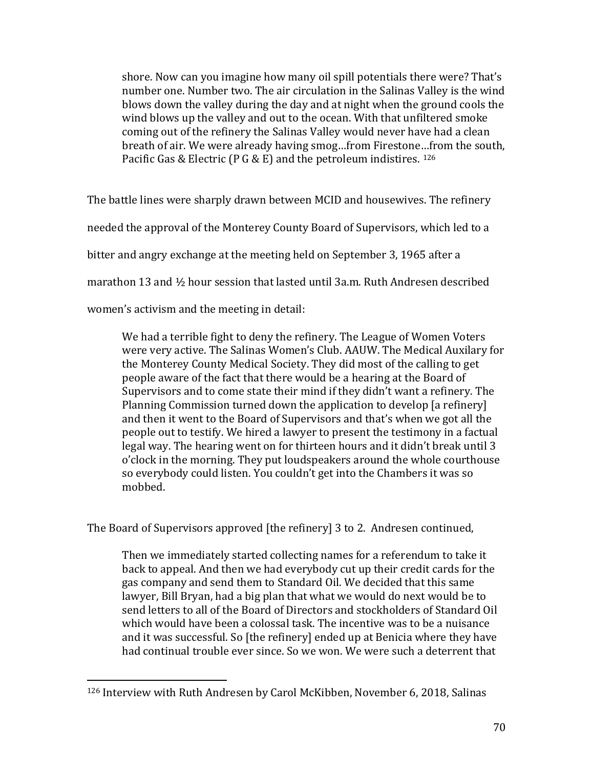> shore. Now can you imagine how many oil spill potentials there were? That's number one. Number two. The air circulation in the Salinas Valley is the wind blows down the valley during the day and at night when the ground cools the wind blows up the valley and out to the ocean. With that unfiltered smoke coming out of the refinery the Salinas Valley would never have had a clean breath of air. We were already having smog…from Firestone…from the south, Pacific Gas & Electric (P G & E) and the petroleum indistires. [126]

The battle lines were sharply drawn between MCID and housewives. The refinery needed the approval of the Monterey County Board of Supervisors, which led to a bitter and angry exchange at the meeting held on September 3, 1965 after a marathon 13 and ½ hour session that lasted until 3a.m. Ruth Andresen described women's activism and the meeting in detail:

> We had a terrible fight to deny the refinery. The League of Women Voters were very active. The Salinas Women's Club. AAUW. The Medical Auxilary for the Monterey County Medical Society. They did most of the calling to get people aware of the fact that there would be a hearing at the Board of Supervisors and to come state their mind if they didn't want a refinery. The Planning Commission turned down the application to develop [a refinery] and then it went to the Board of Supervisors and that's when we got all the people out to testify. We hired a lawyer to present the testimony in a factual legal way. The hearing went on for thirteen hours and it didn't break until 3 o'clock in the morning. They put loudspeakers around the whole courthouse so everybody could listen. You couldn't get into the Chambers it was so mobbed.

The Board of Supervisors approved [the refinery] 3 to 2. Andresen continued,

> Then we immediately started collecting names for a referendum to take it back to appeal. And then we had everybody cut up their credit cards for the gas company and send them to Standard Oil. We decided that this same lawyer, Bill Bryan, had a big plan that what we would do next would be to send letters to all of the Board of Directors and stockholders of Standard Oil which would have been a colossal task. The incentive was to be a nuisance and it was successful. So [the refinery] ended up at Benicia where they have had continual trouble ever since. So we won. We were such a deterrent that

---

[126] Interview with Ruth Andresen by Carol McKibben, November 6, 2018, Salinas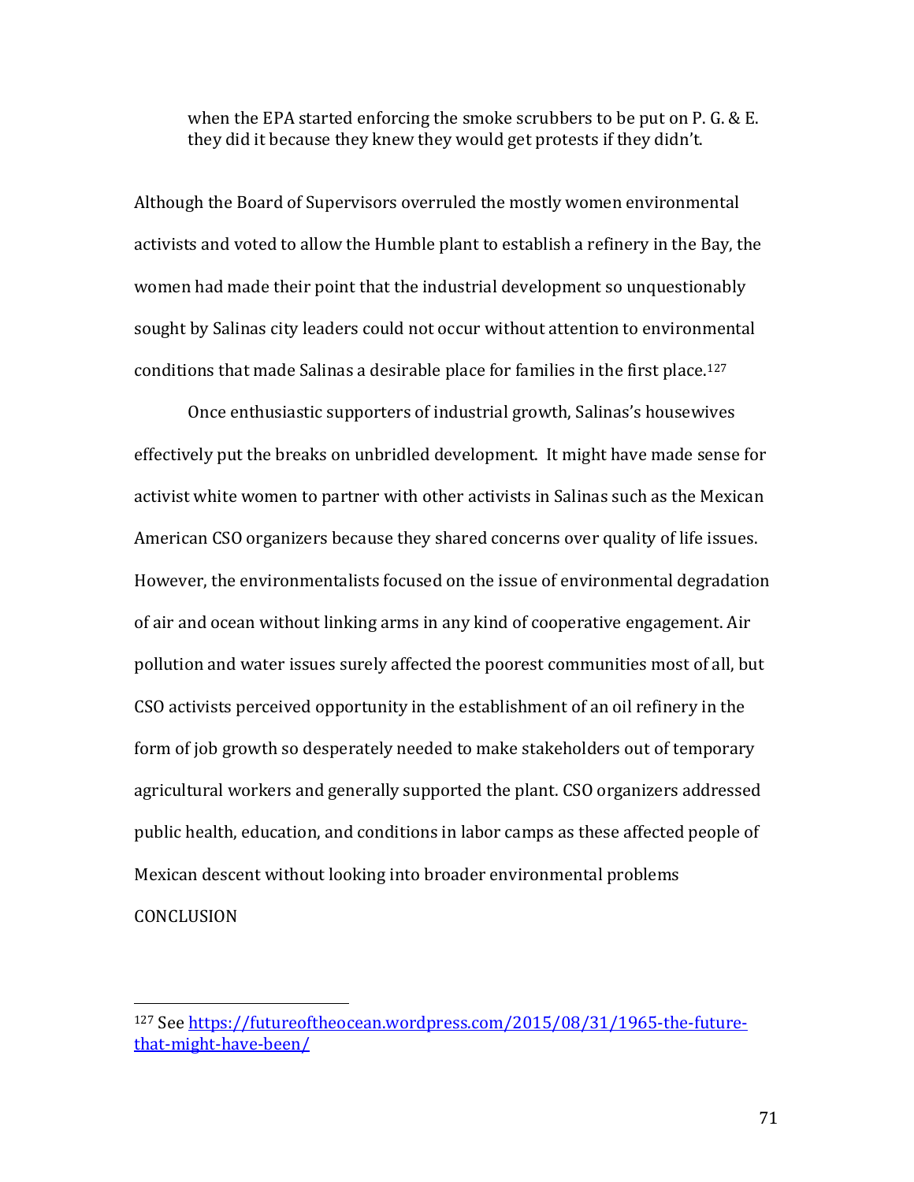> when the EPA started enforcing the smoke scrubbers to be put on P. G. & E. they did it because they knew they would get protests if they didn't.

Although the Board of Supervisors overruled the mostly women environmental activists and voted to allow the Humble plant to establish a refinery in the Bay, the women had made their point that the industrial development so unquestionably sought by Salinas city leaders could not occur without attention to environmental conditions that made Salinas a desirable place for families in the first place.[127]

Once enthusiastic supporters of industrial growth, Salinas's housewives effectively put the breaks on unbridled development. It might have made sense for activist white women to partner with other activists in Salinas such as the Mexican American CSO organizers because they shared concerns over quality of life issues. However, the environmentalists focused on the issue of environmental degradation of air and ocean without linking arms in any kind of cooperative engagement. Air pollution and water issues surely affected the poorest communities most of all, but CSO activists perceived opportunity in the establishment of an oil refinery in the form of job growth so desperately needed to make stakeholders out of temporary agricultural workers and generally supported the plant. CSO organizers addressed public health, education, and conditions in labor camps as these affected people of Mexican descent without looking into broader environmental problems

CONCLUSION

---

[127] See https://futureoftheocean.wordpress.com/2015/08/31/1965-the-future-that-might-have-been/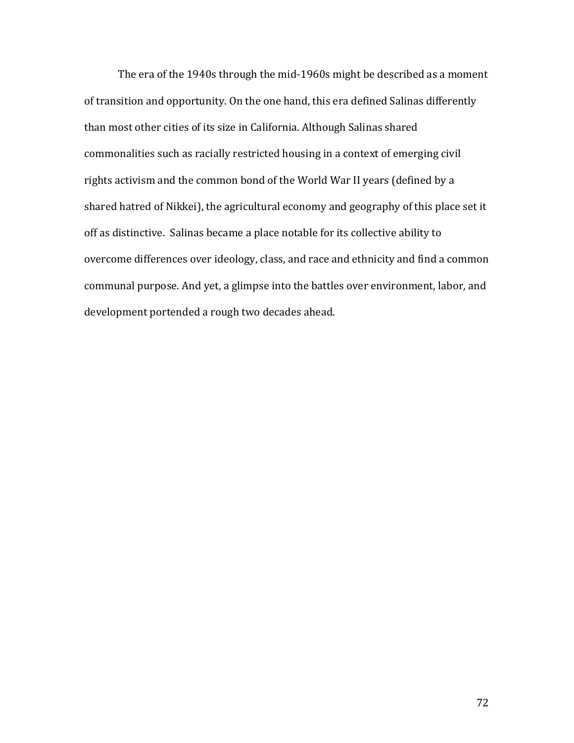The era of the 1940s through the mid-1960s might be described as a moment of transition and opportunity. On the one hand, this era defined Salinas differently than most other cities of its size in California. Although Salinas shared commonalities such as racially restricted housing in a context of emerging civil rights activism and the common bond of the World War II years (defined by a shared hatred of Nikkei), the agricultural economy and geography of this place set it off as distinctive. Salinas became a place notable for its collective ability to overcome differences over ideology, class, and race and ethnicity and find a common communal purpose. And yet, a glimpse into the battles over environment, labor, and development portended a rough two decades ahead.